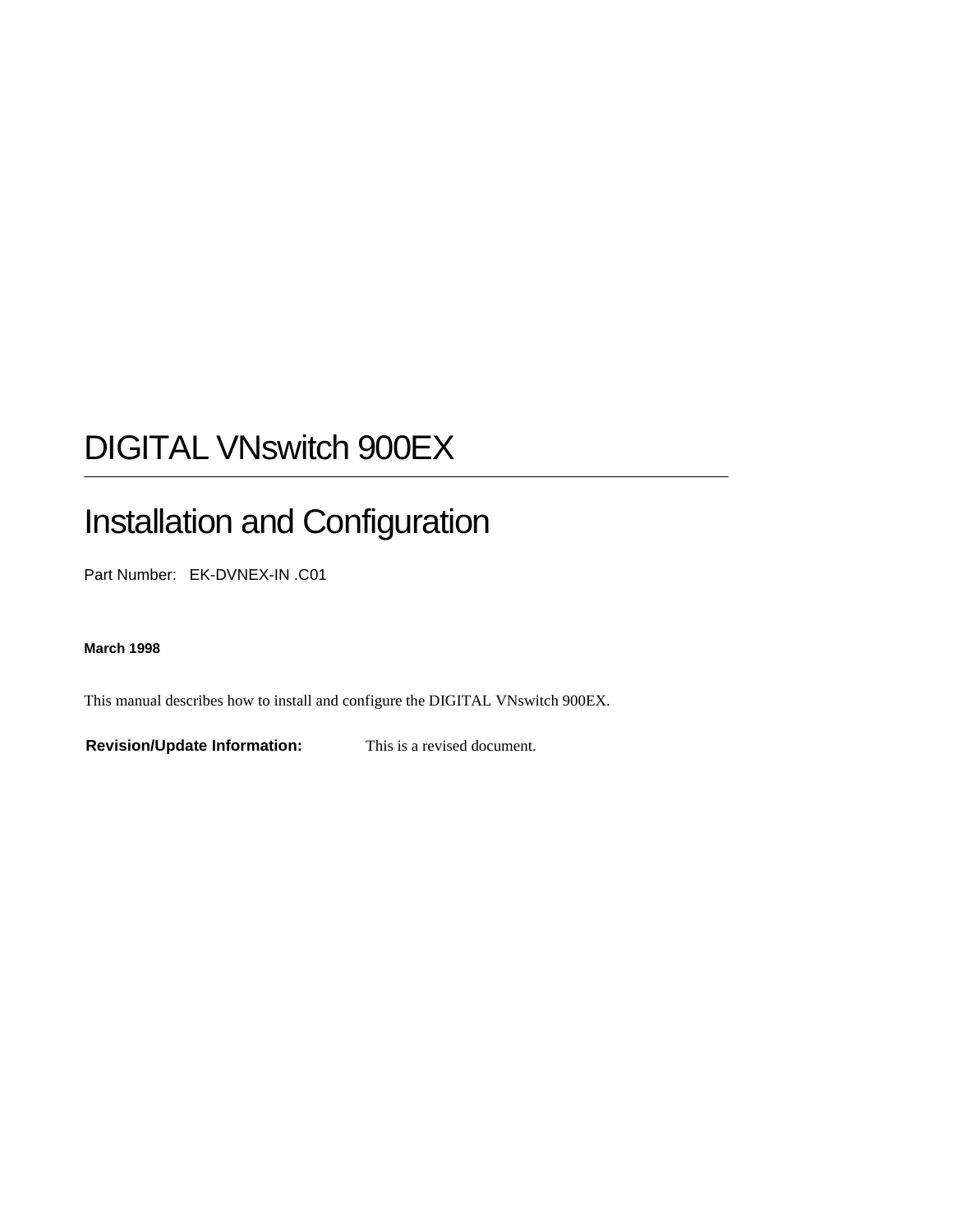# DIGITAL VNswitch 900EX

---

# Installation and Configuration

Part Number: EK-DVNEX-IN .C01

**March 1998**

This manual describes how to install and configure the DIGITAL VNswitch 900EX.

**Revision/Update Information:** This is a revised document.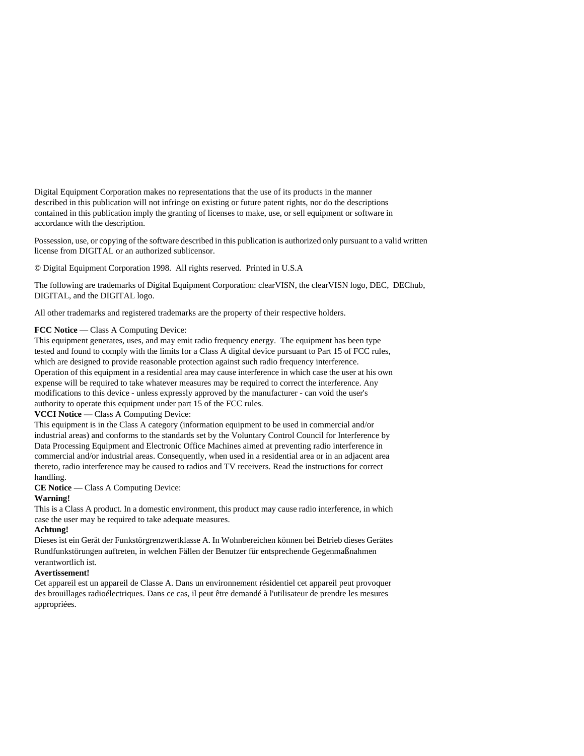Digital Equipment Corporation makes no representations that the use of its products in the manner described in this publication will not infringe on existing or future patent rights, nor do the descriptions contained in this publication imply the granting of licenses to make, use, or sell equipment or software in accordance with the description.

Possession, use, or copying of the software described in this publication is authorized only pursuant to a valid written license from DIGITAL or an authorized sublicensor.

© Digital Equipment Corporation 1998.  All rights reserved.  Printed in U.S.A

The following are trademarks of Digital Equipment Corporation: clearVISN, the clearVISN logo, DEC,  DEChub, DIGITAL, and the DIGITAL logo.

All other trademarks and registered trademarks are the property of their respective holders.

**FCC Notice** — Class A Computing Device:
This equipment generates, uses, and may emit radio frequency energy.  The equipment has been type tested and found to comply with the limits for a Class A digital device pursuant to Part 15 of FCC rules, which are designed to provide reasonable protection against such radio frequency interference. Operation of this equipment in a residential area may cause interference in which case the user at his own expense will be required to take whatever measures may be required to correct the interference. Any modifications to this device - unless expressly approved by the manufacturer - can void the user's authority to operate this equipment under part 15 of the FCC rules.
**VCCI Notice** — Class A Computing Device:
This equipment is in the Class A category (information equipment to be used in commercial and/or industrial areas) and conforms to the standards set by the Voluntary Control Council for Interference by Data Processing Equipment and Electronic Office Machines aimed at preventing radio interference in commercial and/or industrial areas. Consequently, when used in a residential area or in an adjacent area thereto, radio interference may be caused to radios and TV receivers. Read the instructions for correct handling.
**CE Notice** — Class A Computing Device:
**Warning!**
This is a Class A product. In a domestic environment, this product may cause radio interference, in which case the user may be required to take adequate measures.
**Achtung!**
Dieses ist ein Gerät der Funkstörgrenzwertklasse A. In Wohnbereichen können bei Betrieb dieses Gerätes Rundfunkstörungen auftreten, in welchen Fällen der Benutzer für entsprechende Gegenmaßnahmen verantwortlich ist.
**Avertissement!**
Cet appareil est un appareil de Classe A. Dans un environnement résidentiel cet appareil peut provoquer des brouillages radioélectriques. Dans ce cas, il peut être demandé à l'utilisateur de prendre les mesures appropriées.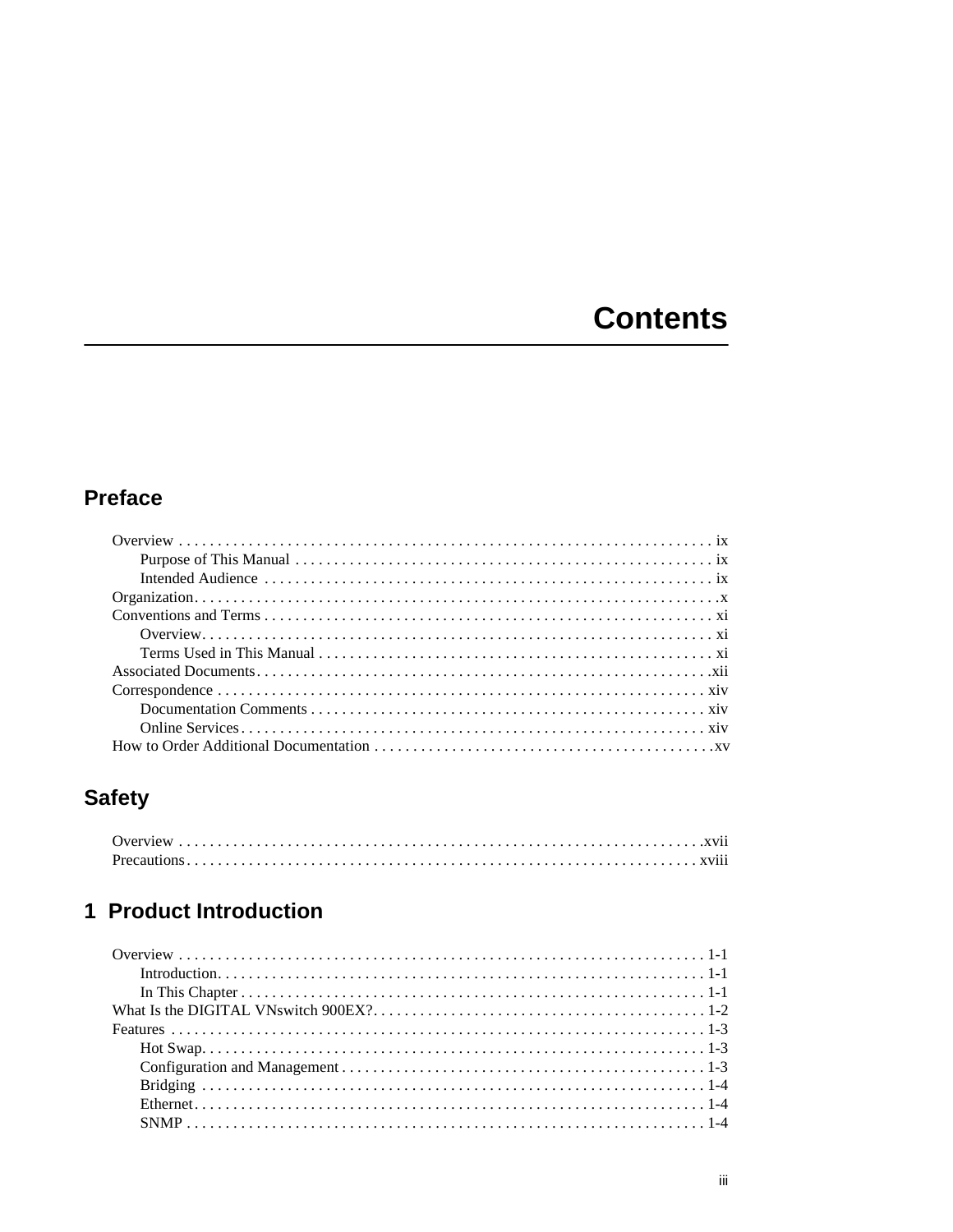# Contents

## Preface

Overview . . . . . . . . . . . . . . . . . . . . . . . . . . . . . . . . . . . . . . . . . . . . . . . . . . . . . . . . . . . . . . . . . . . . . . ix
    Purpose of This Manual . . . . . . . . . . . . . . . . . . . . . . . . . . . . . . . . . . . . . . . . . . . . . . . . . . . . . . ix
    Intended Audience . . . . . . . . . . . . . . . . . . . . . . . . . . . . . . . . . . . . . . . . . . . . . . . . . . . . . . . . . ix
Organization. . . . . . . . . . . . . . . . . . . . . . . . . . . . . . . . . . . . . . . . . . . . . . . . . . . . . . . . . . . . . . . . . . . .x
Conventions and Terms . . . . . . . . . . . . . . . . . . . . . . . . . . . . . . . . . . . . . . . . . . . . . . . . . . . . . . . . . . xi
    Overview. . . . . . . . . . . . . . . . . . . . . . . . . . . . . . . . . . . . . . . . . . . . . . . . . . . . . . . . . . . . . . . . . . xi
    Terms Used in This Manual . . . . . . . . . . . . . . . . . . . . . . . . . . . . . . . . . . . . . . . . . . . . . . . . . . . xi
Associated Documents. . . . . . . . . . . . . . . . . . . . . . . . . . . . . . . . . . . . . . . . . . . . . . . . . . . . . . . . . . .xii
Correspondence . . . . . . . . . . . . . . . . . . . . . . . . . . . . . . . . . . . . . . . . . . . . . . . . . . . . . . . . . . . . . . . xiv
    Documentation Comments . . . . . . . . . . . . . . . . . . . . . . . . . . . . . . . . . . . . . . . . . . . . . . . . . . . xiv
    Online Services . . . . . . . . . . . . . . . . . . . . . . . . . . . . . . . . . . . . . . . . . . . . . . . . . . . . . . . . . . . . xiv
How to Order Additional Documentation . . . . . . . . . . . . . . . . . . . . . . . . . . . . . . . . . . . . . . . . . . . .xv

## Safety

Overview . . . . . . . . . . . . . . . . . . . . . . . . . . . . . . . . . . . . . . . . . . . . . . . . . . . . . . . . . . . . . . . . . . . . .xvii
Precautions. . . . . . . . . . . . . . . . . . . . . . . . . . . . . . . . . . . . . . . . . . . . . . . . . . . . . . . . . . . . . . . . . . . xviii

## 1 Product Introduction

Overview . . . . . . . . . . . . . . . . . . . . . . . . . . . . . . . . . . . . . . . . . . . . . . . . . . . . . . . . . . . . . . . . . . . . 1-1
    Introduction. . . . . . . . . . . . . . . . . . . . . . . . . . . . . . . . . . . . . . . . . . . . . . . . . . . . . . . . . . . . . . . . 1-1
    In This Chapter . . . . . . . . . . . . . . . . . . . . . . . . . . . . . . . . . . . . . . . . . . . . . . . . . . . . . . . . . . . . . 1-1
What Is the DIGITAL VNswitch 900EX?. . . . . . . . . . . . . . . . . . . . . . . . . . . . . . . . . . . . . . . . . . . . 1-2
Features . . . . . . . . . . . . . . . . . . . . . . . . . . . . . . . . . . . . . . . . . . . . . . . . . . . . . . . . . . . . . . . . . . . . . 1-3
    Hot Swap. . . . . . . . . . . . . . . . . . . . . . . . . . . . . . . . . . . . . . . . . . . . . . . . . . . . . . . . . . . . . . . . . . 1-3
    Configuration and Management . . . . . . . . . . . . . . . . . . . . . . . . . . . . . . . . . . . . . . . . . . . . . . . 1-3
    Bridging . . . . . . . . . . . . . . . . . . . . . . . . . . . . . . . . . . . . . . . . . . . . . . . . . . . . . . . . . . . . . . . . . . 1-4
    Ethernet. . . . . . . . . . . . . . . . . . . . . . . . . . . . . . . . . . . . . . . . . . . . . . . . . . . . . . . . . . . . . . . . . . . 1-4
    SNMP . . . . . . . . . . . . . . . . . . . . . . . . . . . . . . . . . . . . . . . . . . . . . . . . . . . . . . . . . . . . . . . . . . . . 1-4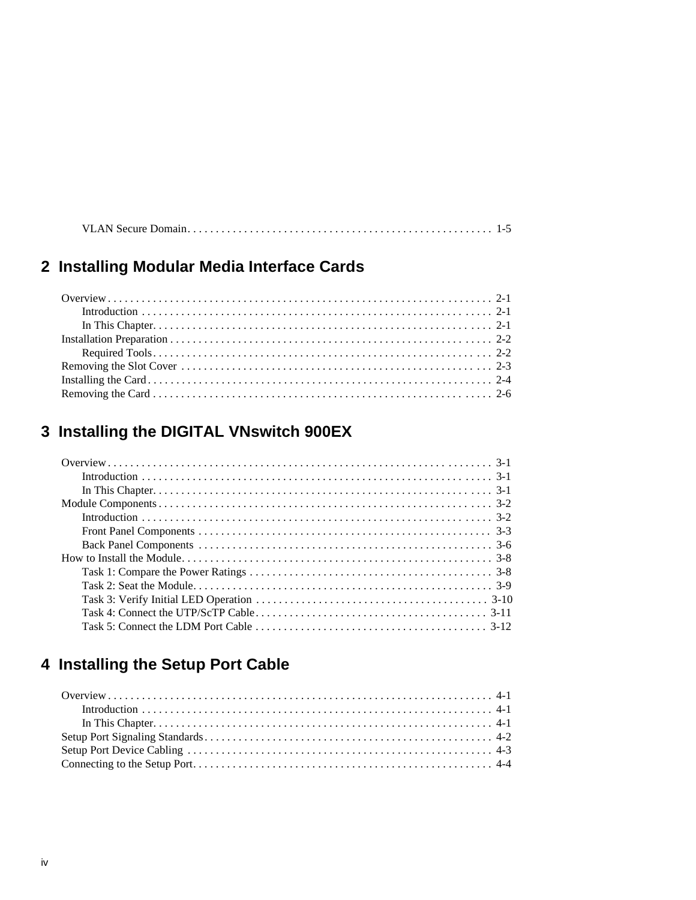VLAN Secure Domain. . . . . . . . . . . . . . . . . . . . . . . . . . . . . . . . . . . . . . . . . . . . . . . . . . . . . . 1-5

## 2 Installing Modular Media Interface Cards

Overview . . . . . . . . . . . . . . . . . . . . . . . . . . . . . . . . . . . . . . . . . . . . . . . . . . . . . . . . . . . . . . . . . . . . 2-1
Introduction . . . . . . . . . . . . . . . . . . . . . . . . . . . . . . . . . . . . . . . . . . . . . . . . . . . . . . . . . . . . . . 2-1
In This Chapter. . . . . . . . . . . . . . . . . . . . . . . . . . . . . . . . . . . . . . . . . . . . . . . . . . . . . . . . . . . . 2-1
Installation Preparation . . . . . . . . . . . . . . . . . . . . . . . . . . . . . . . . . . . . . . . . . . . . . . . . . . . . . . . . . 2-2
Required Tools. . . . . . . . . . . . . . . . . . . . . . . . . . . . . . . . . . . . . . . . . . . . . . . . . . . . . . . . . . . . . 2-2
Removing the Slot Cover . . . . . . . . . . . . . . . . . . . . . . . . . . . . . . . . . . . . . . . . . . . . . . . . . . . . . . . 2-3
Installing the Card . . . . . . . . . . . . . . . . . . . . . . . . . . . . . . . . . . . . . . . . . . . . . . . . . . . . . . . . . . . . . 2-4
Removing the Card . . . . . . . . . . . . . . . . . . . . . . . . . . . . . . . . . . . . . . . . . . . . . . . . . . . . . . . . . . . . 2-6

## 3 Installing the DIGITAL VNswitch 900EX

Overview . . . . . . . . . . . . . . . . . . . . . . . . . . . . . . . . . . . . . . . . . . . . . . . . . . . . . . . . . . . . . . . . . . . . 3-1
Introduction . . . . . . . . . . . . . . . . . . . . . . . . . . . . . . . . . . . . . . . . . . . . . . . . . . . . . . . . . . . . . . 3-1
In This Chapter. . . . . . . . . . . . . . . . . . . . . . . . . . . . . . . . . . . . . . . . . . . . . . . . . . . . . . . . . . . . 3-1
Module Components . . . . . . . . . . . . . . . . . . . . . . . . . . . . . . . . . . . . . . . . . . . . . . . . . . . . . . . . . . . 3-2
Introduction . . . . . . . . . . . . . . . . . . . . . . . . . . . . . . . . . . . . . . . . . . . . . . . . . . . . . . . . . . . . . . 3-2
Front Panel Components . . . . . . . . . . . . . . . . . . . . . . . . . . . . . . . . . . . . . . . . . . . . . . . . . . . . 3-3
Back Panel Components . . . . . . . . . . . . . . . . . . . . . . . . . . . . . . . . . . . . . . . . . . . . . . . . . . . . 3-6
How to Install the Module. . . . . . . . . . . . . . . . . . . . . . . . . . . . . . . . . . . . . . . . . . . . . . . . . . . . . . . . 3-8
Task 1: Compare the Power Ratings . . . . . . . . . . . . . . . . . . . . . . . . . . . . . . . . . . . . . . . . . . . 3-8
Task 2: Seat the Module. . . . . . . . . . . . . . . . . . . . . . . . . . . . . . . . . . . . . . . . . . . . . . . . . . . . . 3-9
Task 3: Verify Initial LED Operation . . . . . . . . . . . . . . . . . . . . . . . . . . . . . . . . . . . . . . . . . . 3-10
Task 4: Connect the UTP/ScTP Cable. . . . . . . . . . . . . . . . . . . . . . . . . . . . . . . . . . . . . . . . . . 3-11
Task 5: Connect the LDM Port Cable . . . . . . . . . . . . . . . . . . . . . . . . . . . . . . . . . . . . . . . . . . 3-12

## 4 Installing the Setup Port Cable

Overview . . . . . . . . . . . . . . . . . . . . . . . . . . . . . . . . . . . . . . . . . . . . . . . . . . . . . . . . . . . . . . . . . . . . 4-1
Introduction . . . . . . . . . . . . . . . . . . . . . . . . . . . . . . . . . . . . . . . . . . . . . . . . . . . . . . . . . . . . . . 4-1
In This Chapter. . . . . . . . . . . . . . . . . . . . . . . . . . . . . . . . . . . . . . . . . . . . . . . . . . . . . . . . . . . . 4-1
Setup Port Signaling Standards. . . . . . . . . . . . . . . . . . . . . . . . . . . . . . . . . . . . . . . . . . . . . . . . . . . 4-2
Setup Port Device Cabling . . . . . . . . . . . . . . . . . . . . . . . . . . . . . . . . . . . . . . . . . . . . . . . . . . . . . . 4-3
Connecting to the Setup Port. . . . . . . . . . . . . . . . . . . . . . . . . . . . . . . . . . . . . . . . . . . . . . . . . . . . . 4-4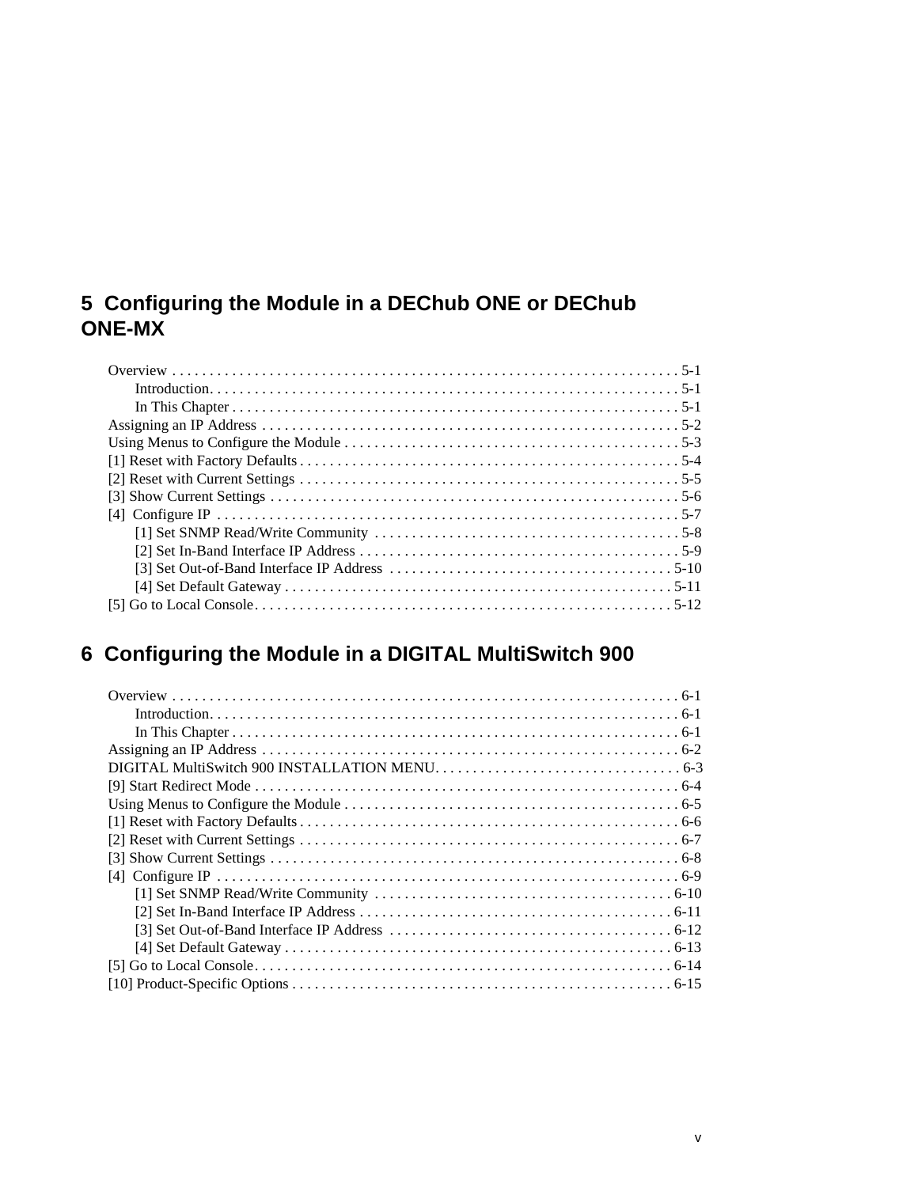## 5 Configuring the Module in a DEChub ONE or DEChub ONE-MX

Overview . . . . . . . . . . . . . . . . . . . . . . . . . . . . . . . . . . . . . . . . . . . . . . . . . . . . . . . . . . . . . . . . . . . . 5-1
- Introduction. . . . . . . . . . . . . . . . . . . . . . . . . . . . . . . . . . . . . . . . . . . . . . . . . . . . . . . . . . . . . . . 5-1
- In This Chapter . . . . . . . . . . . . . . . . . . . . . . . . . . . . . . . . . . . . . . . . . . . . . . . . . . . . . . . . . . . . 5-1

Assigning an IP Address . . . . . . . . . . . . . . . . . . . . . . . . . . . . . . . . . . . . . . . . . . . . . . . . . . . . . . . . 5-2
Using Menus to Configure the Module . . . . . . . . . . . . . . . . . . . . . . . . . . . . . . . . . . . . . . . . . . . . . 5-3
[1] Reset with Factory Defaults . . . . . . . . . . . . . . . . . . . . . . . . . . . . . . . . . . . . . . . . . . . . . . . . . . . 5-4
[2] Reset with Current Settings . . . . . . . . . . . . . . . . . . . . . . . . . . . . . . . . . . . . . . . . . . . . . . . . . . . 5-5
[3] Show Current Settings . . . . . . . . . . . . . . . . . . . . . . . . . . . . . . . . . . . . . . . . . . . . . . . . . . . . . . . 5-6
[4] Configure IP . . . . . . . . . . . . . . . . . . . . . . . . . . . . . . . . . . . . . . . . . . . . . . . . . . . . . . . . . . . . . . 5-7
- [1] Set SNMP Read/Write Community . . . . . . . . . . . . . . . . . . . . . . . . . . . . . . . . . . . . . . . . . 5-8
- [2] Set In-Band Interface IP Address . . . . . . . . . . . . . . . . . . . . . . . . . . . . . . . . . . . . . . . . . . . 5-9
- [3] Set Out-of-Band Interface IP Address . . . . . . . . . . . . . . . . . . . . . . . . . . . . . . . . . . . . . . 5-10
- [4] Set Default Gateway . . . . . . . . . . . . . . . . . . . . . . . . . . . . . . . . . . . . . . . . . . . . . . . . . . . . 5-11

[5] Go to Local Console. . . . . . . . . . . . . . . . . . . . . . . . . . . . . . . . . . . . . . . . . . . . . . . . . . . . . . . . 5-12

## 6 Configuring the Module in a DIGITAL MultiSwitch 900

Overview . . . . . . . . . . . . . . . . . . . . . . . . . . . . . . . . . . . . . . . . . . . . . . . . . . . . . . . . . . . . . . . . . . . . 6-1
- Introduction. . . . . . . . . . . . . . . . . . . . . . . . . . . . . . . . . . . . . . . . . . . . . . . . . . . . . . . . . . . . . . . 6-1
- In This Chapter . . . . . . . . . . . . . . . . . . . . . . . . . . . . . . . . . . . . . . . . . . . . . . . . . . . . . . . . . . . . 6-1

Assigning an IP Address . . . . . . . . . . . . . . . . . . . . . . . . . . . . . . . . . . . . . . . . . . . . . . . . . . . . . . . . 6-2
DIGITAL MultiSwitch 900 INSTALLATION MENU. . . . . . . . . . . . . . . . . . . . . . . . . . . . . . . . . 6-3
[9] Start Redirect Mode . . . . . . . . . . . . . . . . . . . . . . . . . . . . . . . . . . . . . . . . . . . . . . . . . . . . . . . . . 6-4
Using Menus to Configure the Module . . . . . . . . . . . . . . . . . . . . . . . . . . . . . . . . . . . . . . . . . . . . . 6-5
[1] Reset with Factory Defaults . . . . . . . . . . . . . . . . . . . . . . . . . . . . . . . . . . . . . . . . . . . . . . . . . . . 6-6
[2] Reset with Current Settings . . . . . . . . . . . . . . . . . . . . . . . . . . . . . . . . . . . . . . . . . . . . . . . . . . . 6-7
[3] Show Current Settings . . . . . . . . . . . . . . . . . . . . . . . . . . . . . . . . . . . . . . . . . . . . . . . . . . . . . . . 6-8
[4] Configure IP . . . . . . . . . . . . . . . . . . . . . . . . . . . . . . . . . . . . . . . . . . . . . . . . . . . . . . . . . . . . . . 6-9
- [1] Set SNMP Read/Write Community . . . . . . . . . . . . . . . . . . . . . . . . . . . . . . . . . . . . . . . . 6-10
- [2] Set In-Band Interface IP Address . . . . . . . . . . . . . . . . . . . . . . . . . . . . . . . . . . . . . . . . . . 6-11
- [3] Set Out-of-Band Interface IP Address . . . . . . . . . . . . . . . . . . . . . . . . . . . . . . . . . . . . . . 6-12
- [4] Set Default Gateway . . . . . . . . . . . . . . . . . . . . . . . . . . . . . . . . . . . . . . . . . . . . . . . . . . . . 6-13

[5] Go to Local Console. . . . . . . . . . . . . . . . . . . . . . . . . . . . . . . . . . . . . . . . . . . . . . . . . . . . . . . . 6-14
[10] Product-Specific Options . . . . . . . . . . . . . . . . . . . . . . . . . . . . . . . . . . . . . . . . . . . . . . . . . . . 6-15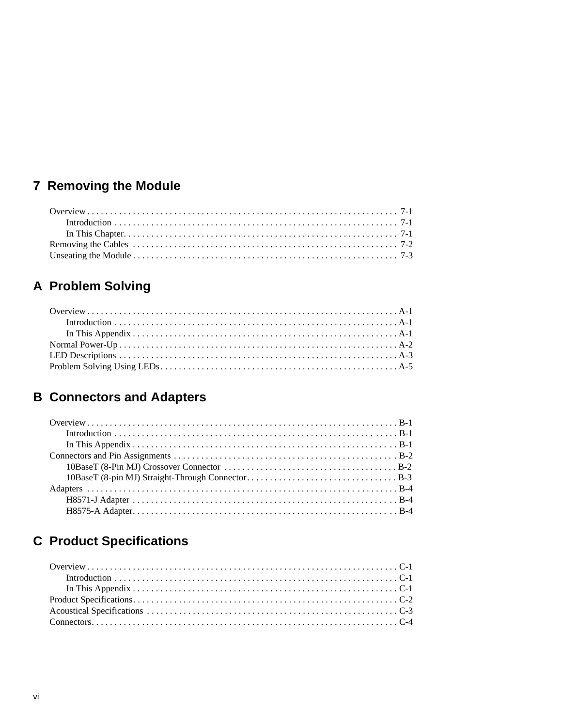## 7 Removing the Module

Overview . . . . . . . . . . . . . . . . . . . . . . . . . . . . . . . . . . . . . . . . . . . . . . . . . . . . . . . . . . . . . . . . . . . 7-1
    Introduction . . . . . . . . . . . . . . . . . . . . . . . . . . . . . . . . . . . . . . . . . . . . . . . . . . . . . . . . . . . . . 7-1
    In This Chapter. . . . . . . . . . . . . . . . . . . . . . . . . . . . . . . . . . . . . . . . . . . . . . . . . . . . . . . . . . . 7-1
Removing the Cables . . . . . . . . . . . . . . . . . . . . . . . . . . . . . . . . . . . . . . . . . . . . . . . . . . . . . . . . 7-2
Unseating the Module . . . . . . . . . . . . . . . . . . . . . . . . . . . . . . . . . . . . . . . . . . . . . . . . . . . . . . . . 7-3

## A Problem Solving

Overview . . . . . . . . . . . . . . . . . . . . . . . . . . . . . . . . . . . . . . . . . . . . . . . . . . . . . . . . . . . . . . . . . . . A-1
    Introduction . . . . . . . . . . . . . . . . . . . . . . . . . . . . . . . . . . . . . . . . . . . . . . . . . . . . . . . . . . . . . A-1
    In This Appendix . . . . . . . . . . . . . . . . . . . . . . . . . . . . . . . . . . . . . . . . . . . . . . . . . . . . . . . . . A-1
Normal Power-Up . . . . . . . . . . . . . . . . . . . . . . . . . . . . . . . . . . . . . . . . . . . . . . . . . . . . . . . . . . . . A-2
LED Descriptions . . . . . . . . . . . . . . . . . . . . . . . . . . . . . . . . . . . . . . . . . . . . . . . . . . . . . . . . . . . . A-3
Problem Solving Using LEDs . . . . . . . . . . . . . . . . . . . . . . . . . . . . . . . . . . . . . . . . . . . . . . . . . . . A-5

## B Connectors and Adapters

Overview . . . . . . . . . . . . . . . . . . . . . . . . . . . . . . . . . . . . . . . . . . . . . . . . . . . . . . . . . . . . . . . . . . . B-1
    Introduction . . . . . . . . . . . . . . . . . . . . . . . . . . . . . . . . . . . . . . . . . . . . . . . . . . . . . . . . . . . . . B-1
    In This Appendix . . . . . . . . . . . . . . . . . . . . . . . . . . . . . . . . . . . . . . . . . . . . . . . . . . . . . . . . . B-1
Connectors and Pin Assignments . . . . . . . . . . . . . . . . . . . . . . . . . . . . . . . . . . . . . . . . . . . . . . . B-2
    10BaseT (8-Pin MJ) Crossover Connector . . . . . . . . . . . . . . . . . . . . . . . . . . . . . . . . . . . . . B-2
    10BaseT (8-pin MJ) Straight-Through Connector . . . . . . . . . . . . . . . . . . . . . . . . . . . . . . . . B-3
Adapters . . . . . . . . . . . . . . . . . . . . . . . . . . . . . . . . . . . . . . . . . . . . . . . . . . . . . . . . . . . . . . . . . . . B-4
    H8571-J Adapter . . . . . . . . . . . . . . . . . . . . . . . . . . . . . . . . . . . . . . . . . . . . . . . . . . . . . . . . . B-4
    H8575-A Adapter . . . . . . . . . . . . . . . . . . . . . . . . . . . . . . . . . . . . . . . . . . . . . . . . . . . . . . . . . B-4

## C Product Specifications

Overview . . . . . . . . . . . . . . . . . . . . . . . . . . . . . . . . . . . . . . . . . . . . . . . . . . . . . . . . . . . . . . . . . . . C-1
    Introduction . . . . . . . . . . . . . . . . . . . . . . . . . . . . . . . . . . . . . . . . . . . . . . . . . . . . . . . . . . . . . C-1
    In This Appendix . . . . . . . . . . . . . . . . . . . . . . . . . . . . . . . . . . . . . . . . . . . . . . . . . . . . . . . . . C-1
Product Specifications . . . . . . . . . . . . . . . . . . . . . . . . . . . . . . . . . . . . . . . . . . . . . . . . . . . . . . . . C-2
Acoustical Specifications . . . . . . . . . . . . . . . . . . . . . . . . . . . . . . . . . . . . . . . . . . . . . . . . . . . . . . C-3
Connectors . . . . . . . . . . . . . . . . . . . . . . . . . . . . . . . . . . . . . . . . . . . . . . . . . . . . . . . . . . . . . . . . . C-4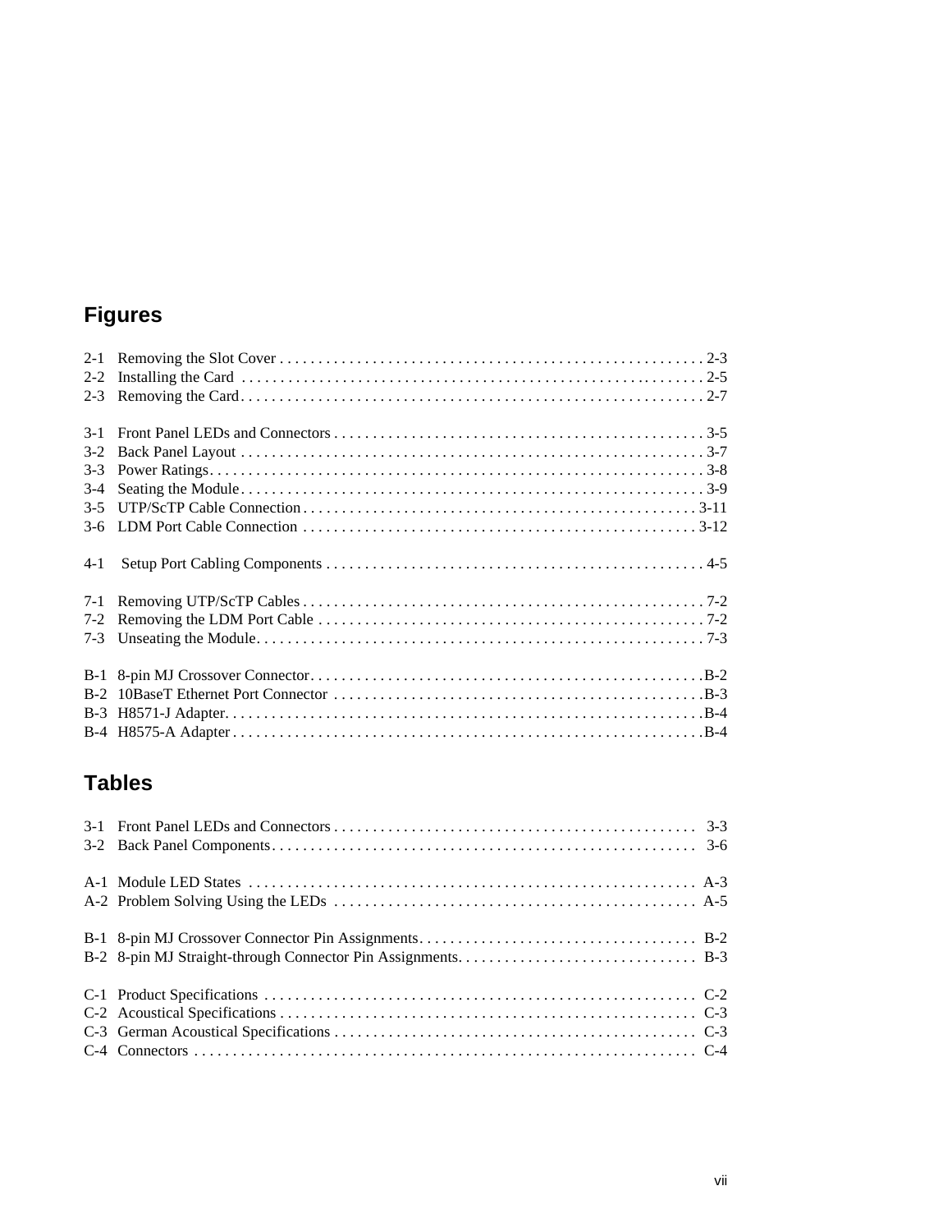## Figures

2-1 Removing the Slot Cover . . . . . . . . . . . . . . . . . . . . . . . . . . . . . . . . . . . . . . . . . . . . . . . . . . . . . . 2-3
2-2 Installing the Card . . . . . . . . . . . . . . . . . . . . . . . . . . . . . . . . . . . . . . . . . . . . . . . . . . . . . . . . . . . 2-5
2-3 Removing the Card . . . . . . . . . . . . . . . . . . . . . . . . . . . . . . . . . . . . . . . . . . . . . . . . . . . . . . . . . . . 2-7

3-1 Front Panel LEDs and Connectors . . . . . . . . . . . . . . . . . . . . . . . . . . . . . . . . . . . . . . . . . . . . . . . . 3-5
3-2 Back Panel Layout . . . . . . . . . . . . . . . . . . . . . . . . . . . . . . . . . . . . . . . . . . . . . . . . . . . . . . . . . . . . 3-7
3-3 Power Ratings . . . . . . . . . . . . . . . . . . . . . . . . . . . . . . . . . . . . . . . . . . . . . . . . . . . . . . . . . . . . . . . . 3-8
3-4 Seating the Module . . . . . . . . . . . . . . . . . . . . . . . . . . . . . . . . . . . . . . . . . . . . . . . . . . . . . . . . . . . . 3-9
3-5 UTP/ScTP Cable Connection . . . . . . . . . . . . . . . . . . . . . . . . . . . . . . . . . . . . . . . . . . . . . . . . . . . 3-11
3-6 LDM Port Cable Connection . . . . . . . . . . . . . . . . . . . . . . . . . . . . . . . . . . . . . . . . . . . . . . . . . . . 3-12

4-1 Setup Port Cabling Components . . . . . . . . . . . . . . . . . . . . . . . . . . . . . . . . . . . . . . . . . . . . . . . . . 4-5

7-1 Removing UTP/ScTP Cables . . . . . . . . . . . . . . . . . . . . . . . . . . . . . . . . . . . . . . . . . . . . . . . . . . . . 7-2
7-2 Removing the LDM Port Cable . . . . . . . . . . . . . . . . . . . . . . . . . . . . . . . . . . . . . . . . . . . . . . . . . . 7-2
7-3 Unseating the Module . . . . . . . . . . . . . . . . . . . . . . . . . . . . . . . . . . . . . . . . . . . . . . . . . . . . . . . . . . 7-3

B-1 8-pin MJ Crossover Connector . . . . . . . . . . . . . . . . . . . . . . . . . . . . . . . . . . . . . . . . . . . . . . . . . . . B-2
B-2 10BaseT Ethernet Port Connector . . . . . . . . . . . . . . . . . . . . . . . . . . . . . . . . . . . . . . . . . . . . . . . . B-3
B-3 H8571-J Adapter . . . . . . . . . . . . . . . . . . . . . . . . . . . . . . . . . . . . . . . . . . . . . . . . . . . . . . . . . . . . . . B-4
B-4 H8575-A Adapter . . . . . . . . . . . . . . . . . . . . . . . . . . . . . . . . . . . . . . . . . . . . . . . . . . . . . . . . . . . . . B-4

## Tables

3-1 Front Panel LEDs and Connectors . . . . . . . . . . . . . . . . . . . . . . . . . . . . . . . . . . . . . . . . . . . . . . . 3-3
3-2 Back Panel Components . . . . . . . . . . . . . . . . . . . . . . . . . . . . . . . . . . . . . . . . . . . . . . . . . . . . . . . 3-6

A-1 Module LED States . . . . . . . . . . . . . . . . . . . . . . . . . . . . . . . . . . . . . . . . . . . . . . . . . . . . . . . . . . . A-3
A-2 Problem Solving Using the LEDs . . . . . . . . . . . . . . . . . . . . . . . . . . . . . . . . . . . . . . . . . . . . . . . . A-5

B-1 8-pin MJ Crossover Connector Pin Assignments . . . . . . . . . . . . . . . . . . . . . . . . . . . . . . . . . . . . B-2
B-2 8-pin MJ Straight-through Connector Pin Assignments . . . . . . . . . . . . . . . . . . . . . . . . . . . . . . . B-3

C-1 Product Specifications . . . . . . . . . . . . . . . . . . . . . . . . . . . . . . . . . . . . . . . . . . . . . . . . . . . . . . . . C-2
C-2 Acoustical Specifications . . . . . . . . . . . . . . . . . . . . . . . . . . . . . . . . . . . . . . . . . . . . . . . . . . . . . . C-3
C-3 German Acoustical Specifications . . . . . . . . . . . . . . . . . . . . . . . . . . . . . . . . . . . . . . . . . . . . . . . C-3
C-4 Connectors . . . . . . . . . . . . . . . . . . . . . . . . . . . . . . . . . . . . . . . . . . . . . . . . . . . . . . . . . . . . . . . . . . C-4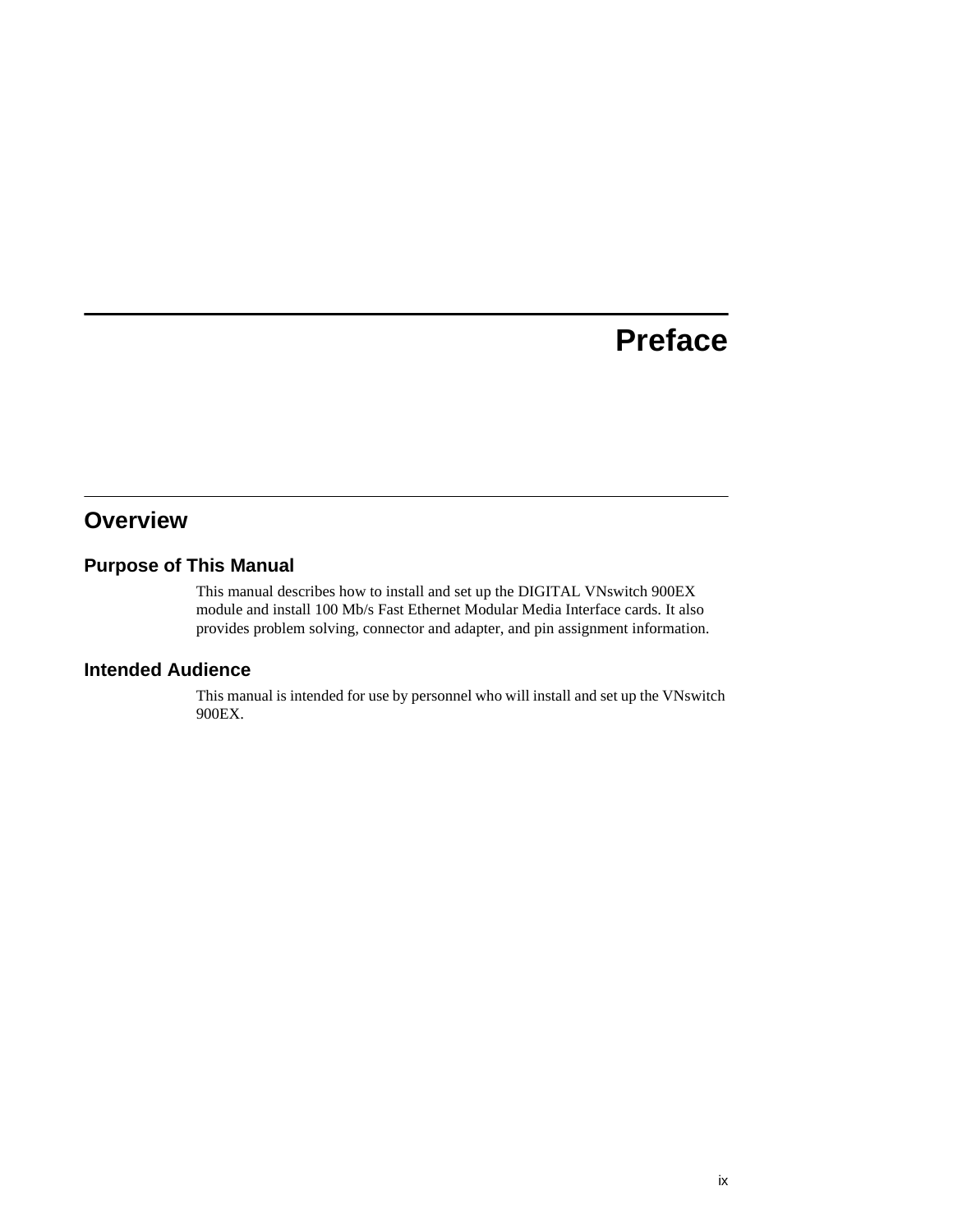# Preface

## Overview

### Purpose of This Manual

This manual describes how to install and set up the DIGITAL VNswitch 900EX module and install 100 Mb/s Fast Ethernet Modular Media Interface cards. It also provides problem solving, connector and adapter, and pin assignment information.

### Intended Audience

This manual is intended for use by personnel who will install and set up the VNswitch 900EX.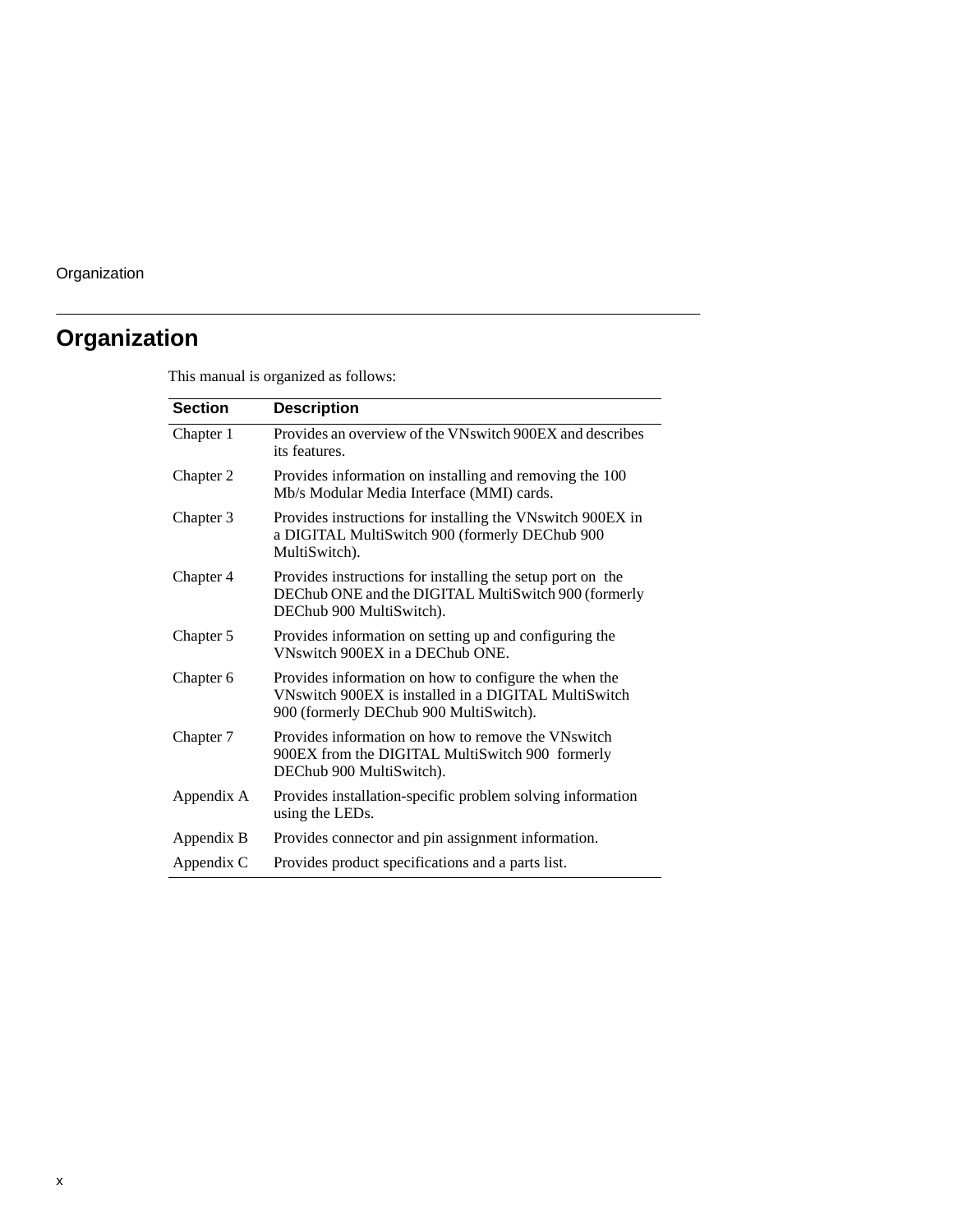# Organization

This manual is organized as follows:

| Section | Description |
| --- | --- |
| Chapter 1 | Provides an overview of the VNswitch 900EX and describes its features. |
| Chapter 2 | Provides information on installing and removing the 100 Mb/s Modular Media Interface (MMI) cards. |
| Chapter 3 | Provides instructions for installing the VNswitch 900EX in a DIGITAL MultiSwitch 900 (formerly DEChub 900 MultiSwitch). |
| Chapter 4 | Provides instructions for installing the setup port on the DEChub ONE and the DIGITAL MultiSwitch 900 (formerly DEChub 900 MultiSwitch). |
| Chapter 5 | Provides information on setting up and configuring the VNswitch 900EX in a DEChub ONE. |
| Chapter 6 | Provides information on how to configure the when the VNswitch 900EX is installed in a DIGITAL MultiSwitch 900 (formerly DEChub 900 MultiSwitch). |
| Chapter 7 | Provides information on how to remove the VNswitch 900EX from the DIGITAL MultiSwitch 900 formerly DEChub 900 MultiSwitch). |
| Appendix A | Provides installation-specific problem solving information using the LEDs. |
| Appendix B | Provides connector and pin assignment information. |
| Appendix C | Provides product specifications and a parts list. |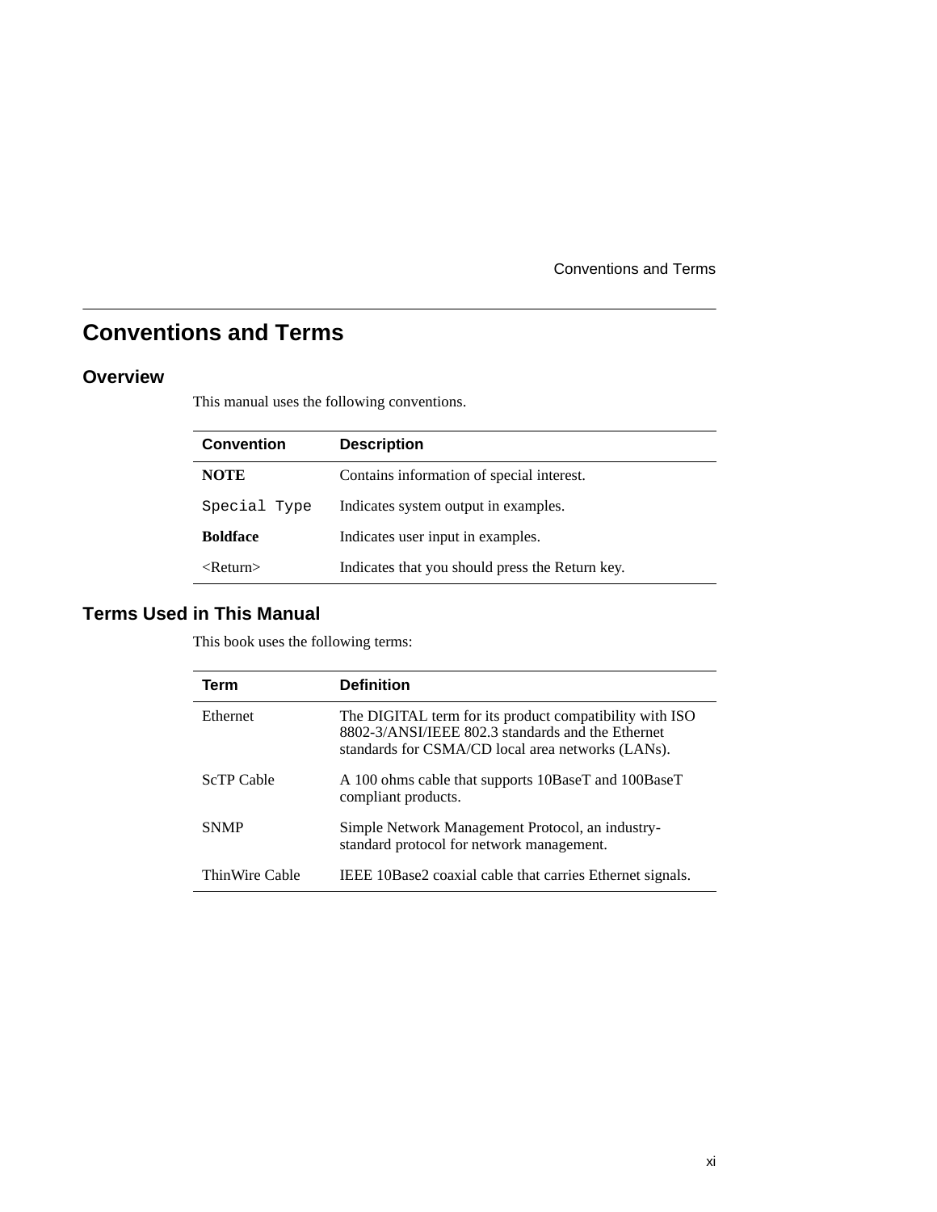# Conventions and Terms

## Overview

This manual uses the following conventions.

| Convention | Description |
| --- | --- |
| **NOTE** | Contains information of special interest. |
| `Special Type` | Indicates system output in examples. |
| **Boldface** | Indicates user input in examples. |
| <Return> | Indicates that you should press the Return key. |

## Terms Used in This Manual

This book uses the following terms:

| Term | Definition |
| --- | --- |
| Ethernet | The DIGITAL term for its product compatibility with ISO 8802-3/ANSI/IEEE 802.3 standards and the Ethernet standards for CSMA/CD local area networks (LANs). |
| ScTP Cable | A 100 ohms cable that supports 10BaseT and 100BaseT compliant products. |
| SNMP | Simple Network Management Protocol, an industry-standard protocol for network management. |
| ThinWire Cable | IEEE 10Base2 coaxial cable that carries Ethernet signals. |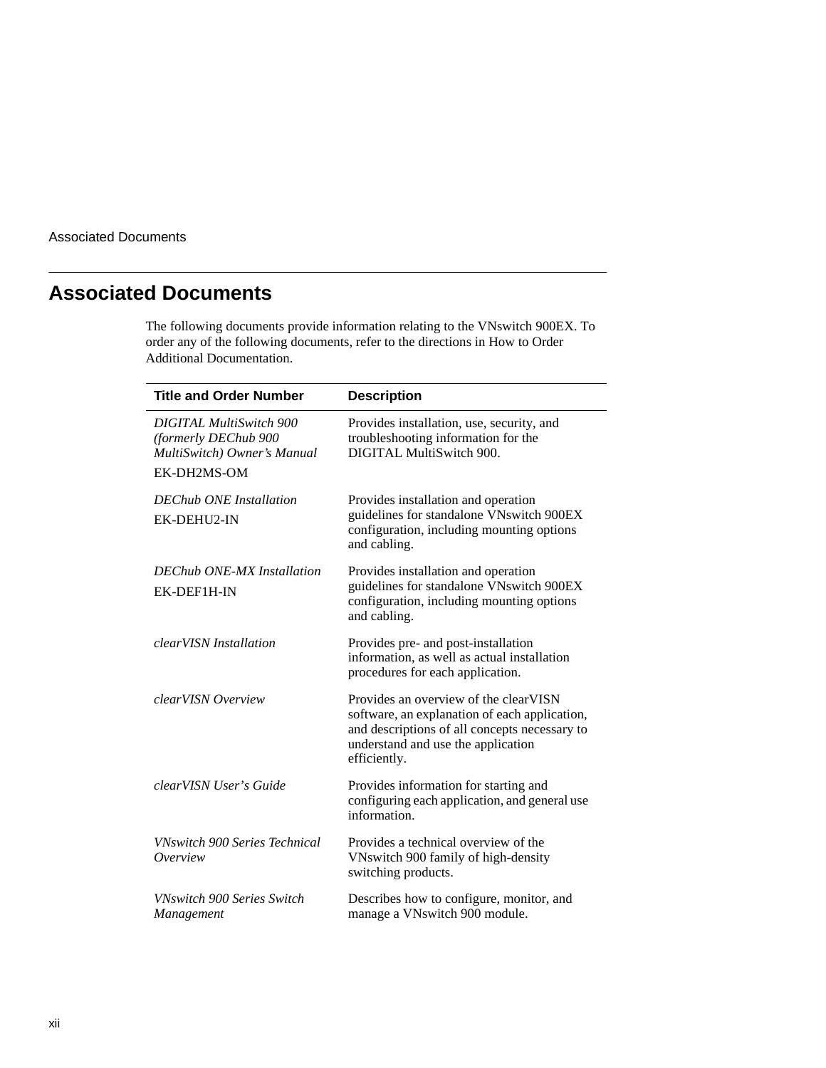## Associated Documents

The following documents provide information relating to the VNswitch 900EX. To order any of the following documents, refer to the directions in How to Order Additional Documentation.

| Title and Order Number | Description |
| --- | --- |
| *DIGITAL MultiSwitch 900 (formerly DEChub 900 MultiSwitch) Owner's Manual*<br>EK-DH2MS-OM | Provides installation, use, security, and troubleshooting information for the DIGITAL MultiSwitch 900. |
| *DEChub ONE Installation*<br>EK-DEHU2-IN | Provides installation and operation guidelines for standalone VNswitch 900EX configuration, including mounting options and cabling. |
| *DEChub ONE-MX Installation*<br>EK-DEF1H-IN | Provides installation and operation guidelines for standalone VNswitch 900EX configuration, including mounting options and cabling. |
| *clearVISN Installation* | Provides pre- and post-installation information, as well as actual installation procedures for each application. |
| *clearVISN Overview* | Provides an overview of the clearVISN software, an explanation of each application, and descriptions of all concepts necessary to understand and use the application efficiently. |
| *clearVISN User's Guide* | Provides information for starting and configuring each application, and general use information. |
| *VNswitch 900 Series Technical Overview* | Provides a technical overview of the VNswitch 900 family of high-density switching products. |
| *VNswitch 900 Series Switch Management* | Describes how to configure, monitor, and manage a VNswitch 900 module. |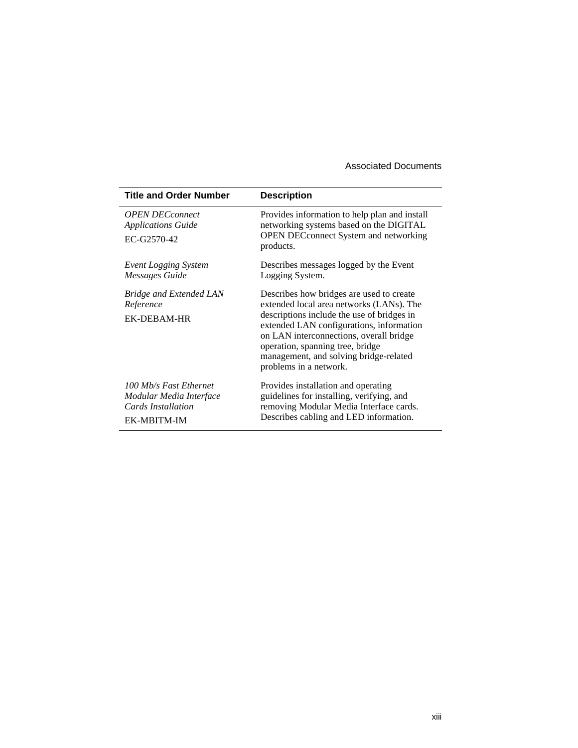| Title and Order Number | Description |
|---|---|
| *OPEN DECconnect Applications Guide* EC-G2570-42 | Provides information to help plan and install networking systems based on the DIGITAL OPEN DECconnect System and networking products. |
| *Event Logging System Messages Guide* | Describes messages logged by the Event Logging System. |
| *Bridge and Extended LAN Reference* EK-DEBAM-HR | Describes how bridges are used to create extended local area networks (LANs). The descriptions include the use of bridges in extended LAN configurations, information on LAN interconnections, overall bridge operation, spanning tree, bridge management, and solving bridge-related problems in a network. |
| *100 Mb/s Fast Ethernet Modular Media Interface Cards Installation* EK-MBITM-IM | Provides installation and operating guidelines for installing, verifying, and removing Modular Media Interface cards. Describes cabling and LED information. |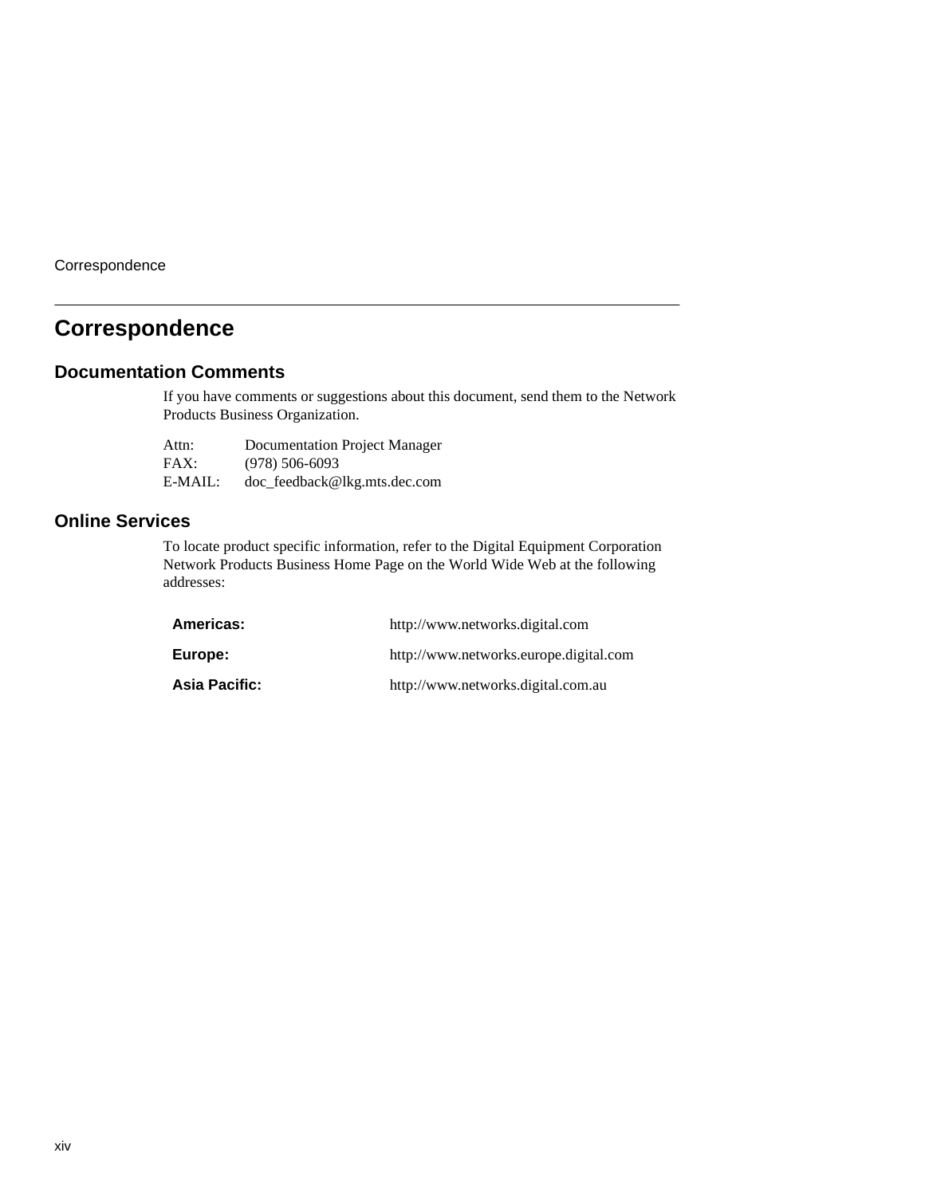# Correspondence

## Documentation Comments

If you have comments or suggestions about this document, send them to the Network Products Business Organization.

Attn: Documentation Project Manager
FAX: (978) 506-6093
E-MAIL: doc_feedback@lkg.mts.dec.com

## Online Services

To locate product specific information, refer to the Digital Equipment Corporation Network Products Business Home Page on the World Wide Web at the following addresses:

| | |
|---|---|
| **Americas:** | http://www.networks.digital.com |
| **Europe:** | http://www.networks.europe.digital.com |
| **Asia Pacific:** | http://www.networks.digital.com.au |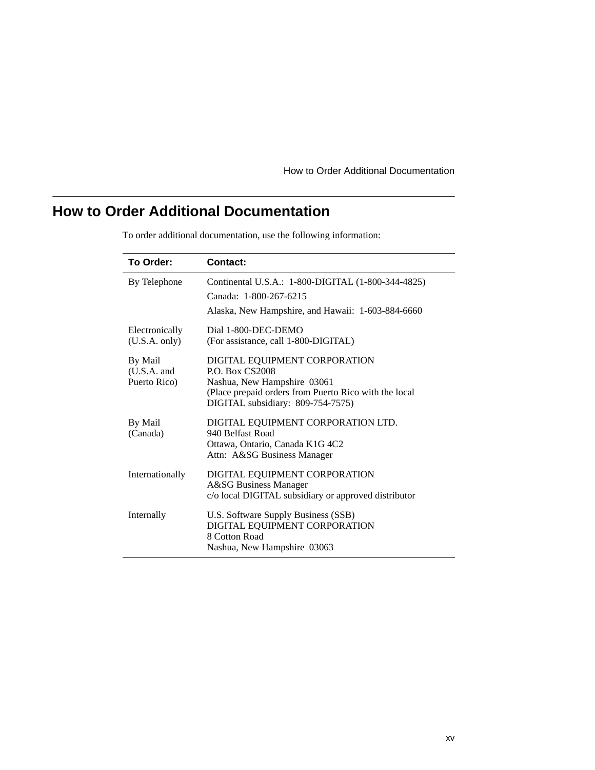# How to Order Additional Documentation

To order additional documentation, use the following information:

| To Order: | Contact: |
| --- | --- |
| By Telephone | Continental U.S.A.: 1-800-DIGITAL (1-800-344-4825)<br>Canada: 1-800-267-6215<br>Alaska, New Hampshire, and Hawaii: 1-603-884-6660 |
| Electronically (U.S.A. only) | Dial 1-800-DEC-DEMO<br>(For assistance, call 1-800-DIGITAL) |
| By Mail (U.S.A. and Puerto Rico) | DIGITAL EQUIPMENT CORPORATION<br>P.O. Box CS2008<br>Nashua, New Hampshire 03061<br>(Place prepaid orders from Puerto Rico with the local DIGITAL subsidiary: 809-754-7575) |
| By Mail (Canada) | DIGITAL EQUIPMENT CORPORATION LTD.<br>940 Belfast Road<br>Ottawa, Ontario, Canada K1G 4C2<br>Attn: A&SG Business Manager |
| Internationally | DIGITAL EQUIPMENT CORPORATION<br>A&SG Business Manager<br>c/o local DIGITAL subsidiary or approved distributor |
| Internally | U.S. Software Supply Business (SSB)<br>DIGITAL EQUIPMENT CORPORATION<br>8 Cotton Road<br>Nashua, New Hampshire 03063 |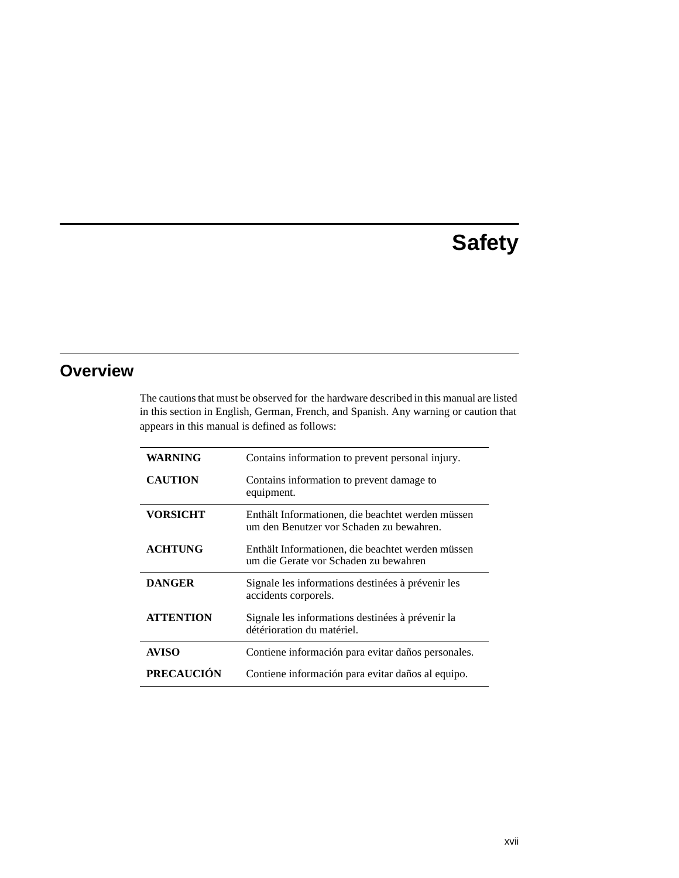# Safety

## Overview

The cautions that must be observed for the hardware described in this manual are listed in this section in English, German, French, and Spanish. Any warning or caution that appears in this manual is defined as follows:

| | |
|---|---|
| **WARNING** | Contains information to prevent personal injury. |
| **CAUTION** | Contains information to prevent damage to equipment. |
| **VORSICHT** | Enthält Informationen, die beachtet werden müssen um den Benutzer vor Schaden zu bewahren. |
| **ACHTUNG** | Enthält Informationen, die beachtet werden müssen um die Gerate vor Schaden zu bewahren |
| **DANGER** | Signale les informations destinées à prévenir les accidents corporels. |
| **ATTENTION** | Signale les informations destinées à prévenir la détérioration du matériel. |
| **AVISO** | Contiene información para evitar daños personales. |
| **PRECAUCIÓN** | Contiene información para evitar daños al equipo. |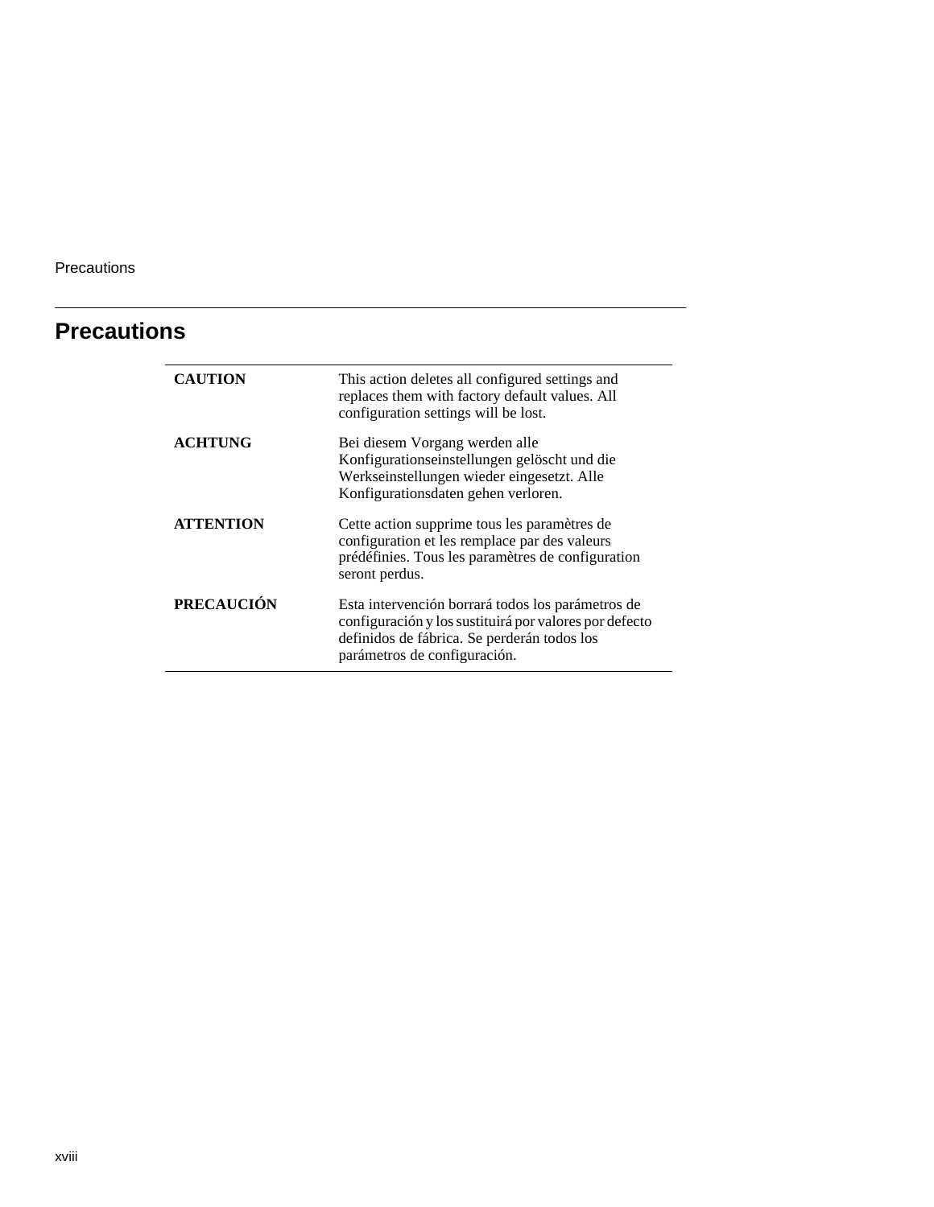## Precautions

| | |
|---|---|
| **CAUTION** | This action deletes all configured settings and replaces them with factory default values. All configuration settings will be lost. |
| **ACHTUNG** | Bei diesem Vorgang werden alle Konfigurationseinstellungen gelöscht und die Werkseinstellungen wieder eingesetzt. Alle Konfigurationsdaten gehen verloren. |
| **ATTENTION** | Cette action supprime tous les paramètres de configuration et les remplace par des valeurs prédéfinies. Tous les paramètres de configuration seront perdus. |
| **PRECAUCIÓN** | Esta intervención borrará todos los parámetros de configuración y los sustituirá por valores por defecto definidos de fábrica. Se perderán todos los parámetros de configuración. |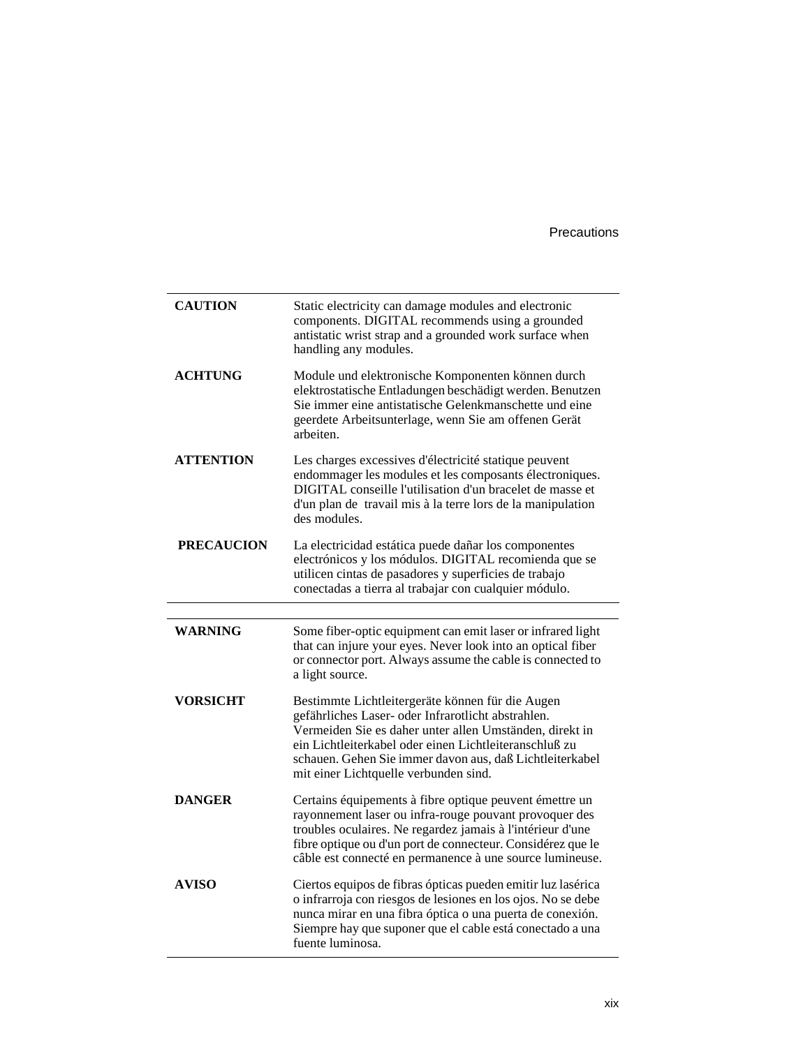| | |
|---|---|
| **CAUTION** | Static electricity can damage modules and electronic components. DIGITAL recommends using a grounded antistatic wrist strap and a grounded work surface when handling any modules. |
| **ACHTUNG** | Module und elektronische Komponenten können durch elektrostatische Entladungen beschädigt werden. Benutzen Sie immer eine antistatische Gelenkmanschette und eine geerdete Arbeitsunterlage, wenn Sie am offenen Gerät arbeiten. |
| **ATTENTION** | Les charges excessives d'électricité statique peuvent endommager les modules et les composants électroniques. DIGITAL conseille l'utilisation d'un bracelet de masse et d'un plan de travail mis à la terre lors de la manipulation des modules. |
| **PRECAUCION** | La electricidad estática puede dañar los componentes electrónicos y los módulos. DIGITAL recomienda que se utilicen cintas de pasadores y superficies de trabajo conectadas a tierra al trabajar con cualquier módulo. |

| | |
|---|---|
| **WARNING** | Some fiber-optic equipment can emit laser or infrared light that can injure your eyes. Never look into an optical fiber or connector port. Always assume the cable is connected to a light source. |
| **VORSICHT** | Bestimmte Lichtleitergeräte können für die Augen gefährliches Laser- oder Infrarotlicht abstrahlen. Vermeiden Sie es daher unter allen Umständen, direkt in ein Lichtleiterkabel oder einen Lichtleiteranschluß zu schauen. Gehen Sie immer davon aus, daß Lichtleiterkabel mit einer Lichtquelle verbunden sind. |
| **DANGER** | Certains équipements à fibre optique peuvent émettre un rayonnement laser ou infra-rouge pouvant provoquer des troubles oculaires. Ne regardez jamais à l'intérieur d'une fibre optique ou d'un port de connecteur. Considérez que le câble est connecté en permanence à une source lumineuse. |
| **AVISO** | Ciertos equipos de fibras ópticas pueden emitir luz lasérica o infrarroja con riesgos de lesiones en los ojos. No se debe nunca mirar en una fibra óptica o una puerta de conexión. Siempre hay que suponer que el cable está conectado a una fuente luminosa. |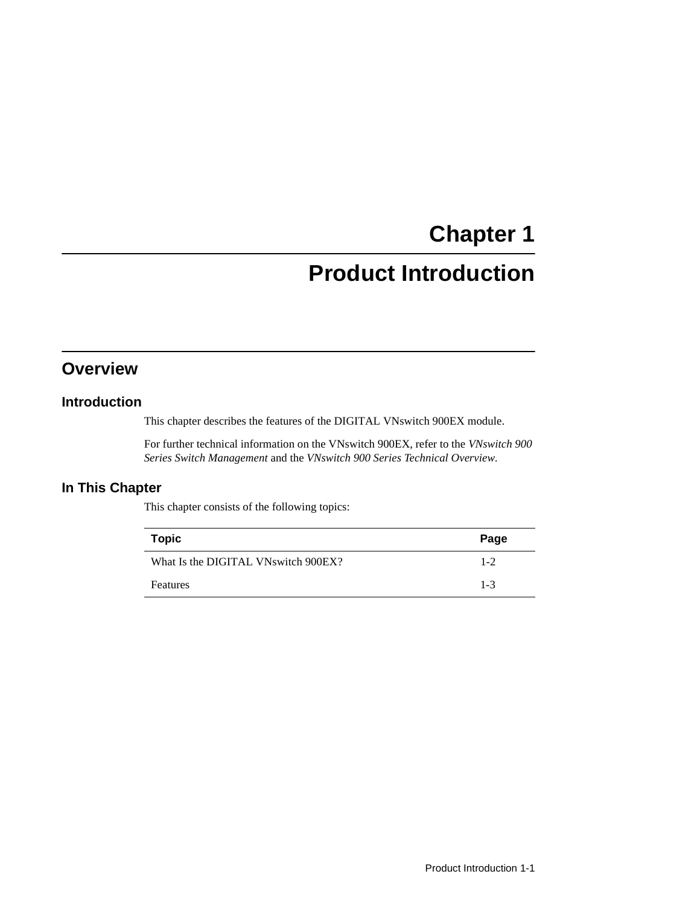# Chapter 1

# Product Introduction

## Overview

### Introduction

This chapter describes the features of the DIGITAL VNswitch 900EX module.

For further technical information on the VNswitch 900EX, refer to the *VNswitch 900 Series Switch Management* and the *VNswitch 900 Series Technical Overview*.

### In This Chapter

This chapter consists of the following topics:

| Topic | Page |
| --- | --- |
| What Is the DIGITAL VNswitch 900EX? | 1-2 |
| Features | 1-3 |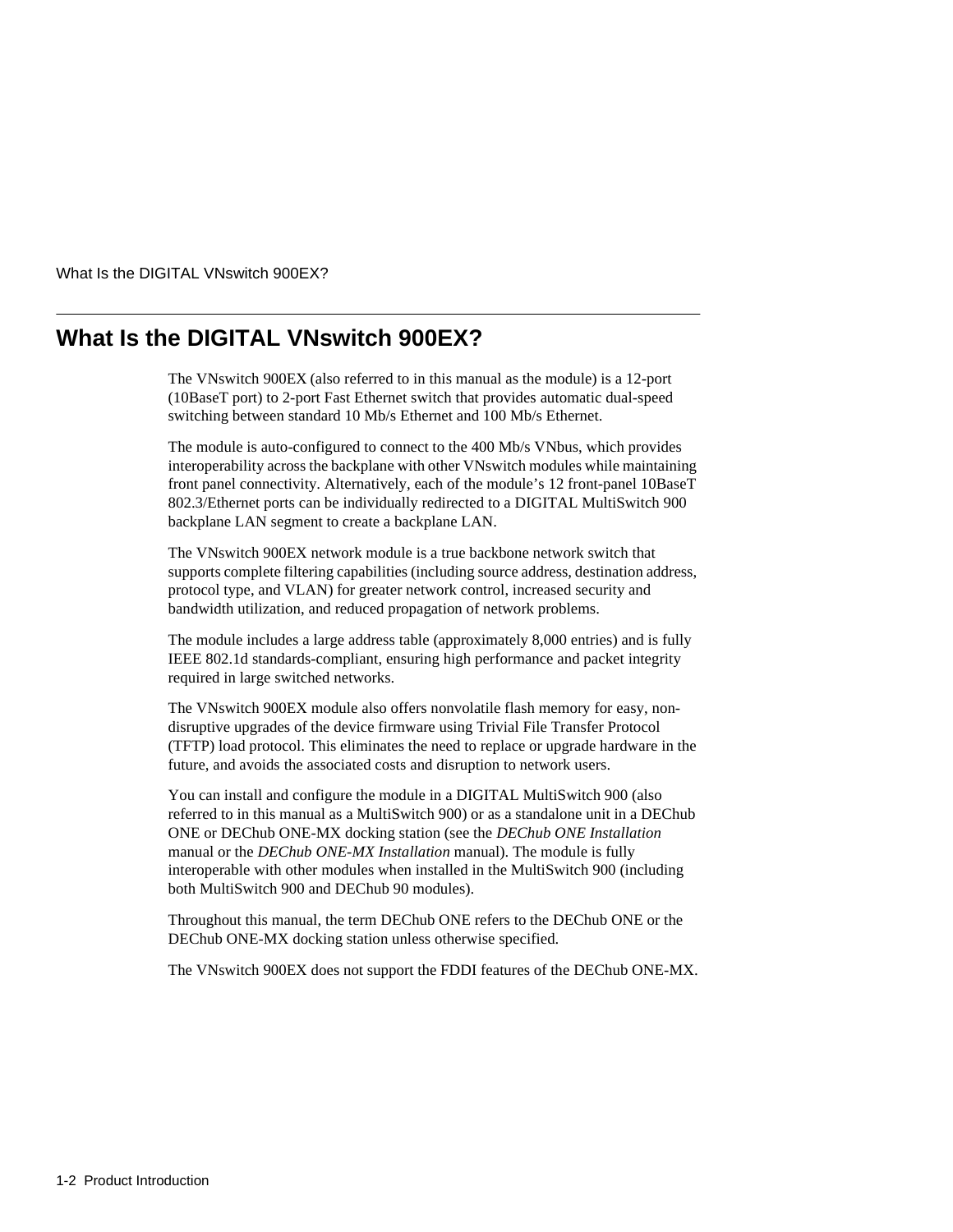# What Is the DIGITAL VNswitch 900EX?

The VNswitch 900EX (also referred to in this manual as the module) is a 12-port (10BaseT port) to 2-port Fast Ethernet switch that provides automatic dual-speed switching between standard 10 Mb/s Ethernet and 100 Mb/s Ethernet.

The module is auto-configured to connect to the 400 Mb/s VNbus, which provides interoperability across the backplane with other VNswitch modules while maintaining front panel connectivity. Alternatively, each of the module's 12 front-panel 10BaseT 802.3/Ethernet ports can be individually redirected to a DIGITAL MultiSwitch 900 backplane LAN segment to create a backplane LAN.

The VNswitch 900EX network module is a true backbone network switch that supports complete filtering capabilities (including source address, destination address, protocol type, and VLAN) for greater network control, increased security and bandwidth utilization, and reduced propagation of network problems.

The module includes a large address table (approximately 8,000 entries) and is fully IEEE 802.1d standards-compliant, ensuring high performance and packet integrity required in large switched networks.

The VNswitch 900EX module also offers nonvolatile flash memory for easy, non-disruptive upgrades of the device firmware using Trivial File Transfer Protocol (TFTP) load protocol. This eliminates the need to replace or upgrade hardware in the future, and avoids the associated costs and disruption to network users.

You can install and configure the module in a DIGITAL MultiSwitch 900 (also referred to in this manual as a MultiSwitch 900) or as a standalone unit in a DEChub ONE or DEChub ONE-MX docking station (see the *DEChub ONE Installation* manual or the *DEChub ONE-MX Installation* manual). The module is fully interoperable with other modules when installed in the MultiSwitch 900 (including both MultiSwitch 900 and DEChub 90 modules).

Throughout this manual, the term DEChub ONE refers to the DEChub ONE or the DEChub ONE-MX docking station unless otherwise specified.

The VNswitch 900EX does not support the FDDI features of the DEChub ONE-MX.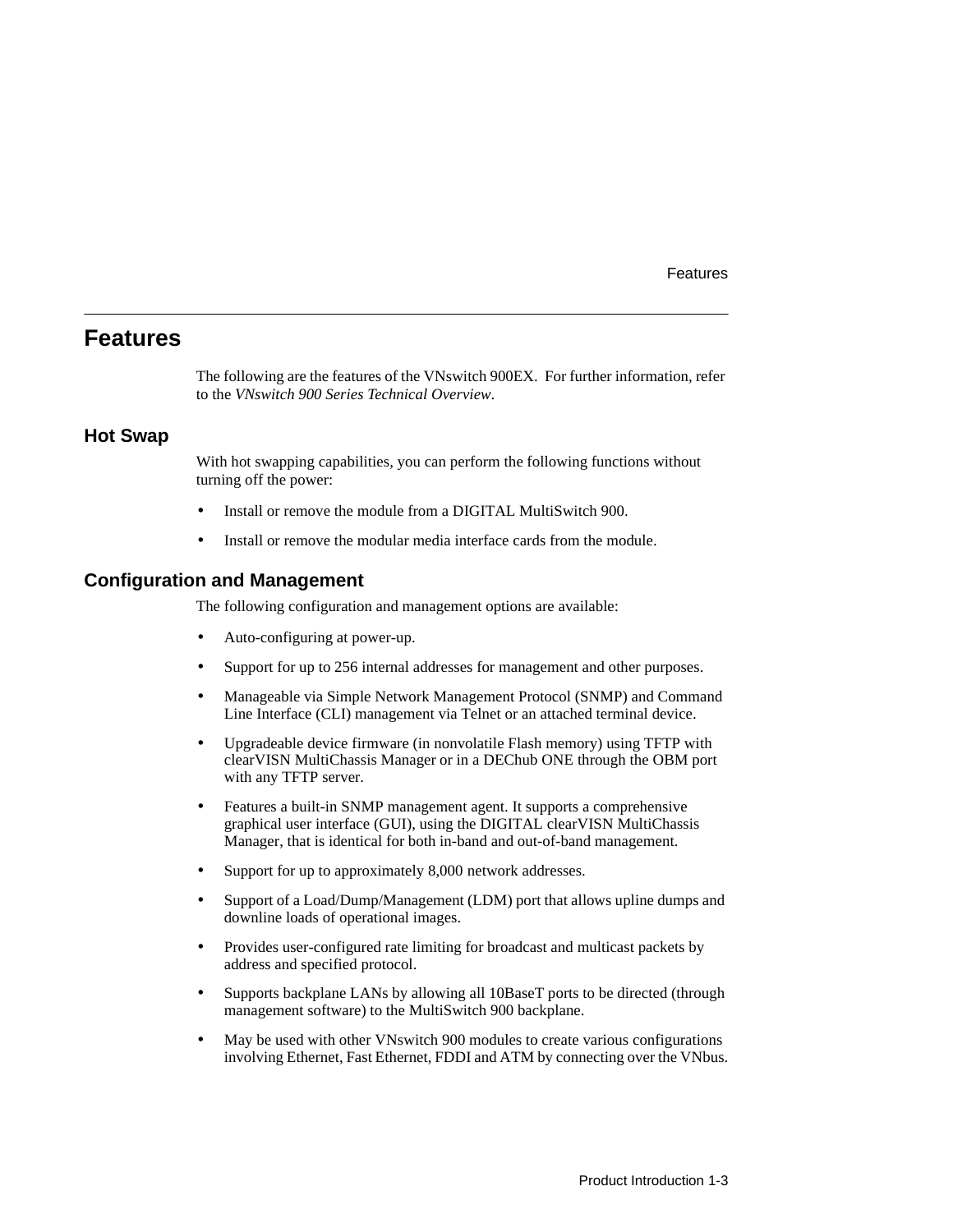# Features

The following are the features of the VNswitch 900EX. For further information, refer to the *VNswitch 900 Series Technical Overview*.

## Hot Swap

With hot swapping capabilities, you can perform the following functions without turning off the power:

- Install or remove the module from a DIGITAL MultiSwitch 900.
- Install or remove the modular media interface cards from the module.

## Configuration and Management

The following configuration and management options are available:

- Auto-configuring at power-up.
- Support for up to 256 internal addresses for management and other purposes.
- Manageable via Simple Network Management Protocol (SNMP) and Command Line Interface (CLI) management via Telnet or an attached terminal device.
- Upgradeable device firmware (in nonvolatile Flash memory) using TFTP with clearVISN MultiChassis Manager or in a DEChub ONE through the OBM port with any TFTP server.
- Features a built-in SNMP management agent. It supports a comprehensive graphical user interface (GUI), using the DIGITAL clearVISN MultiChassis Manager, that is identical for both in-band and out-of-band management.
- Support for up to approximately 8,000 network addresses.
- Support of a Load/Dump/Management (LDM) port that allows upline dumps and downline loads of operational images.
- Provides user-configured rate limiting for broadcast and multicast packets by address and specified protocol.
- Supports backplane LANs by allowing all 10BaseT ports to be directed (through management software) to the MultiSwitch 900 backplane.
- May be used with other VNswitch 900 modules to create various configurations involving Ethernet, Fast Ethernet, FDDI and ATM by connecting over the VNbus.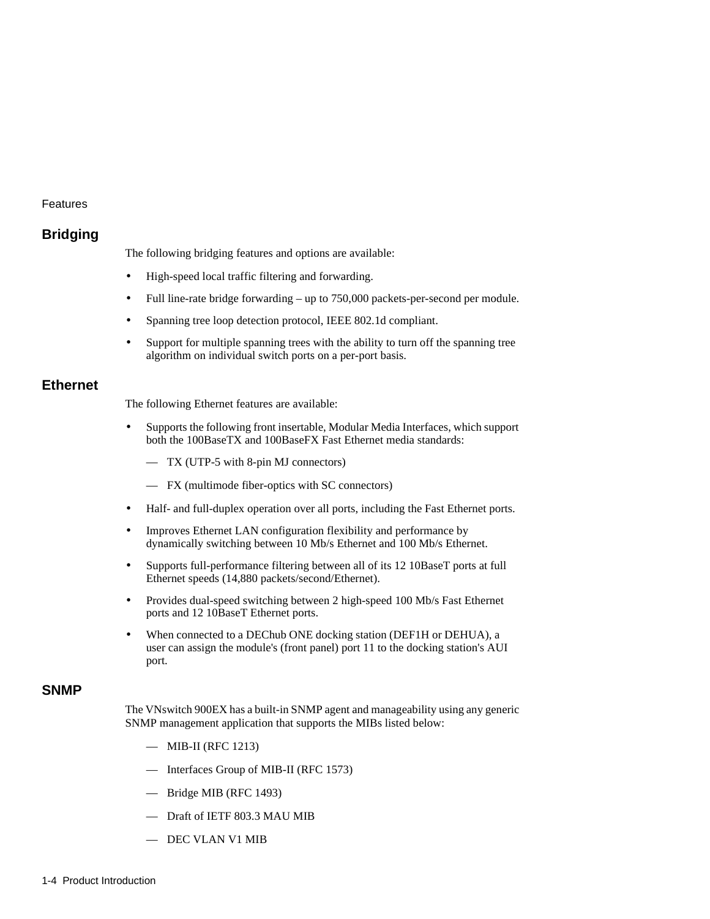Features

## Bridging

The following bridging features and options are available:

- High-speed local traffic filtering and forwarding.
- Full line-rate bridge forwarding – up to 750,000 packets-per-second per module.
- Spanning tree loop detection protocol, IEEE 802.1d compliant.
- Support for multiple spanning trees with the ability to turn off the spanning tree algorithm on individual switch ports on a per-port basis.

## Ethernet

The following Ethernet features are available:

- Supports the following front insertable, Modular Media Interfaces, which support both the 100BaseTX and 100BaseFX Fast Ethernet media standards:
  - TX (UTP-5 with 8-pin MJ connectors)
  - FX (multimode fiber-optics with SC connectors)
- Half- and full-duplex operation over all ports, including the Fast Ethernet ports.
- Improves Ethernet LAN configuration flexibility and performance by dynamically switching between 10 Mb/s Ethernet and 100 Mb/s Ethernet.
- Supports full-performance filtering between all of its 12 10BaseT ports at full Ethernet speeds (14,880 packets/second/Ethernet).
- Provides dual-speed switching between 2 high-speed 100 Mb/s Fast Ethernet ports and 12 10BaseT Ethernet ports.
- When connected to a DEChub ONE docking station (DEF1H or DEHUA), a user can assign the module's (front panel) port 11 to the docking station's AUI port.

## SNMP

The VNswitch 900EX has a built-in SNMP agent and manageability using any generic SNMP management application that supports the MIBs listed below:

- MIB-II (RFC 1213)
- Interfaces Group of MIB-II (RFC 1573)
- Bridge MIB (RFC 1493)
- Draft of IETF 803.3 MAU MIB
- DEC VLAN V1 MIB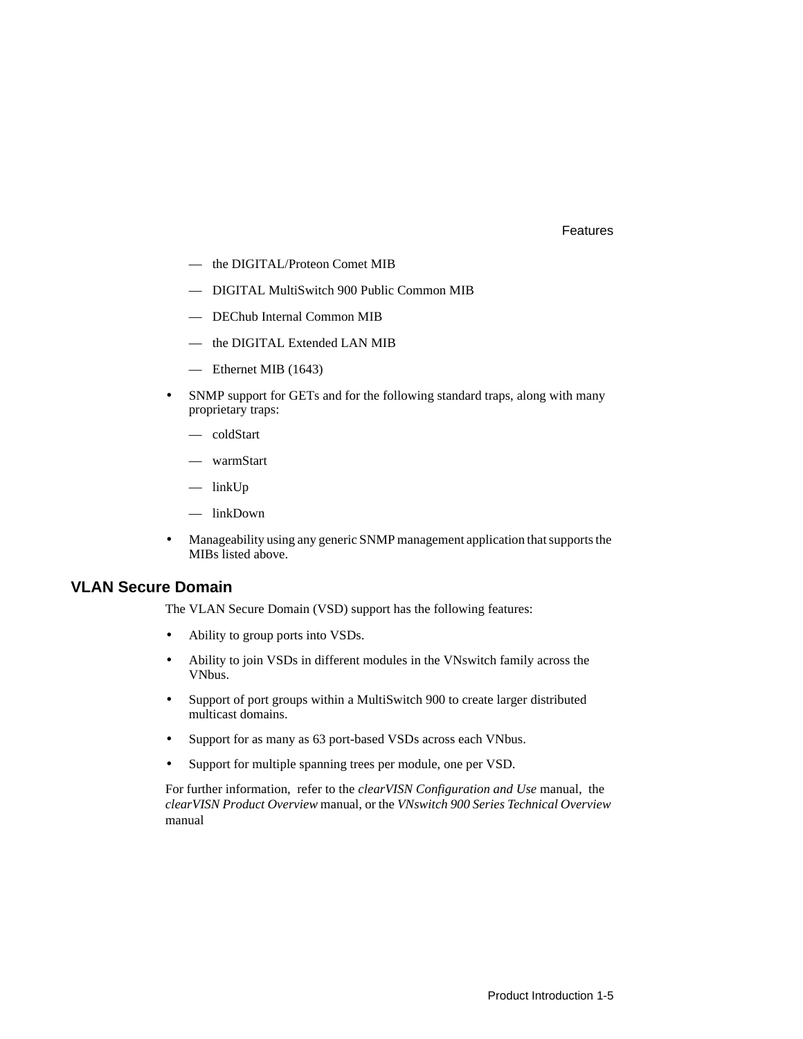- the DIGITAL/Proteon Comet MIB
- DIGITAL MultiSwitch 900 Public Common MIB
- DEChub Internal Common MIB
- the DIGITAL Extended LAN MIB
- Ethernet MIB (1643)

- SNMP support for GETs and for the following standard traps, along with many proprietary traps:
  - coldStart
  - warmStart
  - linkUp
  - linkDown
- Manageability using any generic SNMP management application that supports the MIBs listed above.

## VLAN Secure Domain

The VLAN Secure Domain (VSD) support has the following features:

- Ability to group ports into VSDs.
- Ability to join VSDs in different modules in the VNswitch family across the VNbus.
- Support of port groups within a MultiSwitch 900 to create larger distributed multicast domains.
- Support for as many as 63 port-based VSDs across each VNbus.
- Support for multiple spanning trees per module, one per VSD.

For further information, refer to the *clearVISN Configuration and Use* manual, the *clearVISN Product Overview* manual, or the *VNswitch 900 Series Technical Overview* manual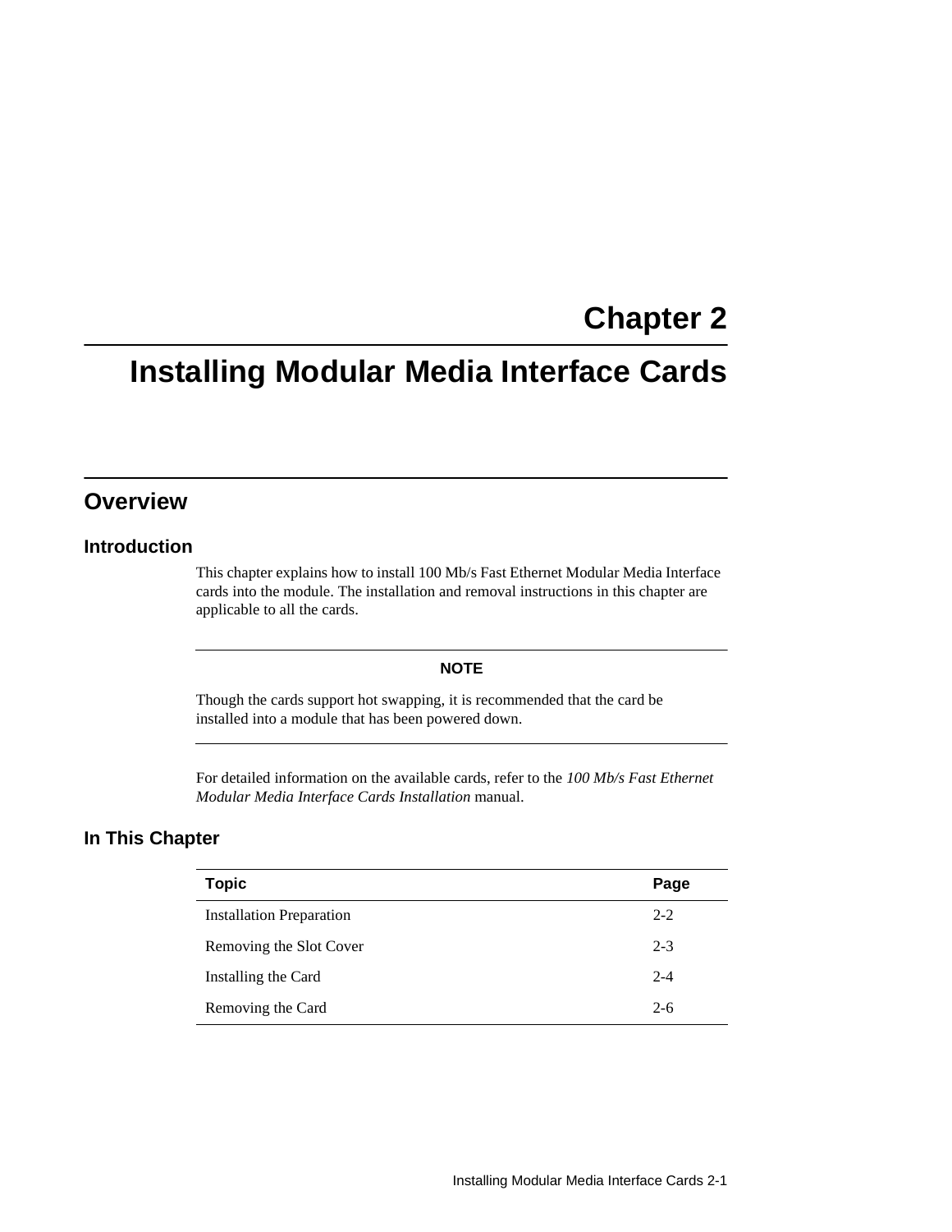# Chapter 2

# Installing Modular Media Interface Cards

## Overview

### Introduction

This chapter explains how to install 100 Mb/s Fast Ethernet Modular Media Interface cards into the module. The installation and removal instructions in this chapter are applicable to all the cards.

---

**NOTE**

Though the cards support hot swapping, it is recommended that the card be installed into a module that has been powered down.

---

For detailed information on the available cards, refer to the *100 Mb/s Fast Ethernet Modular Media Interface Cards Installation* manual.

### In This Chapter

| Topic | Page |
|---|---|
| Installation Preparation | 2-2 |
| Removing the Slot Cover | 2-3 |
| Installing the Card | 2-4 |
| Removing the Card | 2-6 |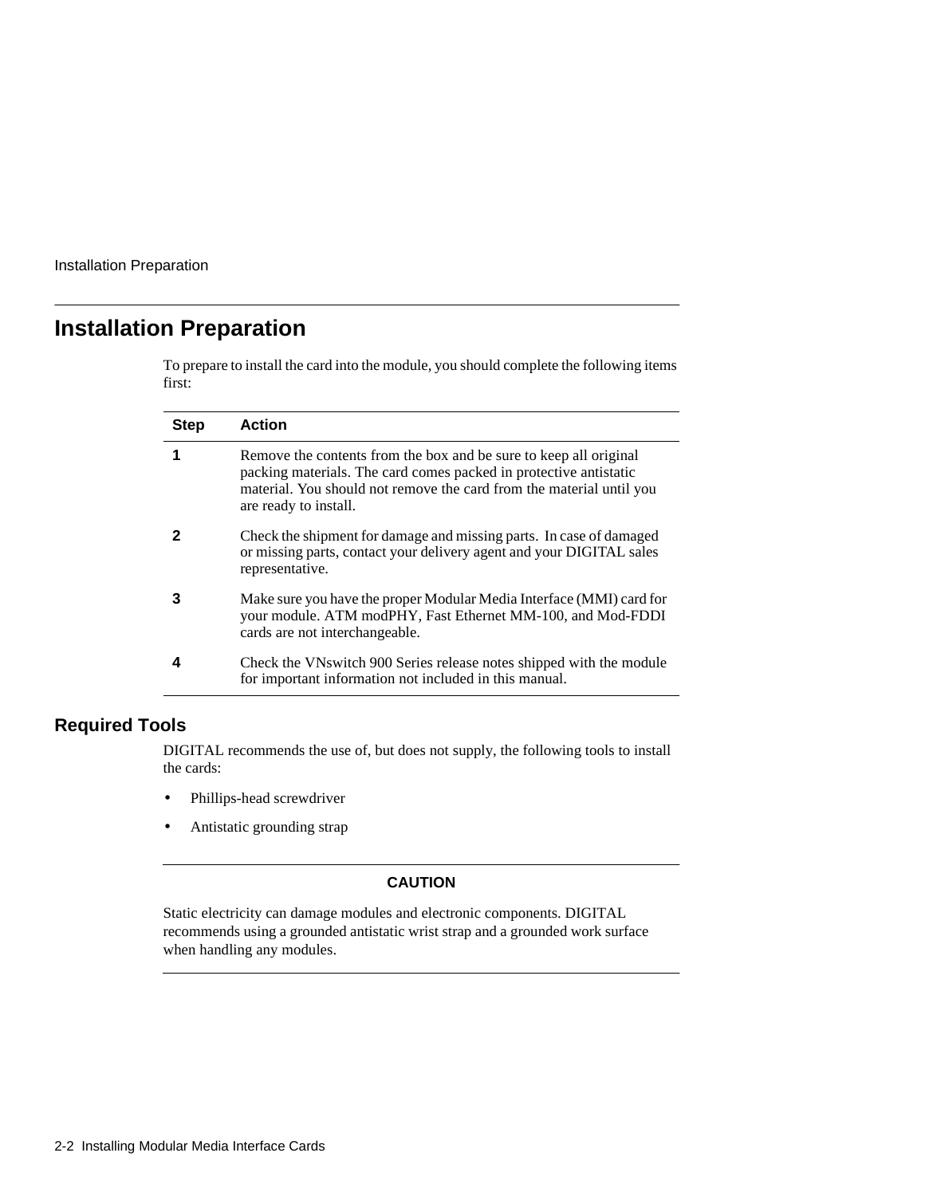# Installation Preparation

To prepare to install the card into the module, you should complete the following items first:

| Step | Action |
|---|---|
| **1** | Remove the contents from the box and be sure to keep all original packing materials. The card comes packed in protective antistatic material. You should not remove the card from the material until you are ready to install. |
| **2** | Check the shipment for damage and missing parts. In case of damaged or missing parts, contact your delivery agent and your DIGITAL sales representative. |
| **3** | Make sure you have the proper Modular Media Interface (MMI) card for your module. ATM modPHY, Fast Ethernet MM-100, and Mod-FDDI cards are not interchangeable. |
| **4** | Check the VNswitch 900 Series release notes shipped with the module for important information not included in this manual. |

## Required Tools

DIGITAL recommends the use of, but does not supply, the following tools to install the cards:

- Phillips-head screwdriver
- Antistatic grounding strap

---

**CAUTION**

Static electricity can damage modules and electronic components. DIGITAL recommends using a grounded antistatic wrist strap and a grounded work surface when handling any modules.

---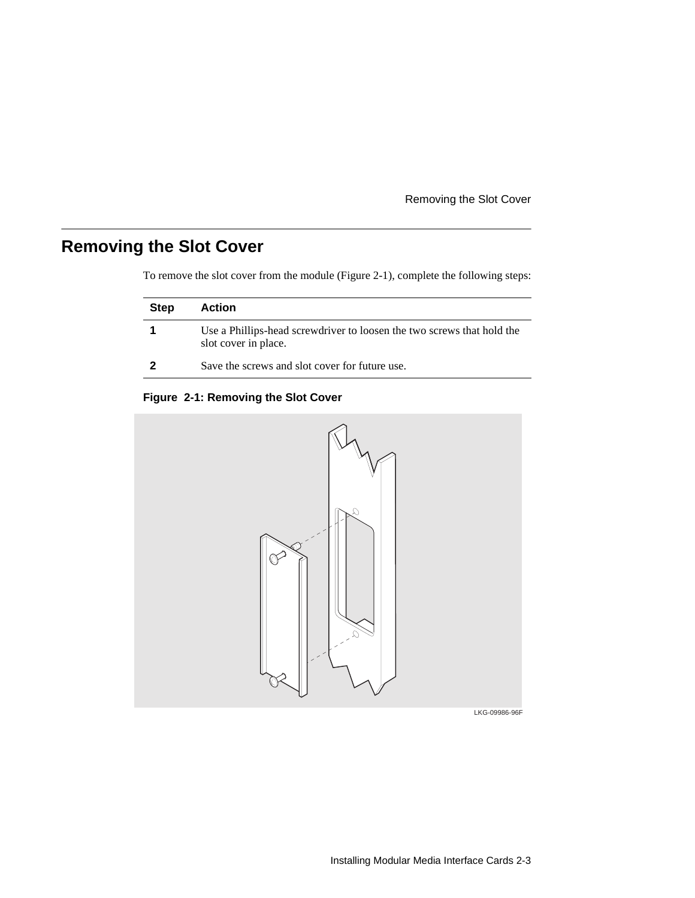## Removing the Slot Cover

To remove the slot cover from the module (Figure 2-1), complete the following steps:

| Step | Action |
| --- | --- |
| **1** | Use a Phillips-head screwdriver to loosen the two screws that hold the slot cover in place. |
| **2** | Save the screws and slot cover for future use. |

**Figure 2-1: Removing the Slot Cover**

LKG-09986-96F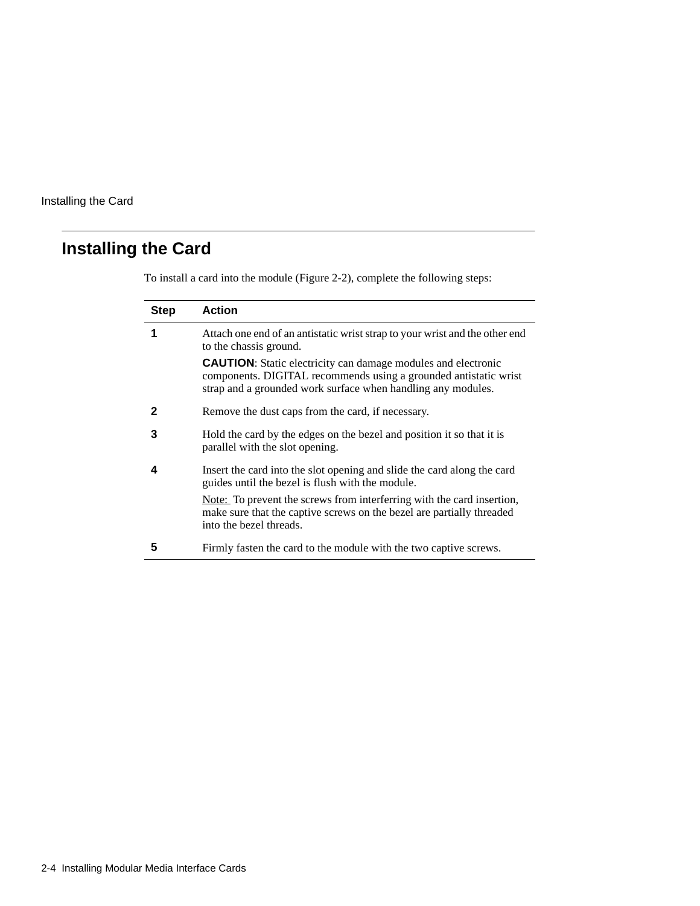## Installing the Card

To install a card into the module (Figure 2-2), complete the following steps:

| Step | Action |
|---|---|
| **1** | Attach one end of an antistatic wrist strap to your wrist and the other end to the chassis ground.<br><br>**CAUTION**: Static electricity can damage modules and electronic components. DIGITAL recommends using a grounded antistatic wrist strap and a grounded work surface when handling any modules. |
| **2** | Remove the dust caps from the card, if necessary. |
| **3** | Hold the card by the edges on the bezel and position it so that it is parallel with the slot opening. |
| **4** | Insert the card into the slot opening and slide the card along the card guides until the bezel is flush with the module.<br><br>Note: To prevent the screws from interferring with the card insertion, make sure that the captive screws on the bezel are partially threaded into the bezel threads. |
| **5** | Firmly fasten the card to the module with the two captive screws. |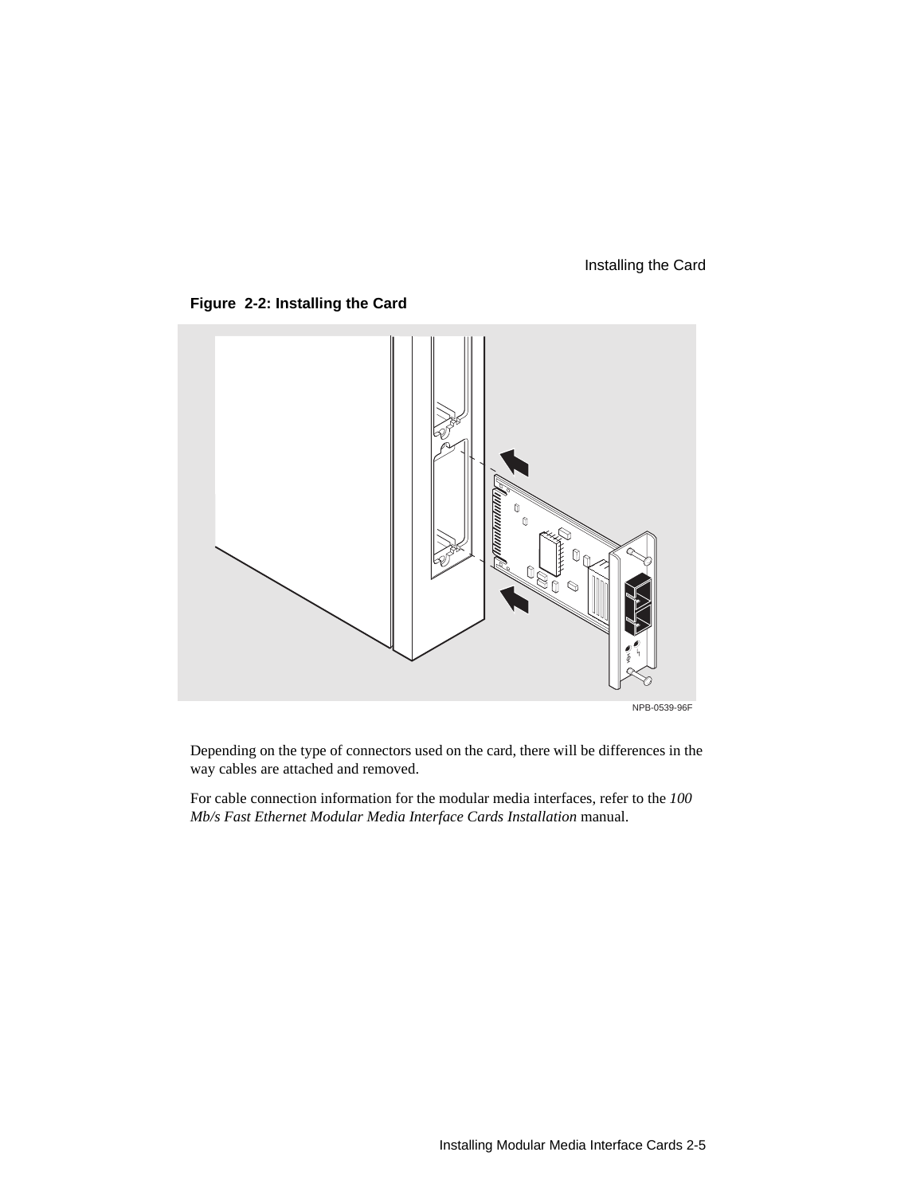**Figure 2-2: Installing the Card**

NPB-0539-96F

Depending on the type of connectors used on the card, there will be differences in the way cables are attached and removed.

For cable connection information for the modular media interfaces, refer to the *100 Mb/s Fast Ethernet Modular Media Interface Cards Installation* manual.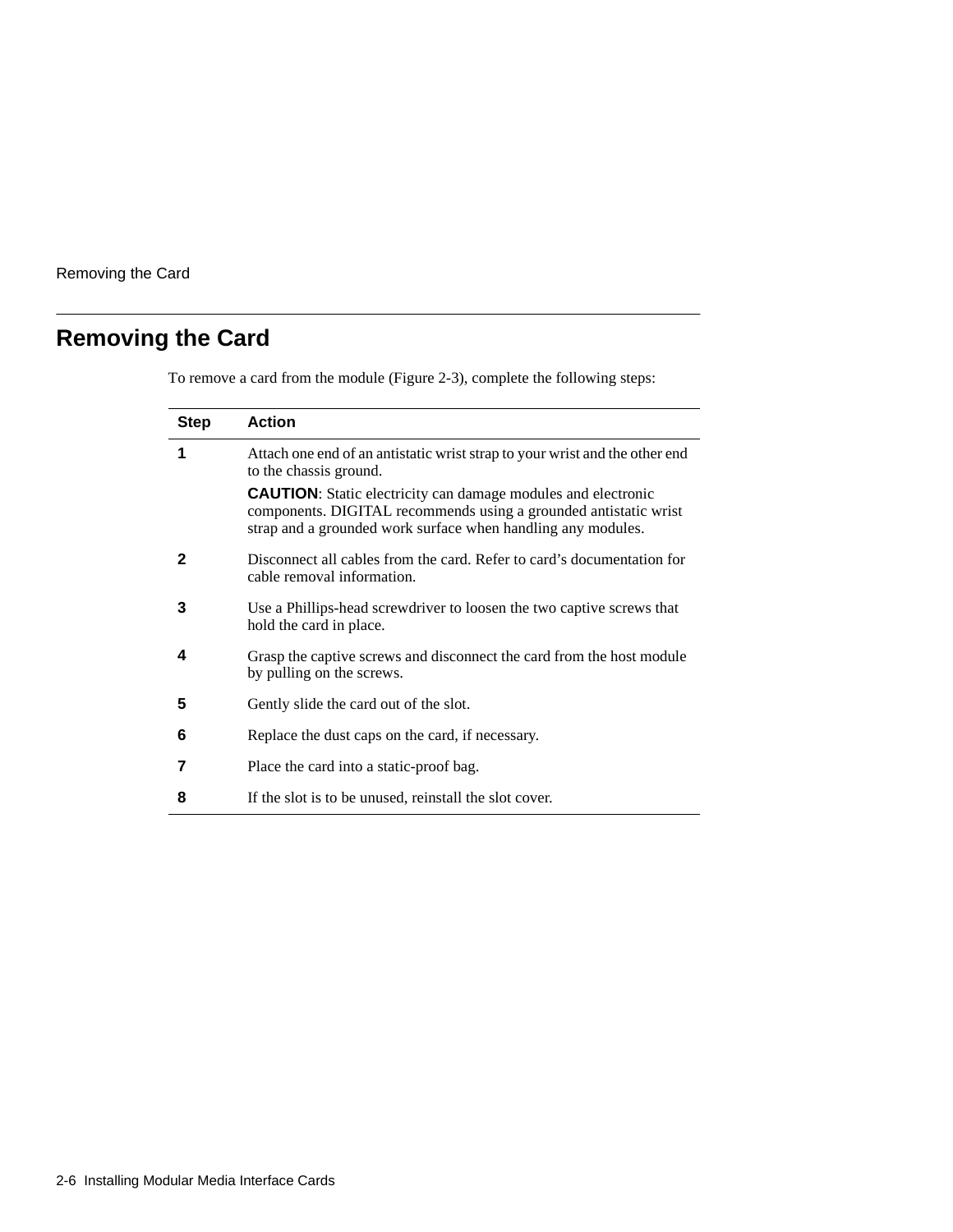## Removing the Card

To remove a card from the module (Figure 2-3), complete the following steps:

| Step | Action |
|---|---|
| **1** | Attach one end of an antistatic wrist strap to your wrist and the other end to the chassis ground.<br><br>**CAUTION**: Static electricity can damage modules and electronic components. DIGITAL recommends using a grounded antistatic wrist strap and a grounded work surface when handling any modules. |
| **2** | Disconnect all cables from the card. Refer to card's documentation for cable removal information. |
| **3** | Use a Phillips-head screwdriver to loosen the two captive screws that hold the card in place. |
| **4** | Grasp the captive screws and disconnect the card from the host module by pulling on the screws. |
| **5** | Gently slide the card out of the slot. |
| **6** | Replace the dust caps on the card, if necessary. |
| **7** | Place the card into a static-proof bag. |
| **8** | If the slot is to be unused, reinstall the slot cover. |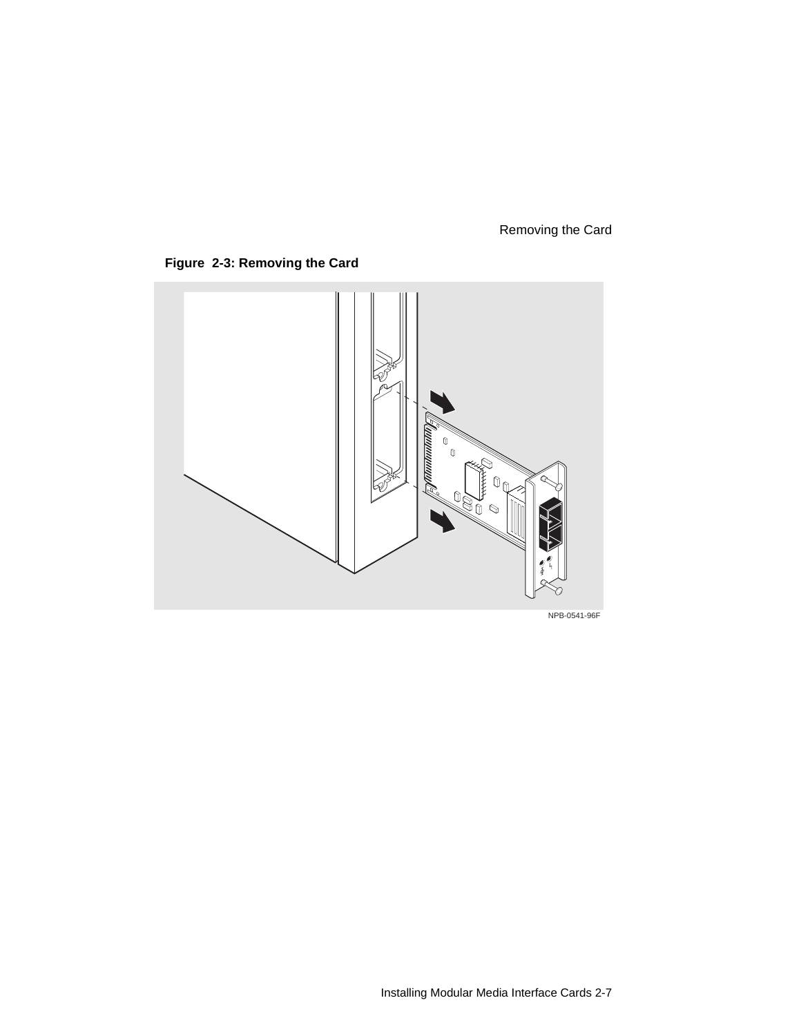**Figure 2-3: Removing the Card**

NPB-0541-96F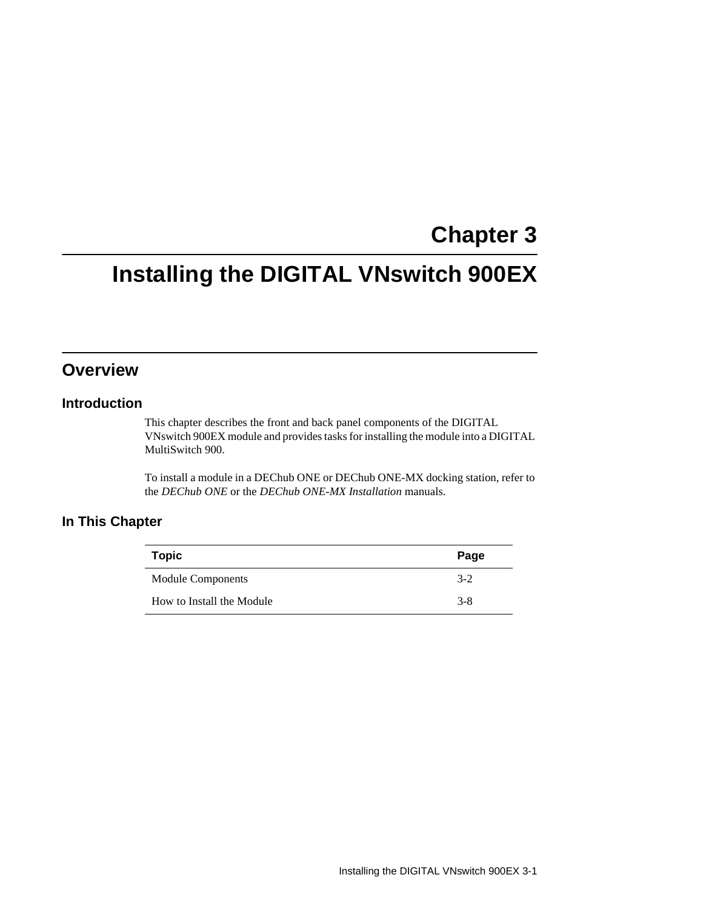# Chapter 3

# Installing the DIGITAL VNswitch 900EX

## Overview

### Introduction

This chapter describes the front and back panel components of the DIGITAL VNswitch 900EX module and provides tasks for installing the module into a DIGITAL MultiSwitch 900.

To install a module in a DEChub ONE or DEChub ONE-MX docking station, refer to the *DEChub ONE* or the *DEChub ONE-MX Installation* manuals.

### In This Chapter

| Topic | Page |
|---|---|
| Module Components | 3-2 |
| How to Install the Module | 3-8 |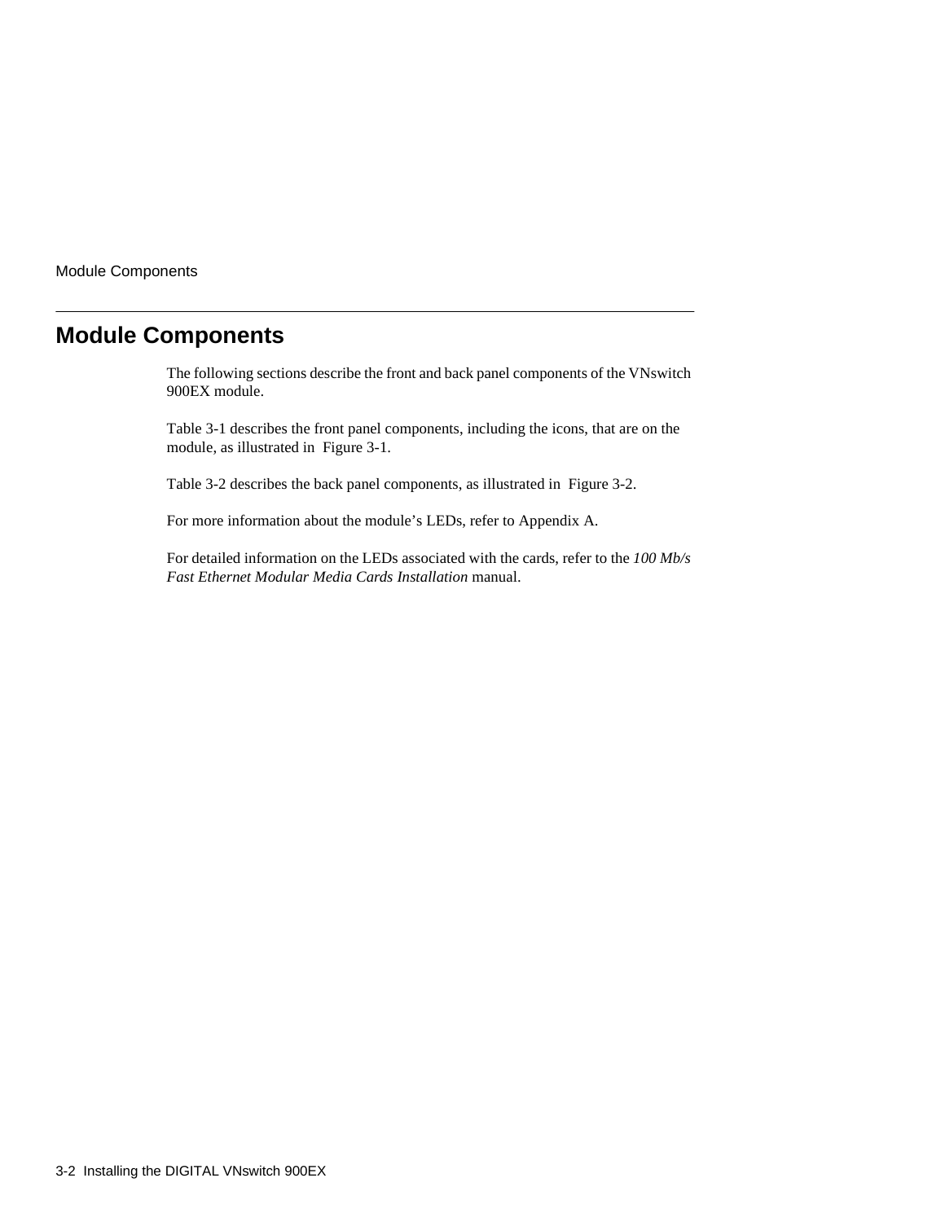## Module Components

The following sections describe the front and back panel components of the VNswitch 900EX module.

Table 3-1 describes the front panel components, including the icons, that are on the module, as illustrated in Figure 3-1.

Table 3-2 describes the back panel components, as illustrated in Figure 3-2.

For more information about the module's LEDs, refer to Appendix A.

For detailed information on the LEDs associated with the cards, refer to the *100 Mb/s Fast Ethernet Modular Media Cards Installation* manual.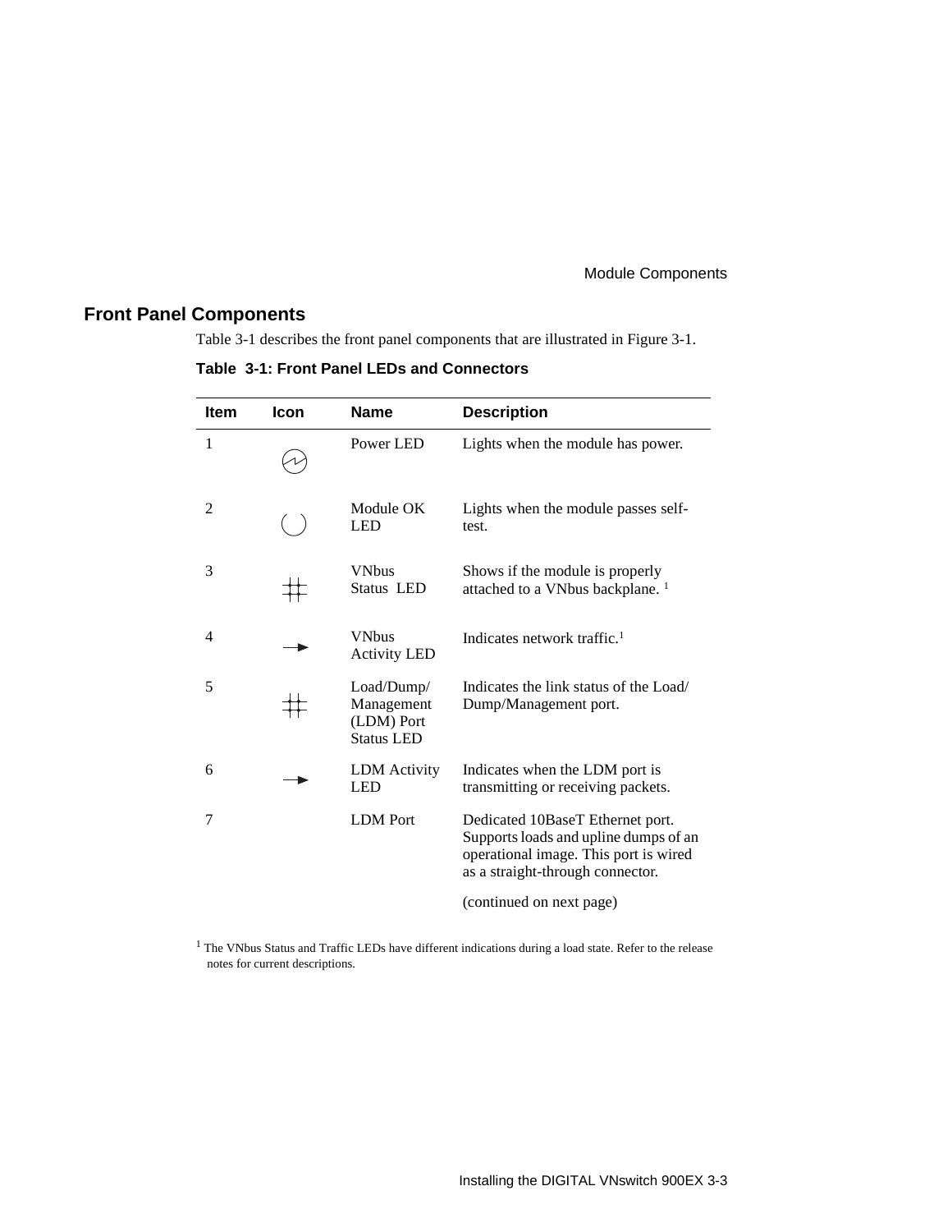## Front Panel Components

Table 3-1 describes the front panel components that are illustrated in Figure 3-1.

**Table 3-1: Front Panel LEDs and Connectors**

| Item | Icon | Name | Description |
|---|---|---|---|
| 1 | | Power LED | Lights when the module has power. |
| 2 | | Module OK LED | Lights when the module passes self-test. |
| 3 | | VNbus Status LED | Shows if the module is properly attached to a VNbus backplane. [1] |
| 4 | | VNbus Activity LED | Indicates network traffic.[1] |
| 5 | | Load/Dump/ Management (LDM) Port Status LED | Indicates the link status of the Load/ Dump/Management port. |
| 6 | | LDM Activity LED | Indicates when the LDM port is transmitting or receiving packets. |
| 7 | | LDM Port | Dedicated 10BaseT Ethernet port. Supports loads and upline dumps of an operational image. This port is wired as a straight-through connector. |

(continued on next page)

[1] The VNbus Status and Traffic LEDs have different indications during a load state. Refer to the release notes for current descriptions.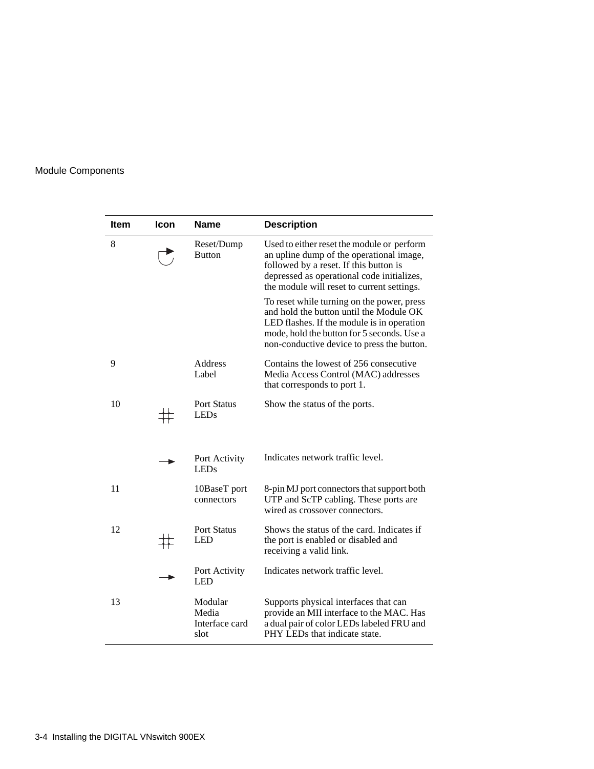| Item | Icon | Name | Description |
|---|---|---|---|
| 8 | | Reset/Dump Button | Used to either reset the module or perform an upline dump of the operational image, followed by a reset. If this button is depressed as operational code initializes, the module will reset to current settings.<br><br>To reset while turning on the power, press and hold the button until the Module OK LED flashes. If the module is in operation mode, hold the button for 5 seconds. Use a non-conductive device to press the button. |
| 9 | | Address Label | Contains the lowest of 256 consecutive Media Access Control (MAC) addresses that corresponds to port 1. |
| 10 | | Port Status LEDs | Show the status of the ports. |
| | | Port Activity LEDs | Indicates network traffic level. |
| 11 | | 10BaseT port connectors | 8-pin MJ port connectors that support both UTP and ScTP cabling. These ports are wired as crossover connectors. |
| 12 | | Port Status LED | Shows the status of the card. Indicates if the port is enabled or disabled and receiving a valid link. |
| | | Port Activity LED | Indicates network traffic level. |
| 13 | | Modular Media Interface card slot | Supports physical interfaces that can provide an MII interface to the MAC. Has a dual pair of color LEDs labeled FRU and PHY LEDs that indicate state. |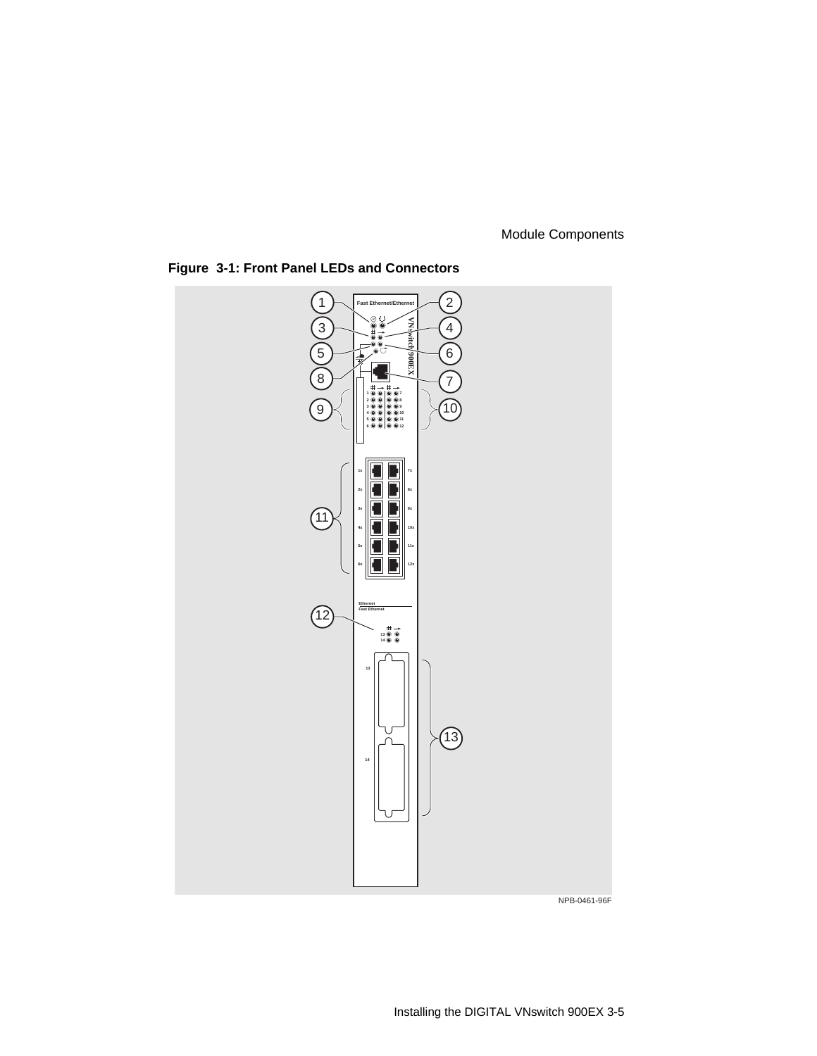**Figure 3-1: Front Panel LEDs and Connectors**

NPB-0461-96F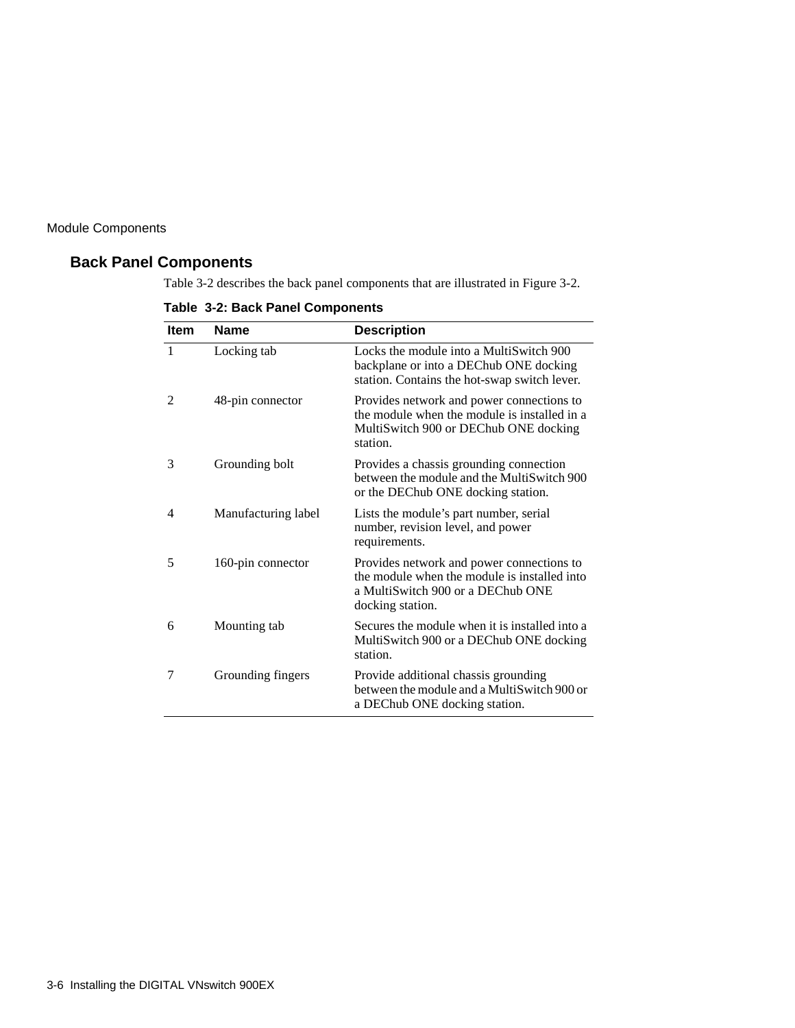## Back Panel Components

Table 3-2 describes the back panel components that are illustrated in Figure 3-2.

**Table 3-2: Back Panel Components**

| Item | Name | Description |
|---|---|---|
| 1 | Locking tab | Locks the module into a MultiSwitch 900 backplane or into a DEChub ONE docking station. Contains the hot-swap switch lever. |
| 2 | 48-pin connector | Provides network and power connections to the module when the module is installed in a MultiSwitch 900 or DEChub ONE docking station. |
| 3 | Grounding bolt | Provides a chassis grounding connection between the module and the MultiSwitch 900 or the DEChub ONE docking station. |
| 4 | Manufacturing label | Lists the module’s part number, serial number, revision level, and power requirements. |
| 5 | 160-pin connector | Provides network and power connections to the module when the module is installed into a MultiSwitch 900 or a DEChub ONE docking station. |
| 6 | Mounting tab | Secures the module when it is installed into a MultiSwitch 900 or a DEChub ONE docking station. |
| 7 | Grounding fingers | Provide additional chassis grounding between the module and a MultiSwitch 900 or a DEChub ONE docking station. |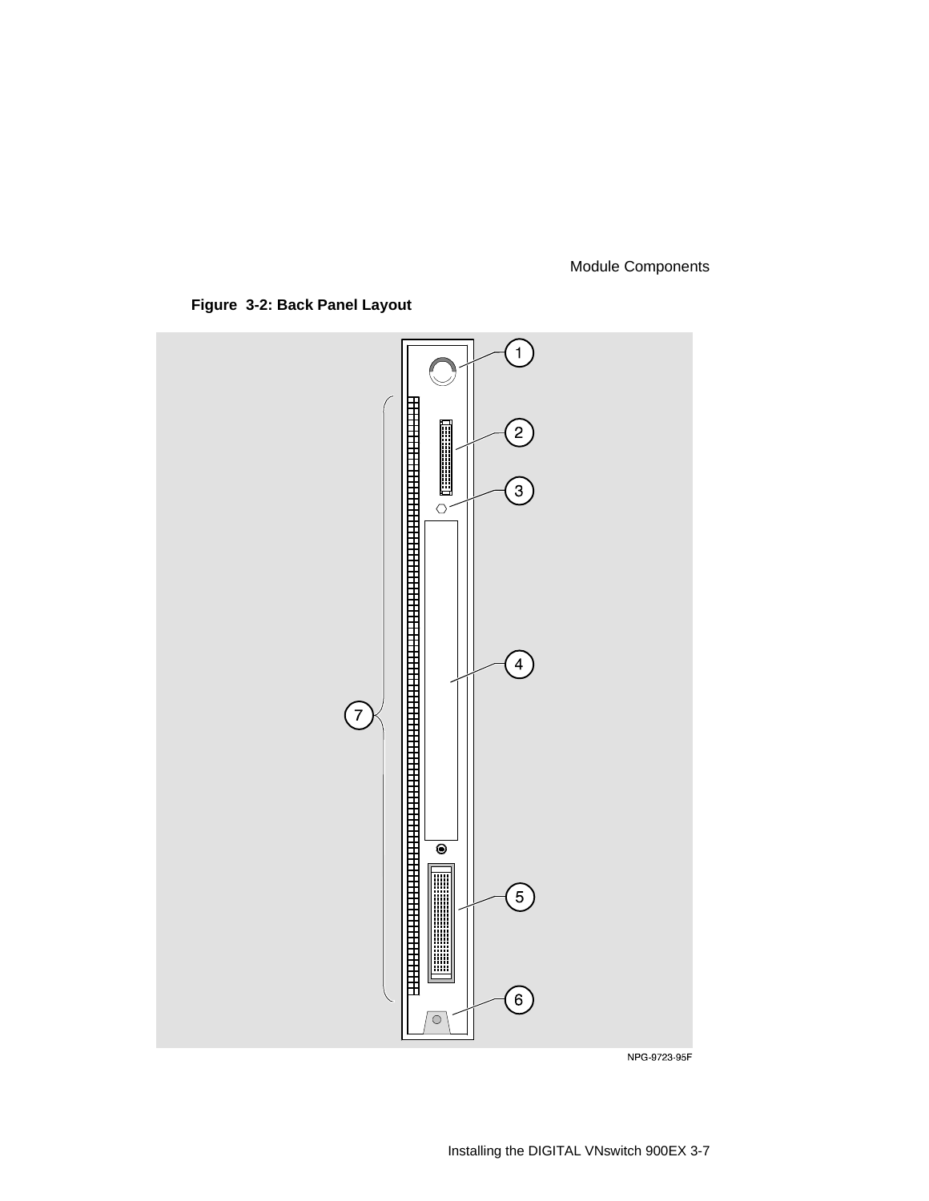**Figure 3-2: Back Panel Layout**

1
2
3
4
5
6
7

NPG-9723-95F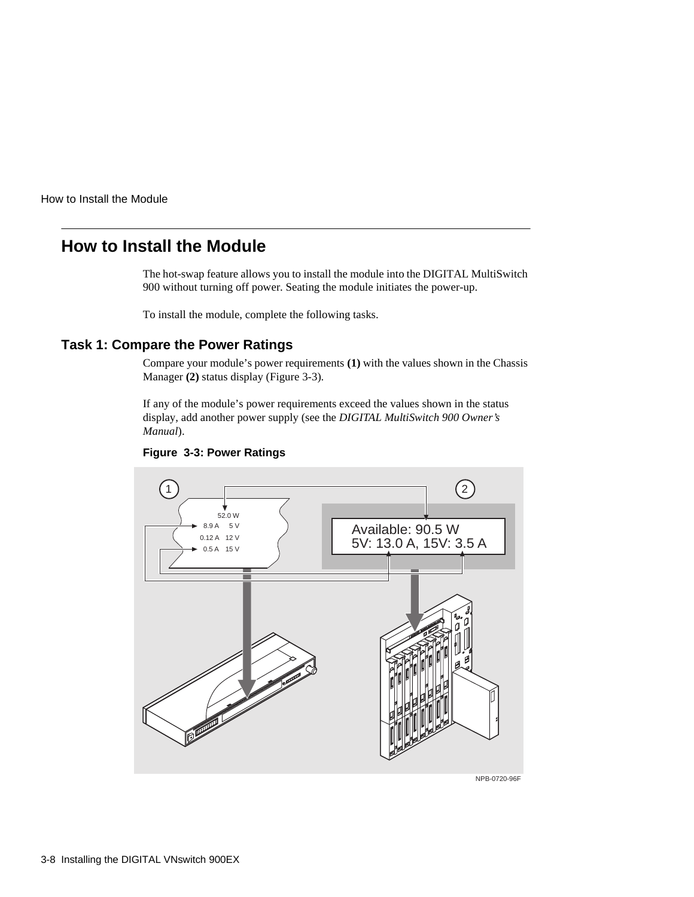## How to Install the Module

The hot-swap feature allows you to install the module into the DIGITAL MultiSwitch 900 without turning off power. Seating the module initiates the power-up.

To install the module, complete the following tasks.

### Task 1: Compare the Power Ratings

Compare your module's power requirements **(1)** with the values shown in the Chassis Manager **(2)** status display (Figure 3-3).

If any of the module's power requirements exceed the values shown in the status display, add another power supply (see the *DIGITAL MultiSwitch 900 Owner's Manual*).

**Figure 3-3: Power Ratings**

1

52.0 W
8.9 A 5 V
0.12 A 12 V
0.5 A 15 V

2

Available: 90.5 W
5V: 13.0 A, 15V: 3.5 A

NPB-0720-96F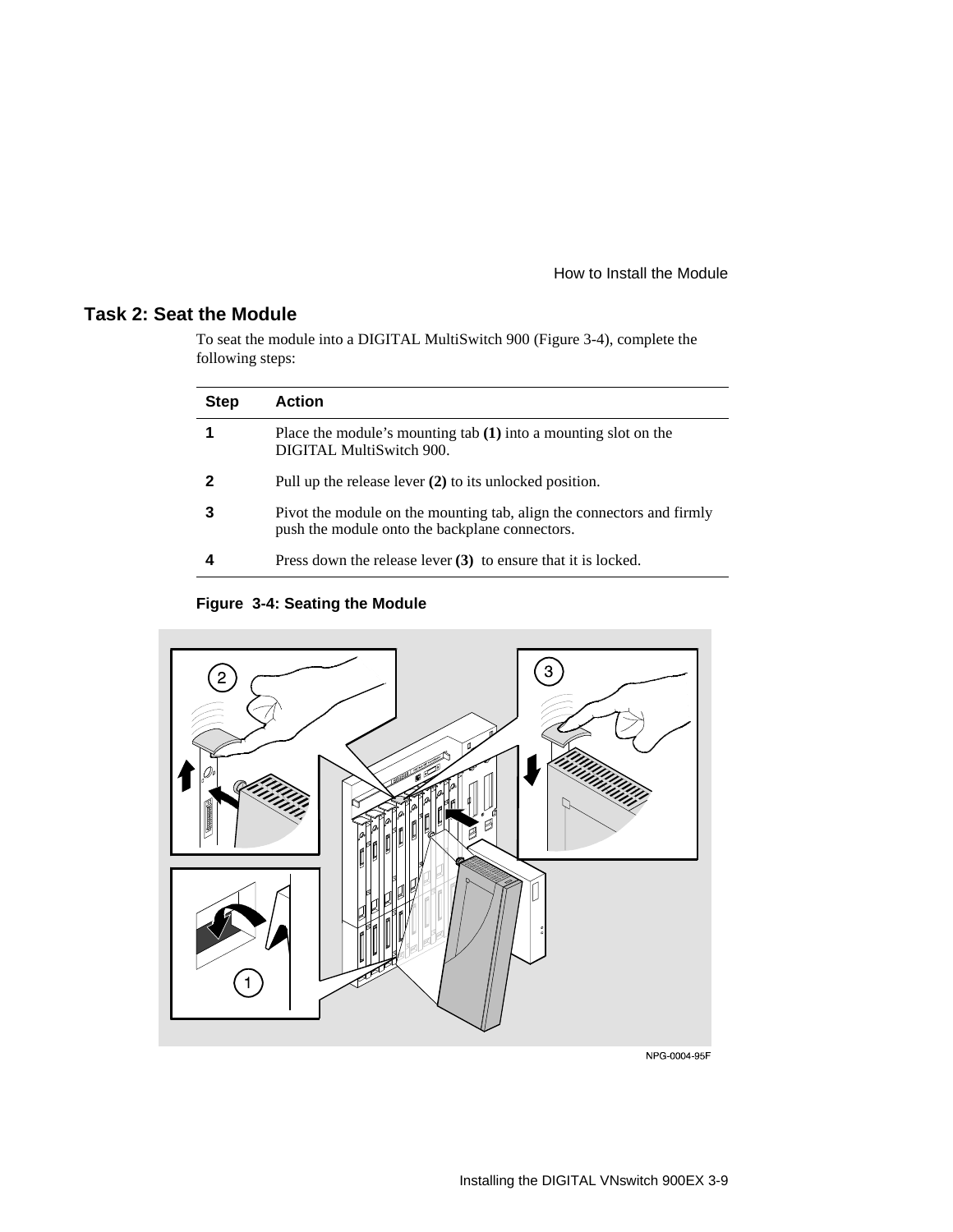## Task 2: Seat the Module

To seat the module into a DIGITAL MultiSwitch 900 (Figure 3-4), complete the following steps:

| Step | Action |
|---|---|
| **1** | Place the module's mounting tab **(1)** into a mounting slot on the DIGITAL MultiSwitch 900. |
| **2** | Pull up the release lever **(2)** to its unlocked position. |
| **3** | Pivot the module on the mounting tab, align the connectors and firmly push the module onto the backplane connectors. |
| **4** | Press down the release lever **(3)** to ensure that it is locked. |

**Figure 3-4: Seating the Module**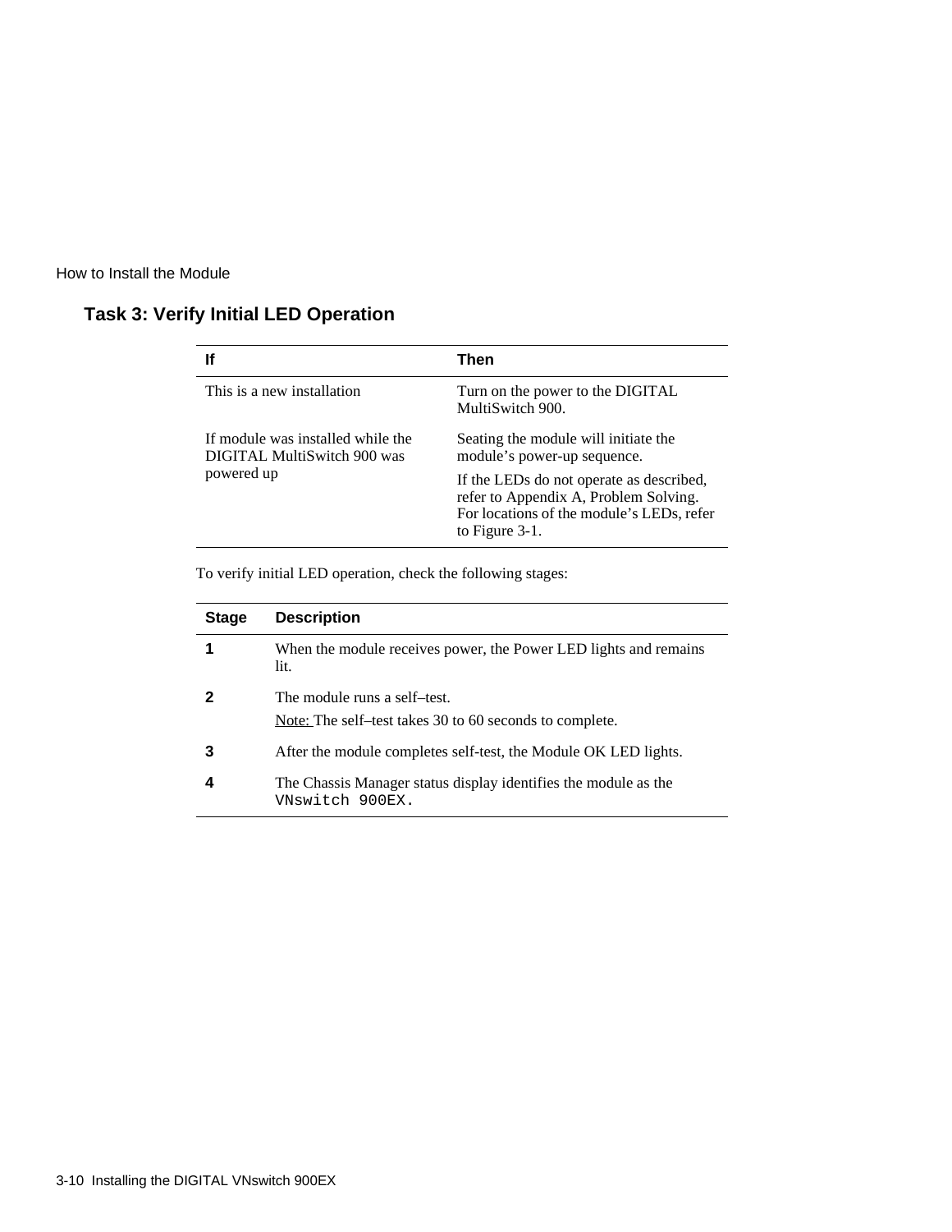## Task 3: Verify Initial LED Operation

| If | Then |
|---|---|
| This is a new installation | Turn on the power to the DIGITAL MultiSwitch 900. |
| If module was installed while the DIGITAL MultiSwitch 900 was powered up | Seating the module will initiate the module's power-up sequence.<br><br>If the LEDs do not operate as described, refer to Appendix A, Problem Solving. For locations of the module's LEDs, refer to Figure 3-1. |

To verify initial LED operation, check the following stages:

| Stage | Description |
|---|---|
| **1** | When the module receives power, the Power LED lights and remains lit. |
| **2** | The module runs a self–test.<br><br><u>Note:</u> The self–test takes 30 to 60 seconds to complete. |
| **3** | After the module completes self-test, the Module OK LED lights. |
| **4** | The Chassis Manager status display identifies the module as the `VNswitch 900EX.` |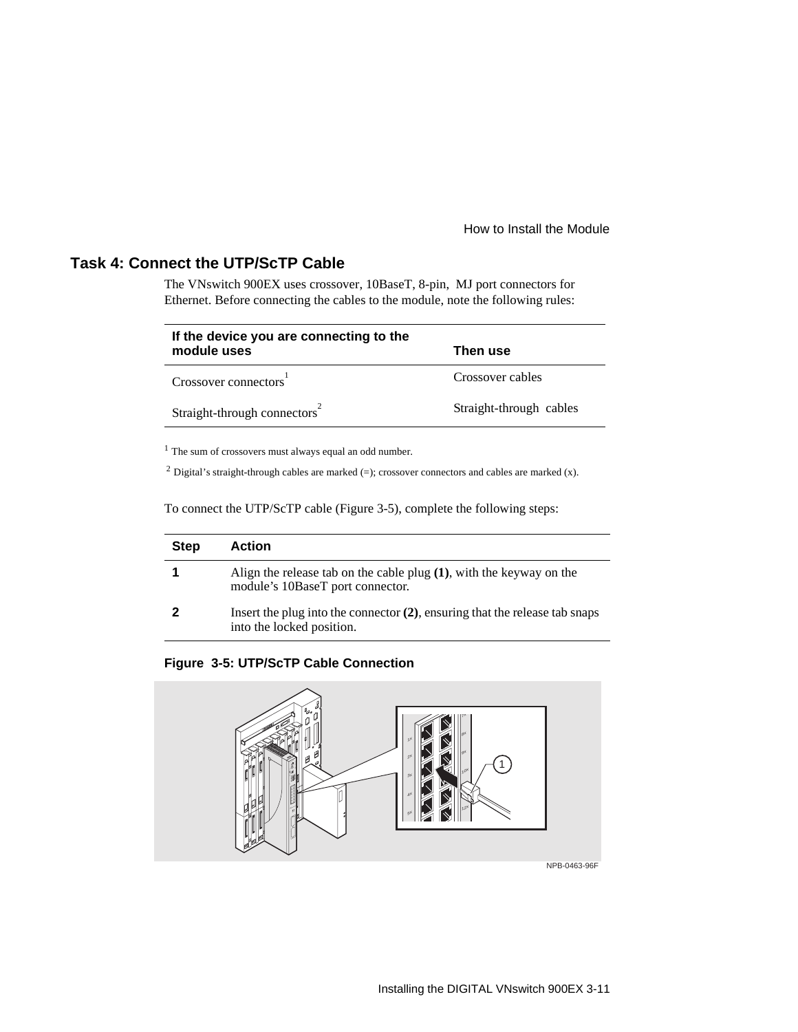## Task 4: Connect the UTP/ScTP Cable

The VNswitch 900EX uses crossover, 10BaseT, 8-pin, MJ port connectors for Ethernet. Before connecting the cables to the module, note the following rules:

| If the device you are connecting to the module uses | Then use |
|---|---|
| Crossover connectors[1] | Crossover cables |
| Straight-through connectors[2] | Straight-through cables |

[1] The sum of crossovers must always equal an odd number.

[2] Digital's straight-through cables are marked (=); crossover connectors and cables are marked (x).

To connect the UTP/ScTP cable (Figure 3-5), complete the following steps:

| Step | Action |
|---|---|
| **1** | Align the release tab on the cable plug **(1)**, with the keyway on the module's 10BaseT port connector. |
| **2** | Insert the plug into the connector **(2)**, ensuring that the release tab snaps into the locked position. |

**Figure 3-5: UTP/ScTP Cable Connection**

NPB-0463-96F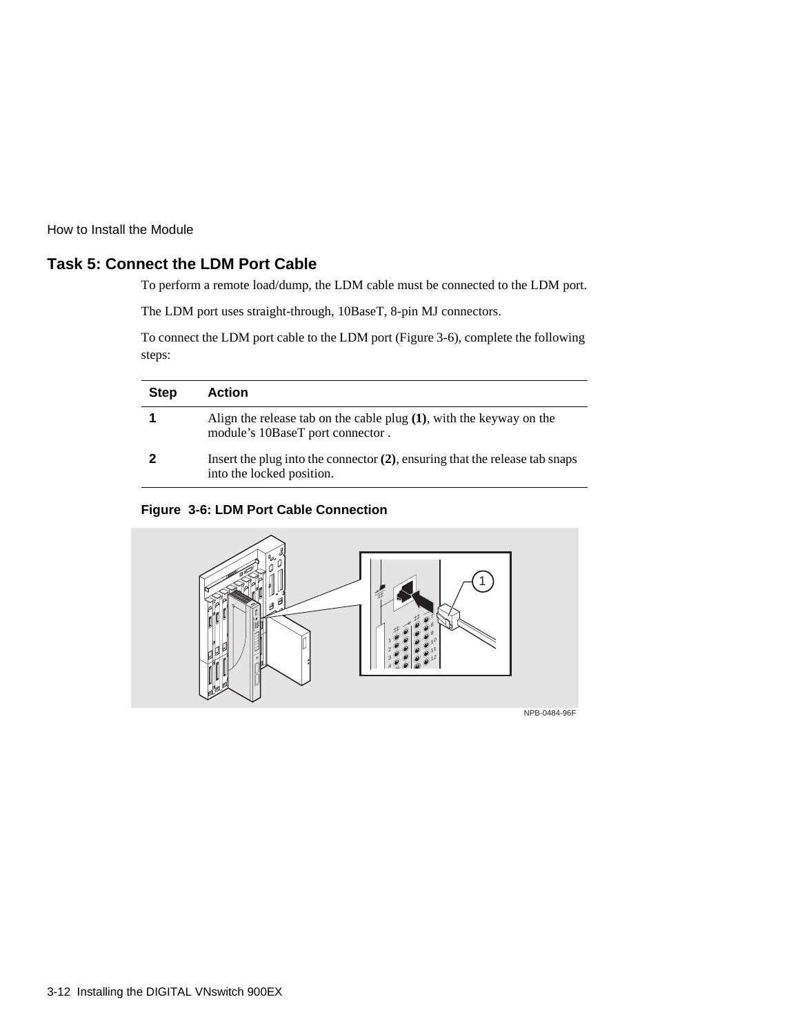## Task 5: Connect the LDM Port Cable

To perform a remote load/dump, the LDM cable must be connected to the LDM port.

The LDM port uses straight-through, 10BaseT, 8-pin MJ connectors.

To connect the LDM port cable to the LDM port (Figure 3-6), complete the following steps:

| Step | Action |
|---|---|
| **1** | Align the release tab on the cable plug **(1)**, with the keyway on the module's 10BaseT port connector . |
| **2** | Insert the plug into the connector **(2)**, ensuring that the release tab snaps into the locked position. |

**Figure 3-6: LDM Port Cable Connection**

NPB-0484-96F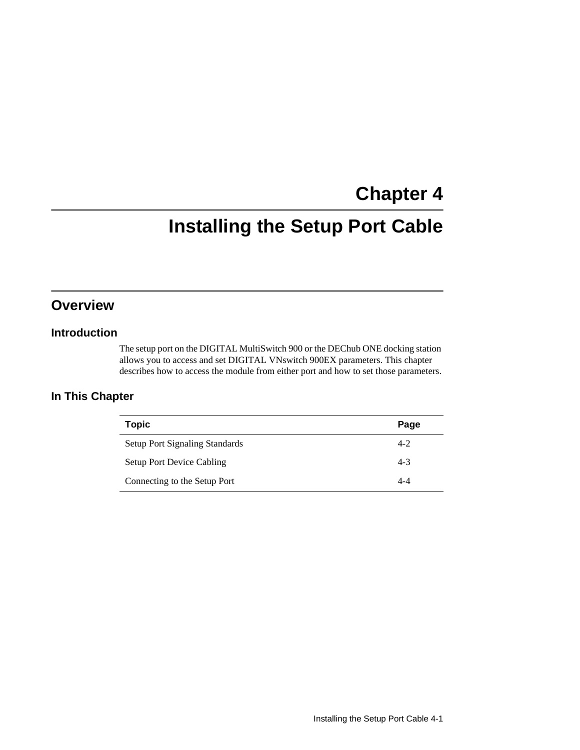# Chapter 4

# Installing the Setup Port Cable

## Overview

### Introduction

The setup port on the DIGITAL MultiSwitch 900 or the DEChub ONE docking station allows you to access and set DIGITAL VNswitch 900EX parameters. This chapter describes how to access the module from either port and how to set those parameters.

### In This Chapter

| Topic | Page |
|---|---|
| Setup Port Signaling Standards | 4-2 |
| Setup Port Device Cabling | 4-3 |
| Connecting to the Setup Port | 4-4 |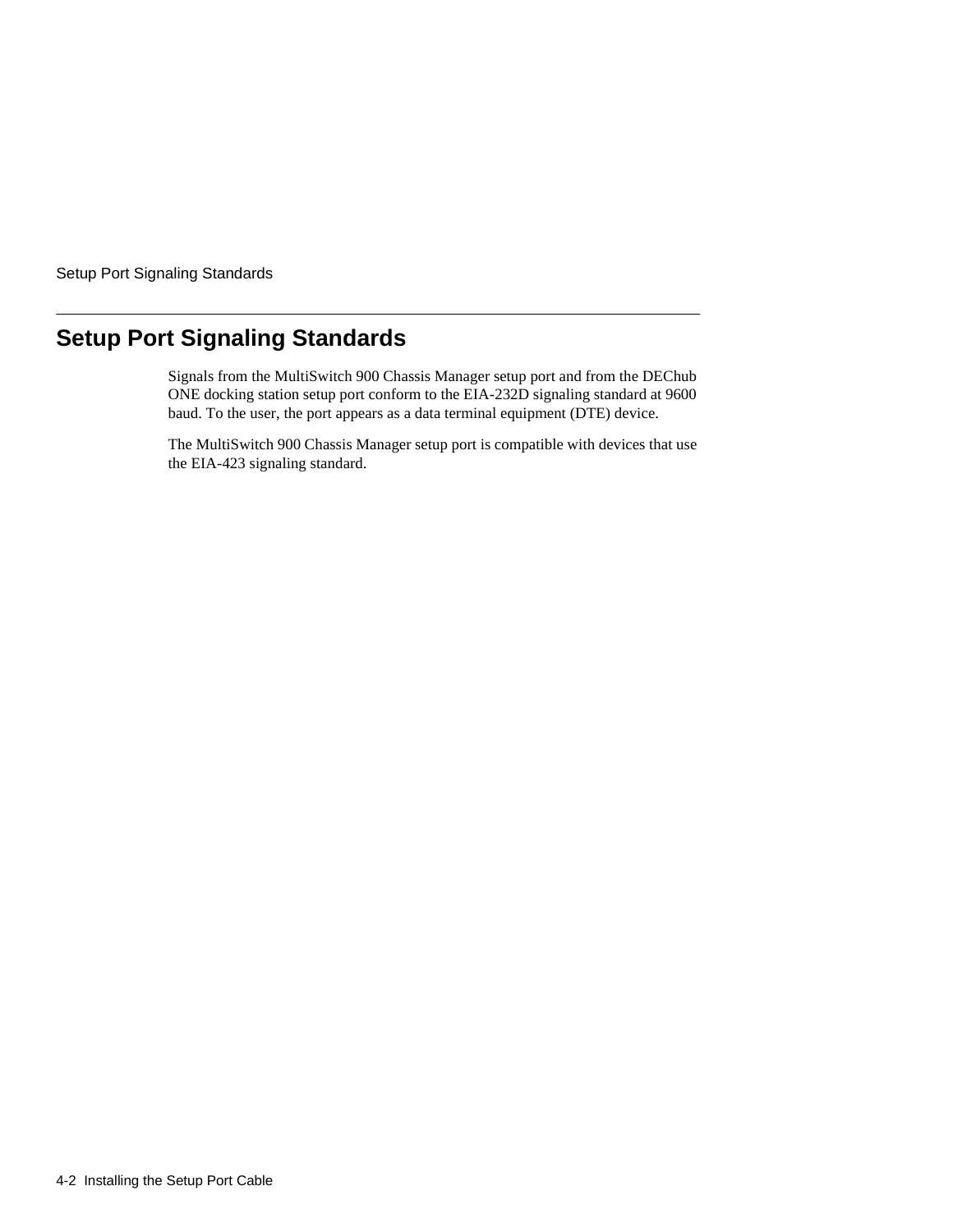## Setup Port Signaling Standards

Signals from the MultiSwitch 900 Chassis Manager setup port and from the DEChub ONE docking station setup port conform to the EIA-232D signaling standard at 9600 baud. To the user, the port appears as a data terminal equipment (DTE) device.

The MultiSwitch 900 Chassis Manager setup port is compatible with devices that use the EIA-423 signaling standard.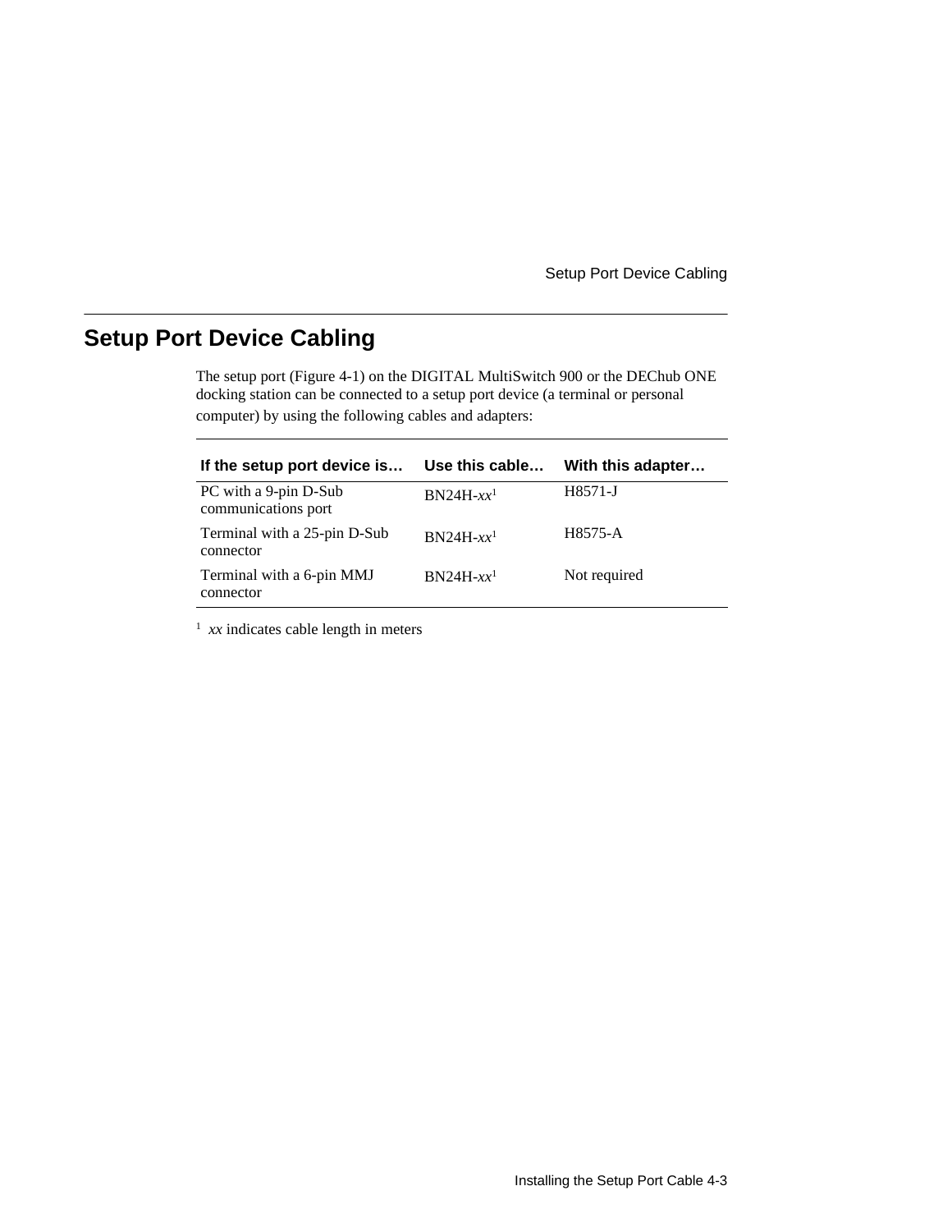## Setup Port Device Cabling

The setup port (Figure 4-1) on the DIGITAL MultiSwitch 900 or the DEChub ONE docking station can be connected to a setup port device (a terminal or personal computer) by using the following cables and adapters:

| If the setup port device is… | Use this cable… | With this adapter… |
|---|---|---|
| PC with a 9-pin D-Sub communications port | BN24H-*xx*[1] | H8571-J |
| Terminal with a 25-pin D-Sub connector | BN24H-*xx*[1] | H8575-A |
| Terminal with a 6-pin MMJ connector | BN24H-*xx*[1] | Not required |

[1] *xx* indicates cable length in meters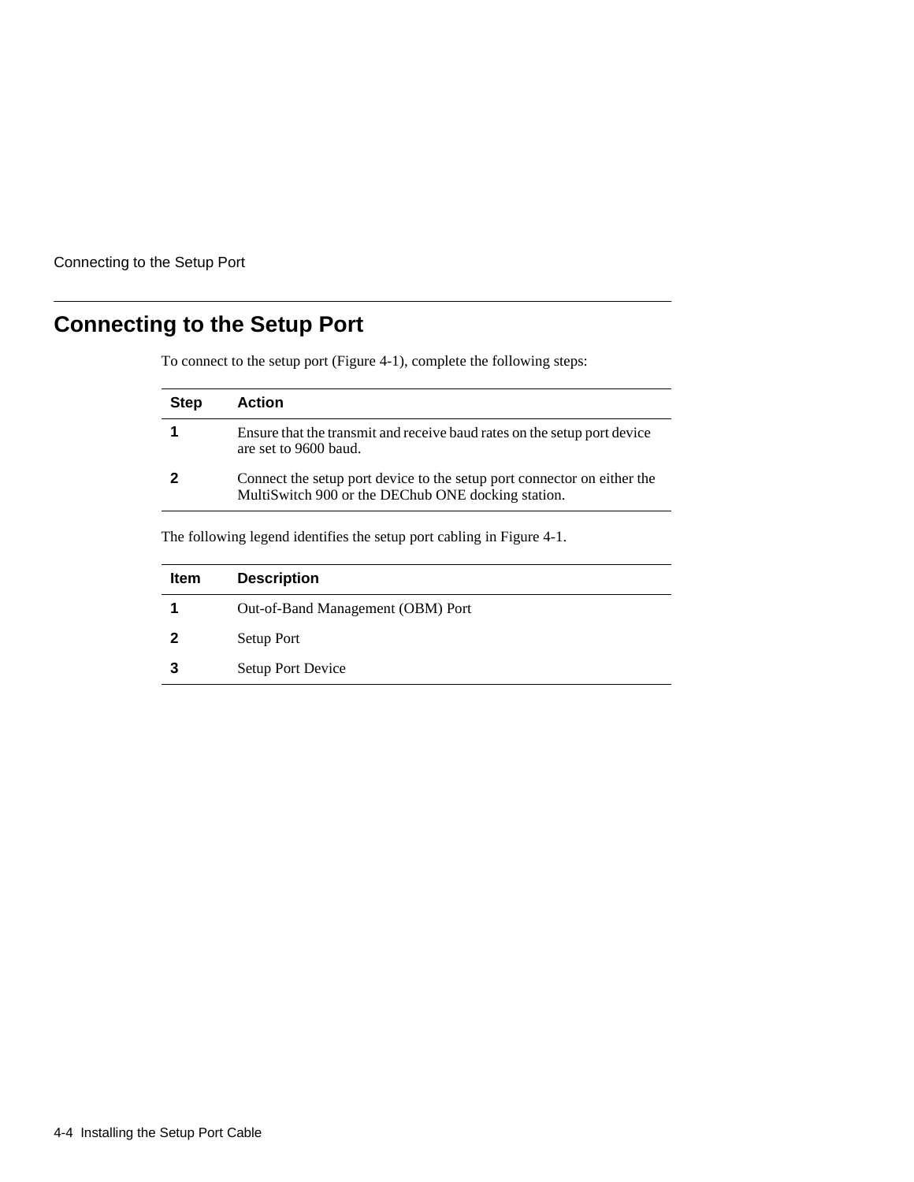## Connecting to the Setup Port

To connect to the setup port (Figure 4-1), complete the following steps:

| Step | Action |
|---|---|
| **1** | Ensure that the transmit and receive baud rates on the setup port device are set to 9600 baud. |
| **2** | Connect the setup port device to the setup port connector on either the MultiSwitch 900 or the DEChub ONE docking station. |

The following legend identifies the setup port cabling in Figure 4-1.

| Item | Description |
|---|---|
| **1** | Out-of-Band Management (OBM) Port |
| **2** | Setup Port |
| **3** | Setup Port Device |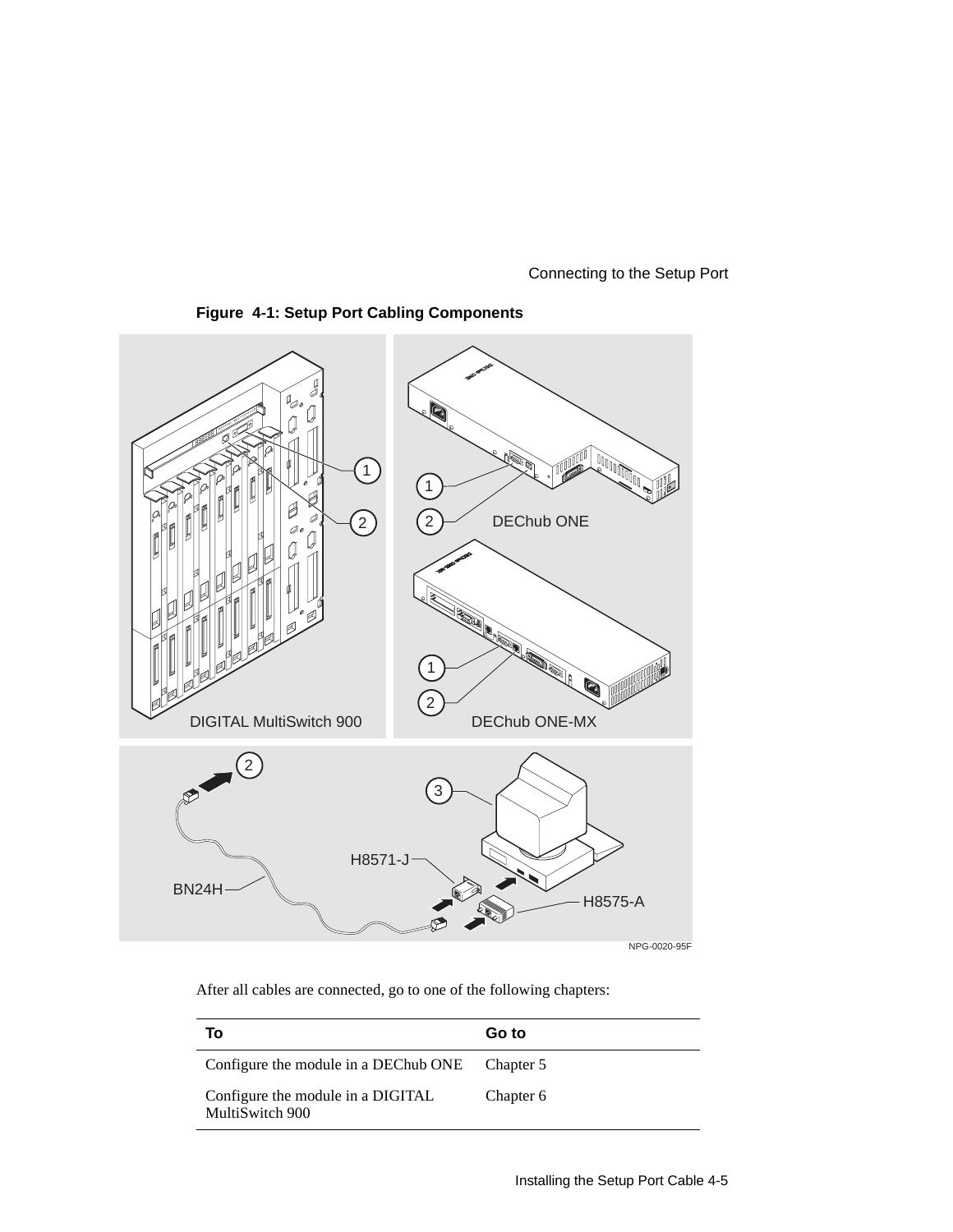**Figure 4-1: Setup Port Cabling Components**

After all cables are connected, go to one of the following chapters:

| To | Go to |
|---|---|
| Configure the module in a DEChub ONE | Chapter 5 |
| Configure the module in a DIGITAL MultiSwitch 900 | Chapter 6 |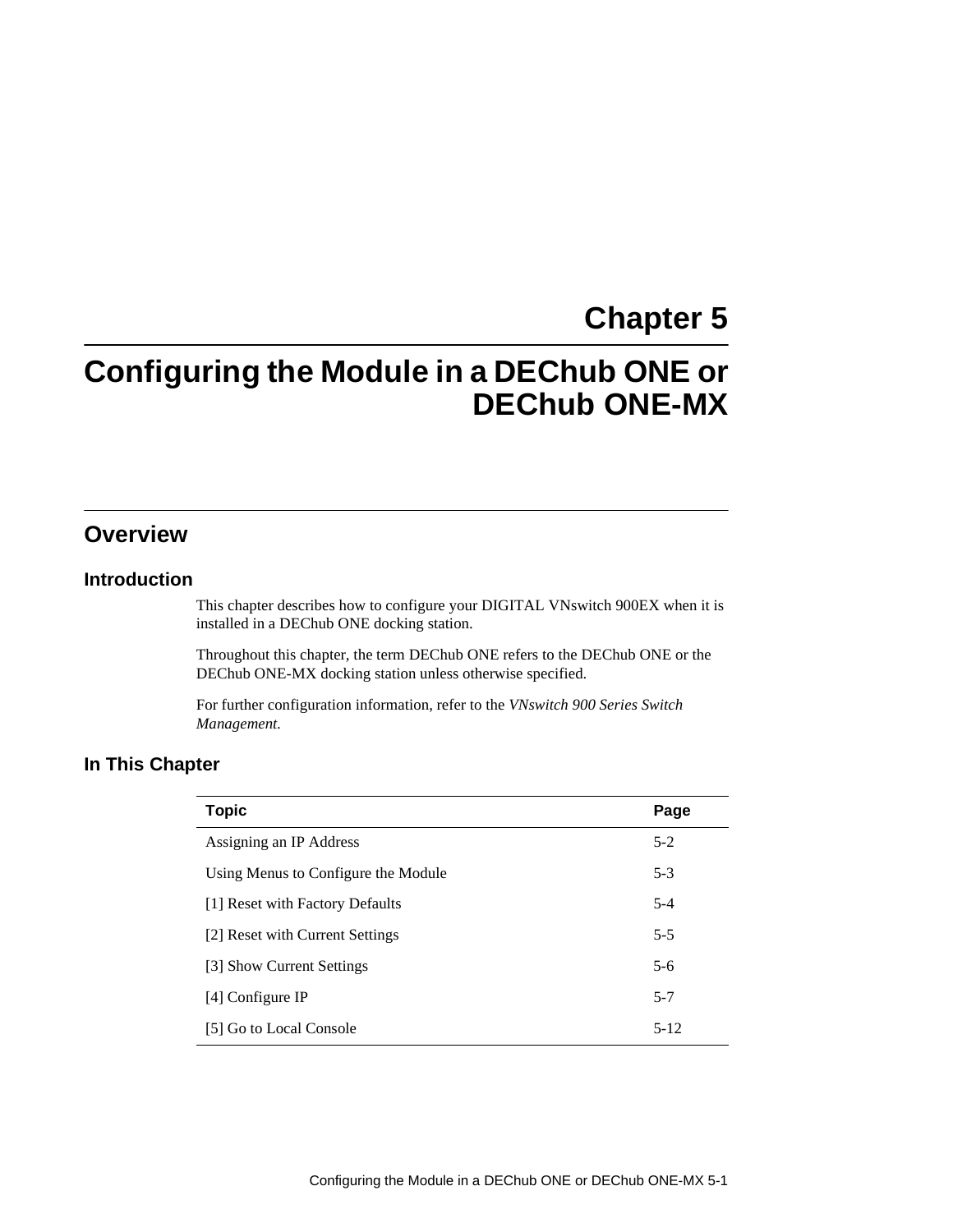# Chapter 5

# Configuring the Module in a DEChub ONE or DEChub ONE-MX

## Overview

### Introduction

This chapter describes how to configure your DIGITAL VNswitch 900EX when it is installed in a DEChub ONE docking station.

Throughout this chapter, the term DEChub ONE refers to the DEChub ONE or the DEChub ONE-MX docking station unless otherwise specified.

For further configuration information, refer to the *VNswitch 900 Series Switch Management*.

### In This Chapter

| Topic | Page |
|---|---|
| Assigning an IP Address | 5-2 |
| Using Menus to Configure the Module | 5-3 |
| [1] Reset with Factory Defaults | 5-4 |
| [2] Reset with Current Settings | 5-5 |
| [3] Show Current Settings | 5-6 |
| [4] Configure IP | 5-7 |
| [5] Go to Local Console | 5-12 |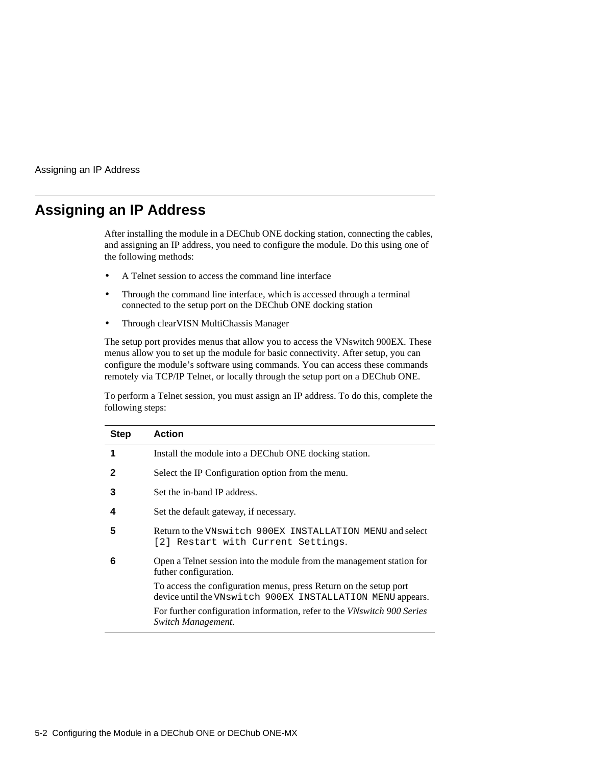## Assigning an IP Address

After installing the module in a DEChub ONE docking station, connecting the cables, and assigning an IP address, you need to configure the module. Do this using one of the following methods:

- A Telnet session to access the command line interface
- Through the command line interface, which is accessed through a terminal connected to the setup port on the DEChub ONE docking station
- Through clearVISN MultiChassis Manager

The setup port provides menus that allow you to access the VNswitch 900EX. These menus allow you to set up the module for basic connectivity. After setup, you can configure the module's software using commands. You can access these commands remotely via TCP/IP Telnet, or locally through the setup port on a DEChub ONE.

To perform a Telnet session, you must assign an IP address. To do this, complete the following steps:

| Step | Action |
|---|---|
| **1** | Install the module into a DEChub ONE docking station. |
| **2** | Select the IP Configuration option from the menu. |
| **3** | Set the in-band IP address. |
| **4** | Set the default gateway, if necessary. |
| **5** | Return to the `VNswitch 900EX INSTALLATION MENU` and select `[2] Restart with Current Settings`. |
| **6** | Open a Telnet session into the module from the management station for futher configuration.<br>To access the configuration menus, press Return on the setup port device until the `VNswitch 900EX INSTALLATION MENU` appears.<br>For further configuration information, refer to the *VNswitch 900 Series Switch Management*. |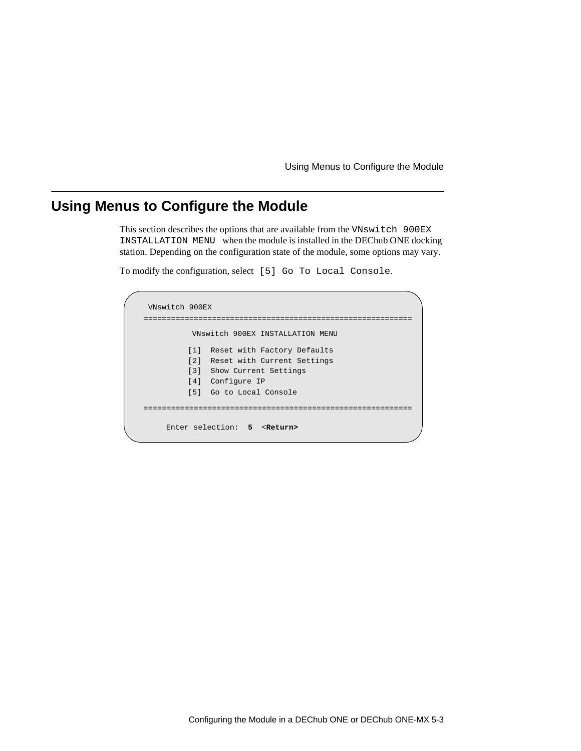## Using Menus to Configure the Module

This section describes the options that are available from the `VNswitch 900EX INSTALLATION MENU` when the module is installed in the DEChub ONE docking station. Depending on the configuration state of the module, some options may vary.

To modify the configuration, select `[5] Go To Local Console`.

```
 VNswitch 900EX
===========================================================
          VNswitch 900EX INSTALLATION MENU

         [1]  Reset with Factory Defaults
         [2]  Reset with Current Settings
         [3]  Show Current Settings
         [4]  Configure IP
         [5]  Go to Local Console

===========================================================

     Enter selection:  5  <Return>
```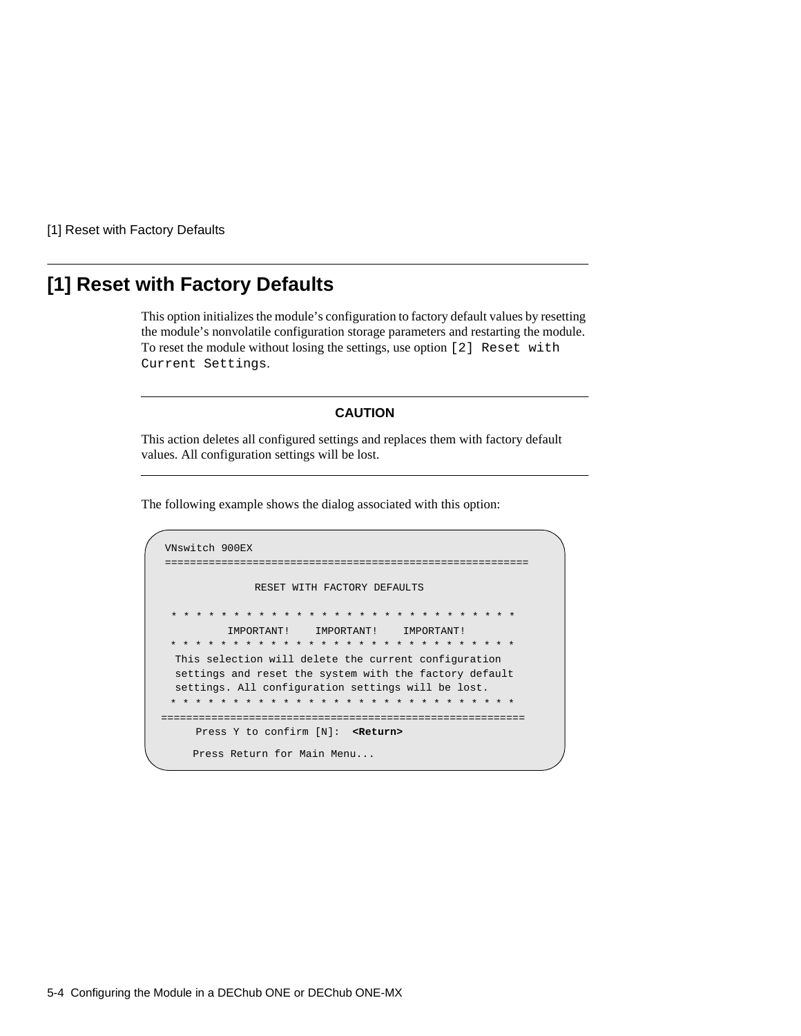## [1] Reset with Factory Defaults

This option initializes the module's configuration to factory default values by resetting the module's nonvolatile configuration storage parameters and restarting the module. To reset the module without losing the settings, use option `[2] Reset with Current Settings`.

---

**CAUTION**

This action deletes all configured settings and replaces them with factory default values. All configuration settings will be lost.

---

The following example shows the dialog associated with this option:

```
VNswitch 900EX
==========================================================

               RESET WITH FACTORY DEFAULTS

 * * * * * * * * * * * * * * * * * * * * * * * * * * * * *
          IMPORTANT!    IMPORTANT!    IMPORTANT!
 * * * * * * * * * * * * * * * * * * * * * * * * * * * * *
  This selection will delete the current configuration
  settings and reset the system with the factory default
  settings. All configuration settings will be lost.
 * * * * * * * * * * * * * * * * * * * * * * * * * * * * *
==========================================================
     Press Y to confirm [N]:  <Return>

     Press Return for Main Menu...
```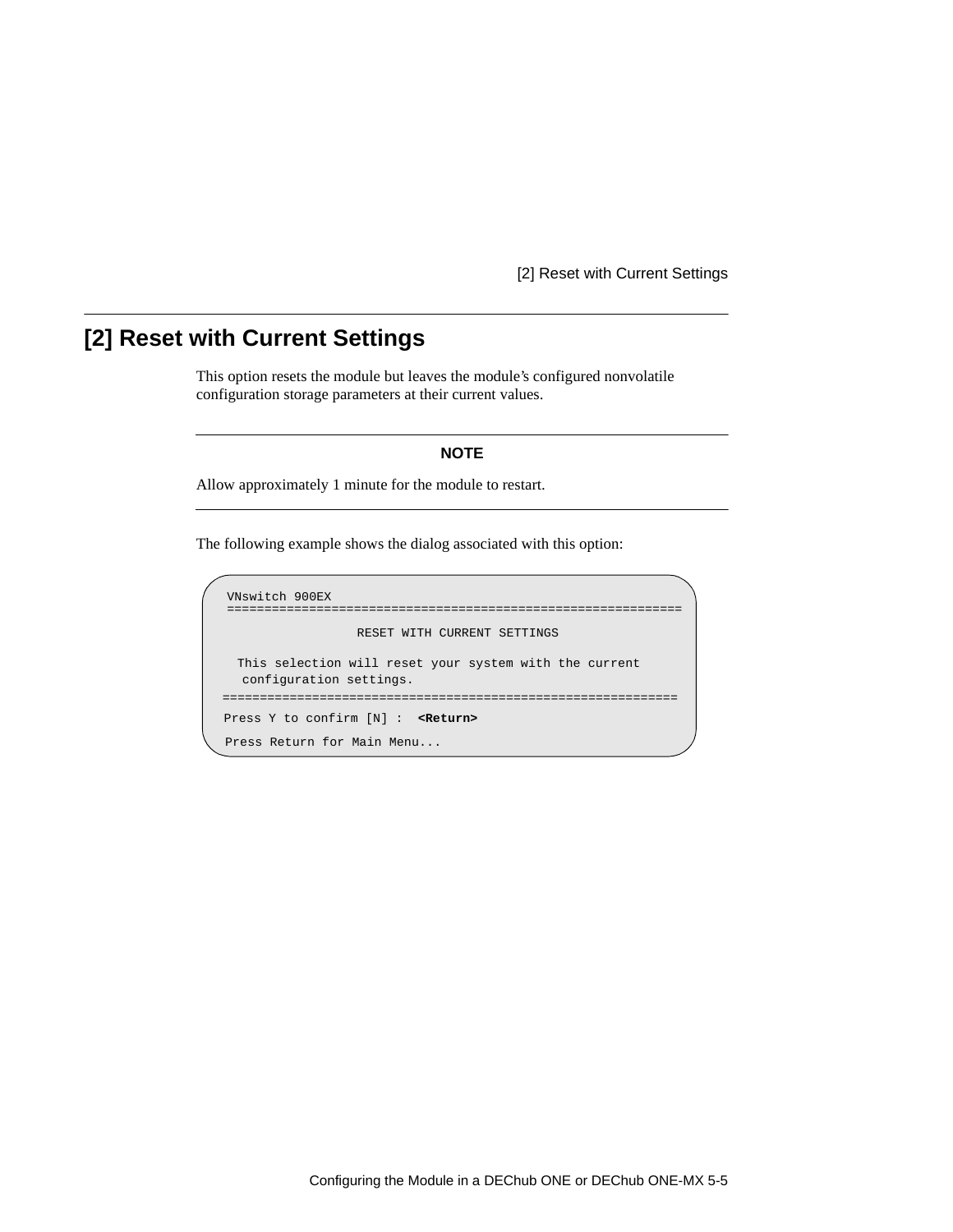## [2] Reset with Current Settings

This option resets the module but leaves the module's configured nonvolatile configuration storage parameters at their current values.

---

**NOTE**

Allow approximately 1 minute for the module to restart.

---

The following example shows the dialog associated with this option:

```
VNswitch 900EX
==============================================================
                 RESET WITH CURRENT SETTINGS

  This selection will reset your system with the current
   configuration settings.
==============================================================
Press Y to confirm [N] :  <Return>

Press Return for Main Menu...
```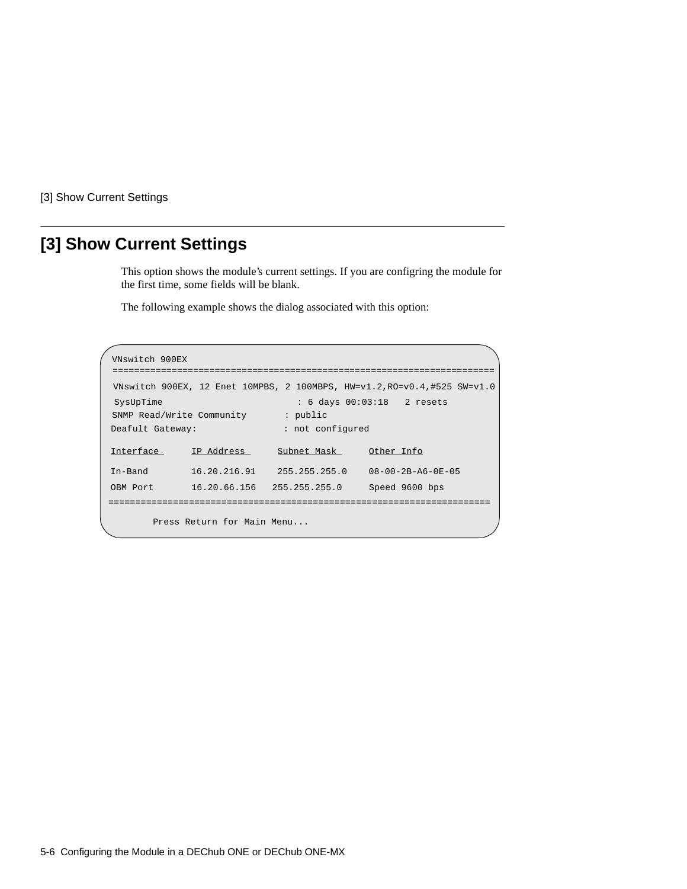## [3] Show Current Settings

This option shows the module's current settings. If you are configring the module for the first time, some fields will be blank.

The following example shows the dialog associated with this option:

```
VNswitch 900EX
======================================================================
VNswitch 900EX, 12 Enet 10MPBS, 2 100MBPS, HW=v1.2,RO=v0.4,#525 SW=v1.0
SysUpTime                        : 6 days 00:03:18   2 resets
SNMP Read/Write Community       : public
Deafult Gateway:                : not configured

Interface      IP Address      Subnet Mask      Other Info

In-Band        16.20.216.91    255.255.255.0    08-00-2B-A6-0E-05
OBM Port       16.20.66.156   255.255.255.0     Speed 9600 bps
======================================================================
        Press Return for Main Menu...
```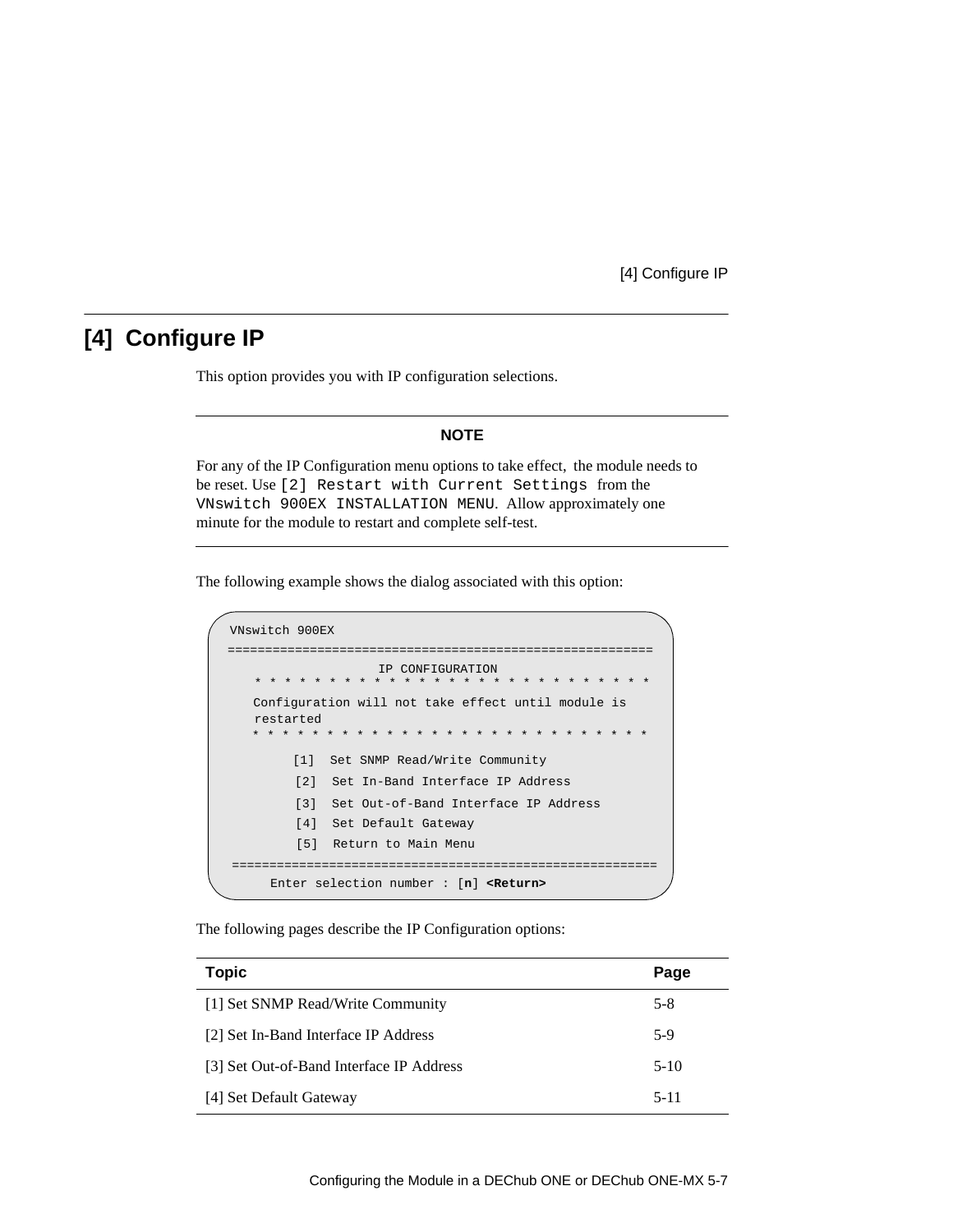## [4] Configure IP

This option provides you with IP configuration selections.

---

**NOTE**

For any of the IP Configuration menu options to take effect, the module needs to be reset. Use `[2] Restart with Current Settings` from the `VNswitch 900EX INSTALLATION MENU`. Allow approximately one minute for the module to restart and complete self-test.

---

The following example shows the dialog associated with this option:

```
VNswitch 900EX
=========================================================
                    IP CONFIGURATION
   * * * * * * * * * * * * * * * * * * * * * * * * * * *
   Configuration will not take effect until module is
   restarted
   * * * * * * * * * * * * * * * * * * * * * * * * * * *

        [1]  Set SNMP Read/Write Community
        [2]  Set In-Band Interface IP Address
        [3]  Set Out-of-Band Interface IP Address
        [4]  Set Default Gateway
        [5]  Return to Main Menu
=========================================================
     Enter selection number : [n] <Return>
```

The following pages describe the IP Configuration options:

| Topic | Page |
|---|---|
| [1] Set SNMP Read/Write Community | 5-8 |
| [2] Set In-Band Interface IP Address | 5-9 |
| [3] Set Out-of-Band Interface IP Address | 5-10 |
| [4] Set Default Gateway | 5-11 |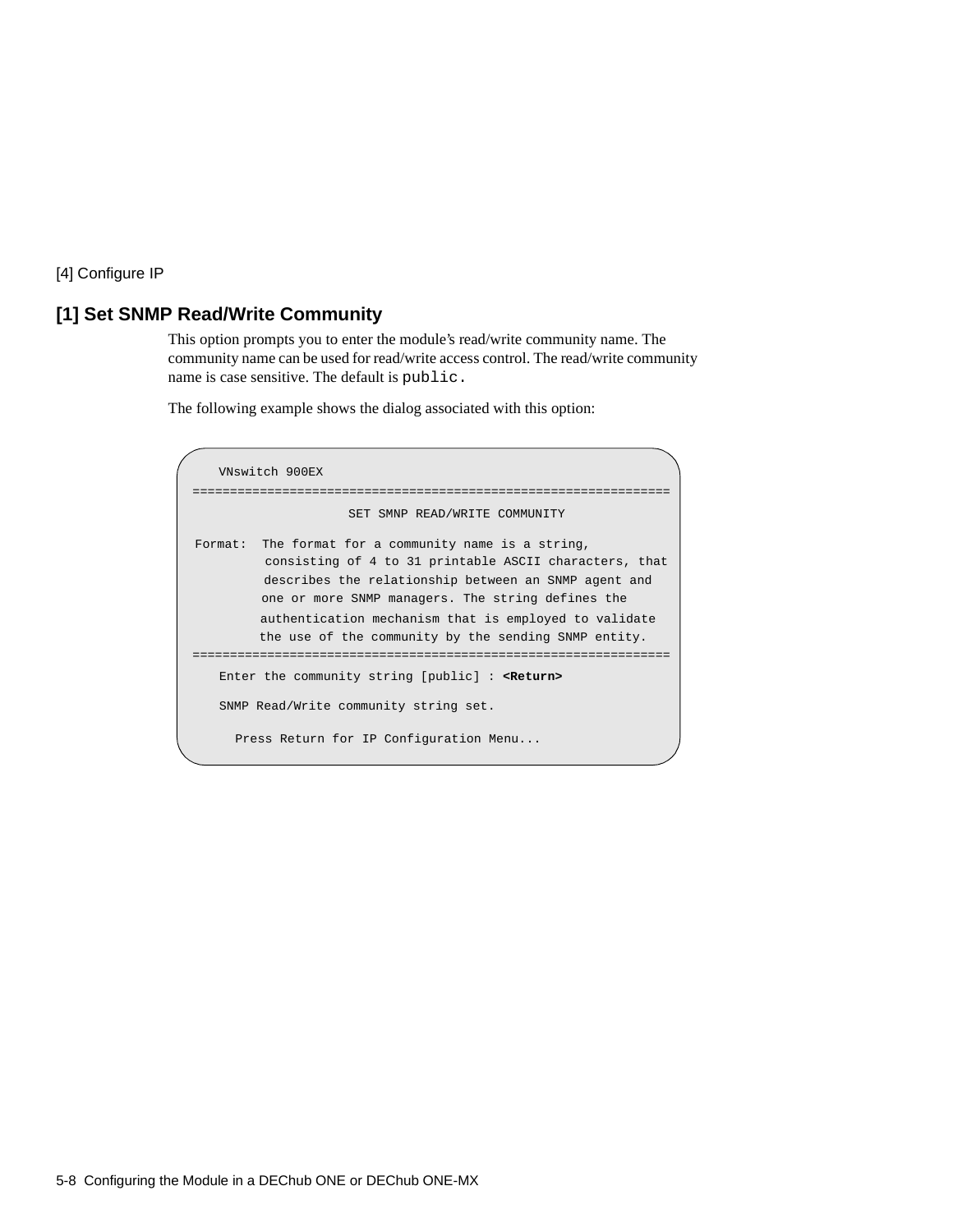[4] Configure IP

## [1] Set SNMP Read/Write Community

This option prompts you to enter the module's read/write community name. The community name can be used for read/write access control. The read/write community name is case sensitive. The default is `public.`

The following example shows the dialog associated with this option:

```
    VNswitch 900EX
=================================================================
                     SET SMNP READ/WRITE COMMUNITY

 Format:  The format for a community name is a string,
          consisting of 4 to 31 printable ASCII characters, that
          describes the relationship between an SNMP agent and
          one or more SNMP managers. The string defines the
          authentication mechanism that is employed to validate
          the use of the community by the sending SNMP entity.
=================================================================
    Enter the community string [public] : <Return>

    SNMP Read/Write community string set.

      Press Return for IP Configuration Menu...
```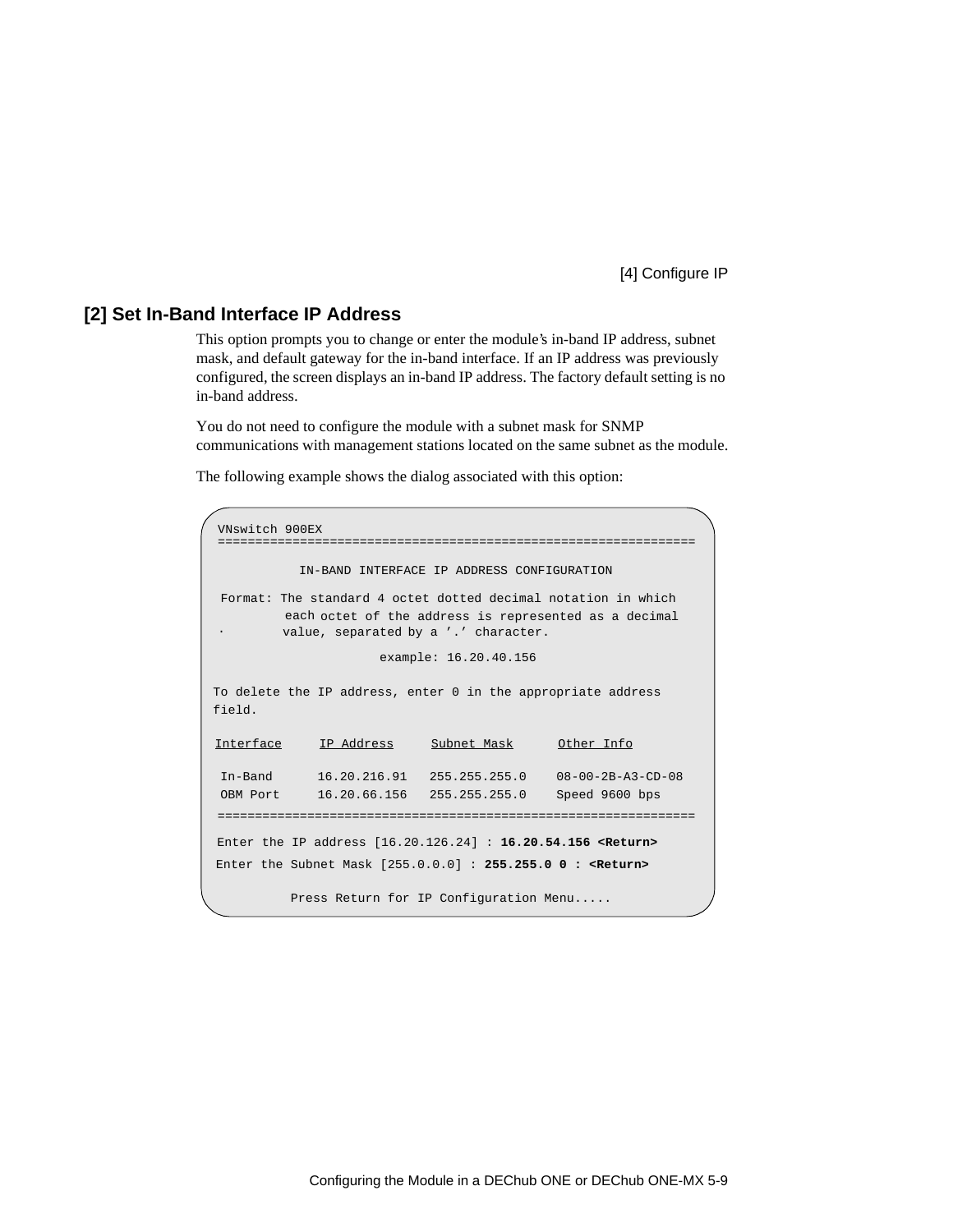## [2] Set In-Band Interface IP Address

This option prompts you to change or enter the module's in-band IP address, subnet mask, and default gateway for the in-band interface. If an IP address was previously configured, the screen displays an in-band IP address. The factory default setting is no in-band address.

You do not need to configure the module with a subnet mask for SNMP communications with management stations located on the same subnet as the module.

The following example shows the dialog associated with this option:

```
VNswitch 900EX
================================================================

          IN-BAND INTERFACE IP ADDRESS CONFIGURATION

 Format: The standard 4 octet dotted decimal notation in which
         each octet of the address is represented as a decimal
.        value, separated by a '.' character.

                    example: 16.20.40.156

To delete the IP address, enter 0 in the appropriate address
field.

Interface     IP Address     Subnet Mask      Other Info

 In-Band      16.20.216.91   255.255.255.0    08-00-2B-A3-CD-08
 OBM Port     16.20.66.156   255.255.255.0    Speed 9600 bps
================================================================

Enter the IP address [16.20.126.24] : 16.20.54.156 <Return>
Enter the Subnet Mask [255.0.0.0] : 255.255.0 0 : <Return>

          Press Return for IP Configuration Menu.....
```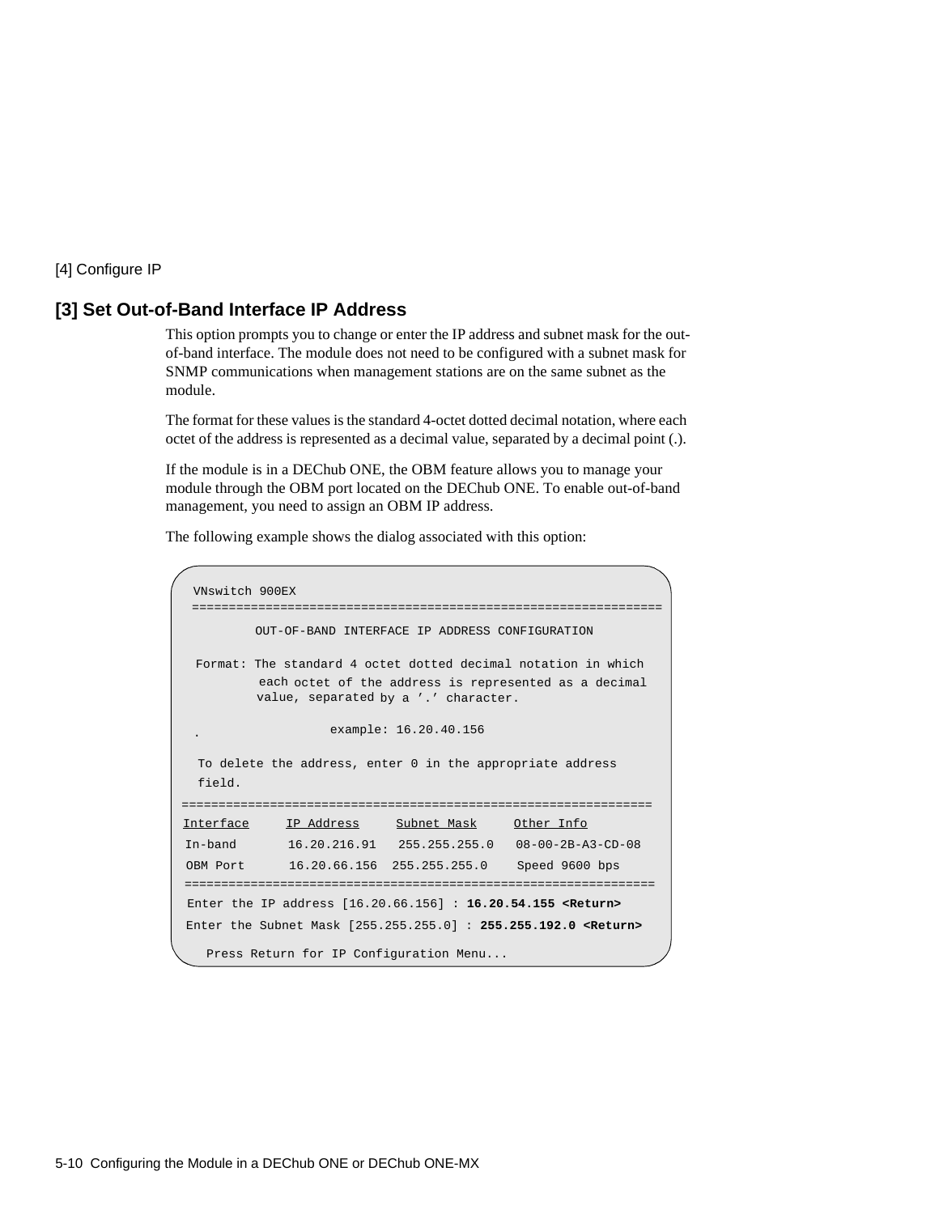[4] Configure IP

## [3] Set Out-of-Band Interface IP Address

This option prompts you to change or enter the IP address and subnet mask for the out-of-band interface. The module does not need to be configured with a subnet mask for SNMP communications when management stations are on the same subnet as the module.

The format for these values is the standard 4-octet dotted decimal notation, where each octet of the address is represented as a decimal value, separated by a decimal point (.).

If the module is in a DEChub ONE, the OBM feature allows you to manage your module through the OBM port located on the DEChub ONE. To enable out-of-band management, you need to assign an OBM IP address.

The following example shows the dialog associated with this option:

```
VNswitch 900EX
================================================================
        OUT-OF-BAND INTERFACE IP ADDRESS CONFIGURATION

 Format: The standard 4 octet dotted decimal notation in which
         each octet of the address is represented as a decimal
         value, separated by a '.' character.

 .                 example: 16.20.40.156

  To delete the address, enter 0 in the appropriate address
  field.
================================================================
Interface     IP Address     Subnet Mask     Other Info
In-band       16.20.216.91   255.255.255.0   08-00-2B-A3-CD-08
OBM Port      16.20.66.156  255.255.255.0    Speed 9600 bps
================================================================
Enter the IP address [16.20.66.156] : 16.20.54.155 <Return>
Enter the Subnet Mask [255.255.255.0] : 255.255.192.0 <Return>

  Press Return for IP Configuration Menu...
```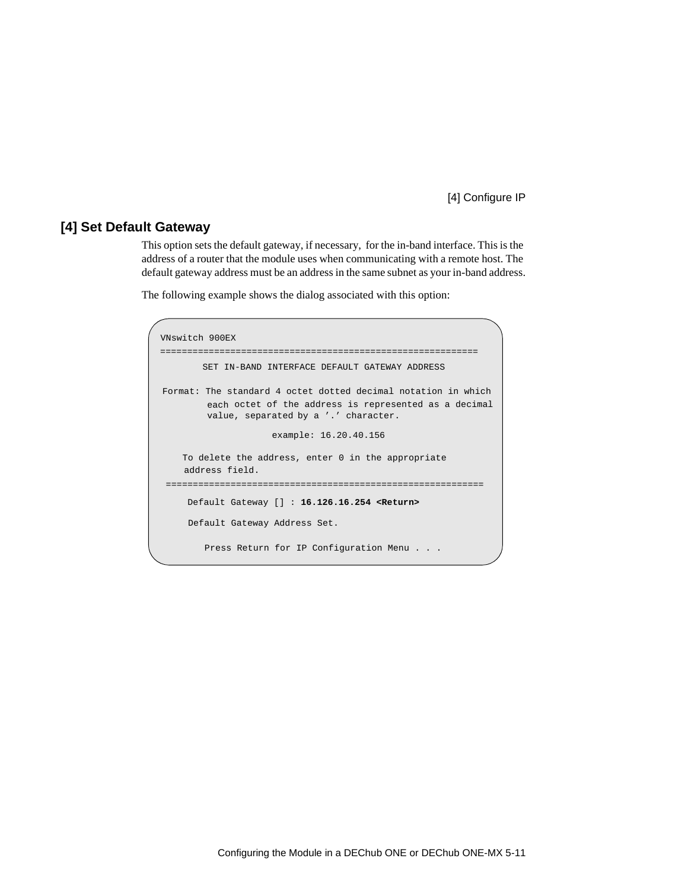## [4] Set Default Gateway

This option sets the default gateway, if necessary, for the in-band interface. This is the address of a router that the module uses when communicating with a remote host. The default gateway address must be an address in the same subnet as your in-band address.

The following example shows the dialog associated with this option:

```
VNswitch 900EX
===========================================================
        SET IN-BAND INTERFACE DEFAULT GATEWAY ADDRESS

Format: The standard 4 octet dotted decimal notation in which
        each octet of the address is represented as a decimal
        value, separated by a '.' character.

                    example: 16.20.40.156

    To delete the address, enter 0 in the appropriate
    address field.
===========================================================
     Default Gateway [] : 16.126.16.254 <Return>

     Default Gateway Address Set.

        Press Return for IP Configuration Menu . . .
```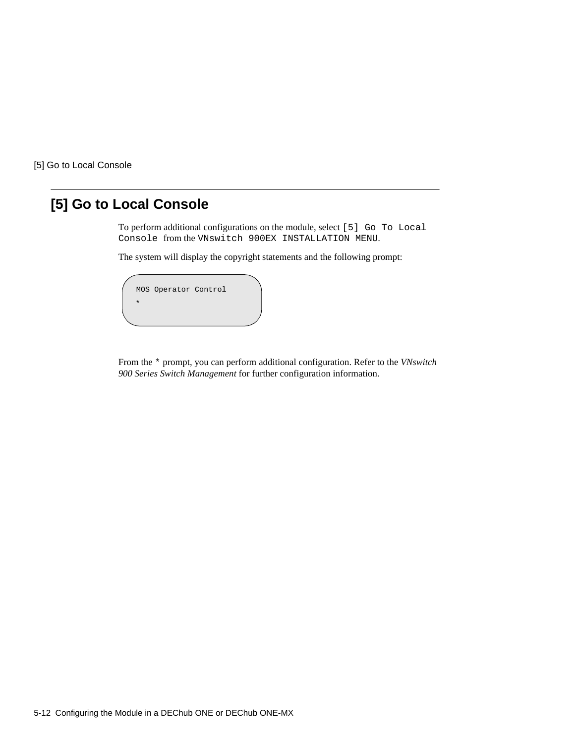## [5] Go to Local Console

To perform additional configurations on the module, select `[5] Go To Local Console` from the `VNswitch 900EX INSTALLATION MENU`.

The system will display the copyright statements and the following prompt:

```
MOS Operator Control
*
```

From the `*` prompt, you can perform additional configuration. Refer to the *VNswitch 900 Series Switch Management* for further configuration information.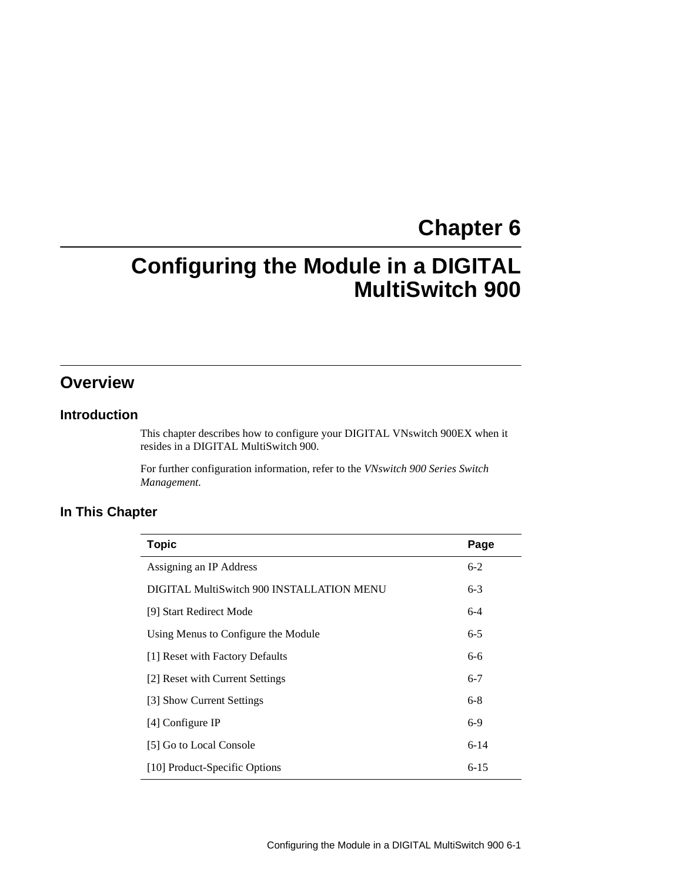# Chapter 6

# Configuring the Module in a DIGITAL MultiSwitch 900

## Overview

### Introduction

This chapter describes how to configure your DIGITAL VNswitch 900EX when it resides in a DIGITAL MultiSwitch 900.

For further configuration information, refer to the *VNswitch 900 Series Switch Management*.

### In This Chapter

| Topic | Page |
|---|---|
| Assigning an IP Address | 6-2 |
| DIGITAL MultiSwitch 900 INSTALLATION MENU | 6-3 |
| [9] Start Redirect Mode | 6-4 |
| Using Menus to Configure the Module | 6-5 |
| [1] Reset with Factory Defaults | 6-6 |
| [2] Reset with Current Settings | 6-7 |
| [3] Show Current Settings | 6-8 |
| [4] Configure IP | 6-9 |
| [5] Go to Local Console | 6-14 |
| [10] Product-Specific Options | 6-15 |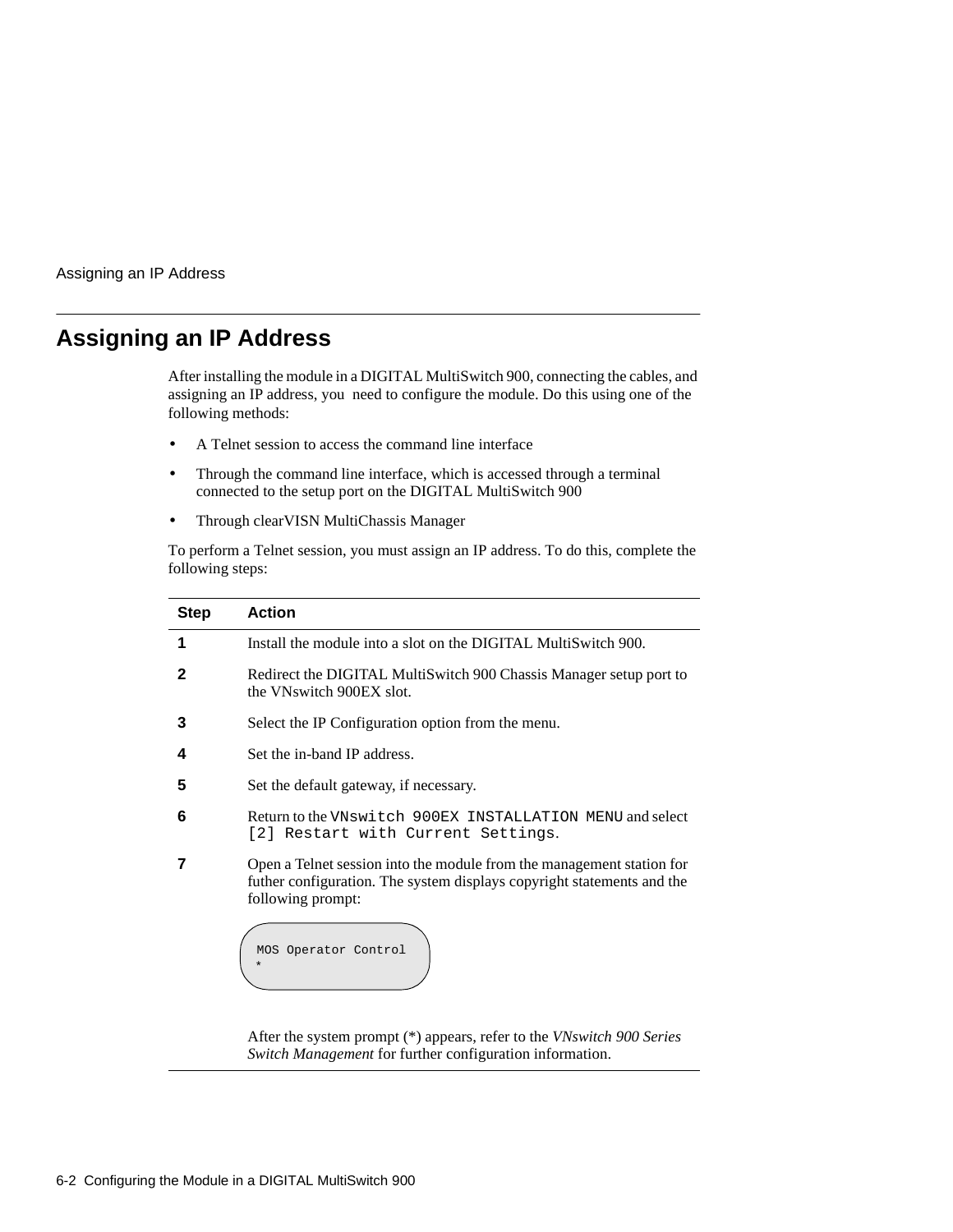## Assigning an IP Address

After installing the module in a DIGITAL MultiSwitch 900, connecting the cables, and assigning an IP address, you  need to configure the module. Do this using one of the following methods:

- A Telnet session to access the command line interface
- Through the command line interface, which is accessed through a terminal connected to the setup port on the DIGITAL MultiSwitch 900
- Through clearVISN MultiChassis Manager

To perform a Telnet session, you must assign an IP address. To do this, complete the following steps:

| Step | Action |
|---|---|
| **1** | Install the module into a slot on the DIGITAL MultiSwitch 900. |
| **2** | Redirect the DIGITAL MultiSwitch 900 Chassis Manager setup port to the VNswitch 900EX slot. |
| **3** | Select the IP Configuration option from the menu. |
| **4** | Set the in-band IP address. |
| **5** | Set the default gateway, if necessary. |
| **6** | Return to the `VNswitch 900EX INSTALLATION MENU` and select `[2] Restart with Current Settings`. |
| **7** | Open a Telnet session into the module from the management station for futher configuration. The system displays copyright statements and the following prompt: |

```
MOS Operator Control
*
```

After the system prompt (*) appears, refer to the *VNswitch 900 Series Switch Management* for further configuration information.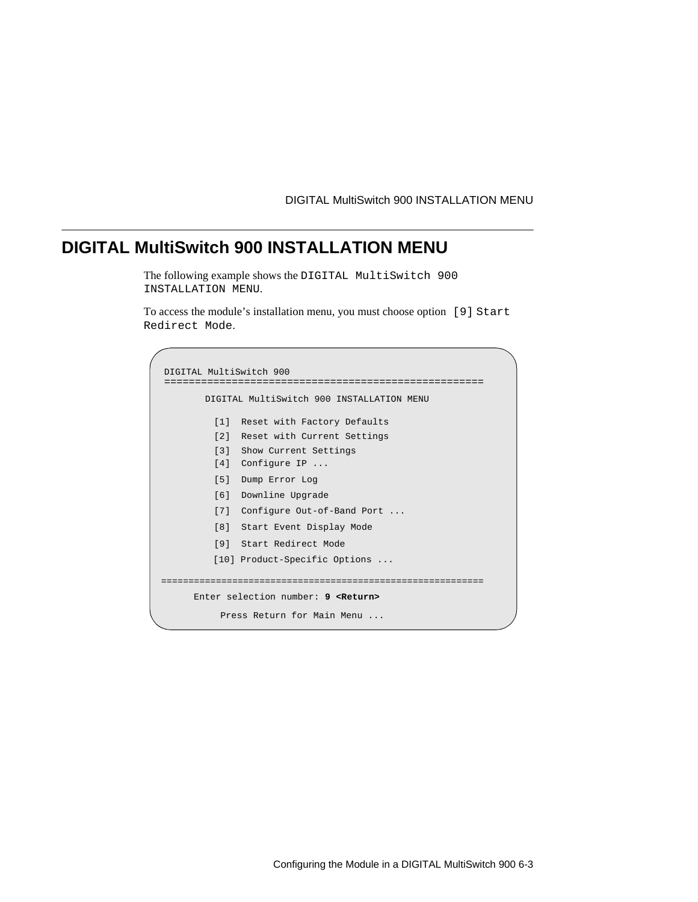## DIGITAL MultiSwitch 900 INSTALLATION MENU

The following example shows the `DIGITAL MultiSwitch 900 INSTALLATION MENU`.

To access the module's installation menu, you must choose option `[9] Start Redirect Mode`.

```
DIGITAL MultiSwitch 900
=====================================================

       DIGITAL MultiSwitch 900 INSTALLATION MENU

         [1]  Reset with Factory Defaults
         [2]  Reset with Current Settings
         [3]  Show Current Settings
         [4]  Configure IP ...
         [5]  Dump Error Log
         [6]  Downline Upgrade
         [7]  Configure Out-of-Band Port ...
         [8]  Start Event Display Mode
         [9]  Start Redirect Mode
         [10] Product-Specific Options ...

=========================================================
      Enter selection number: 9 <Return>

           Press Return for Main Menu ...
```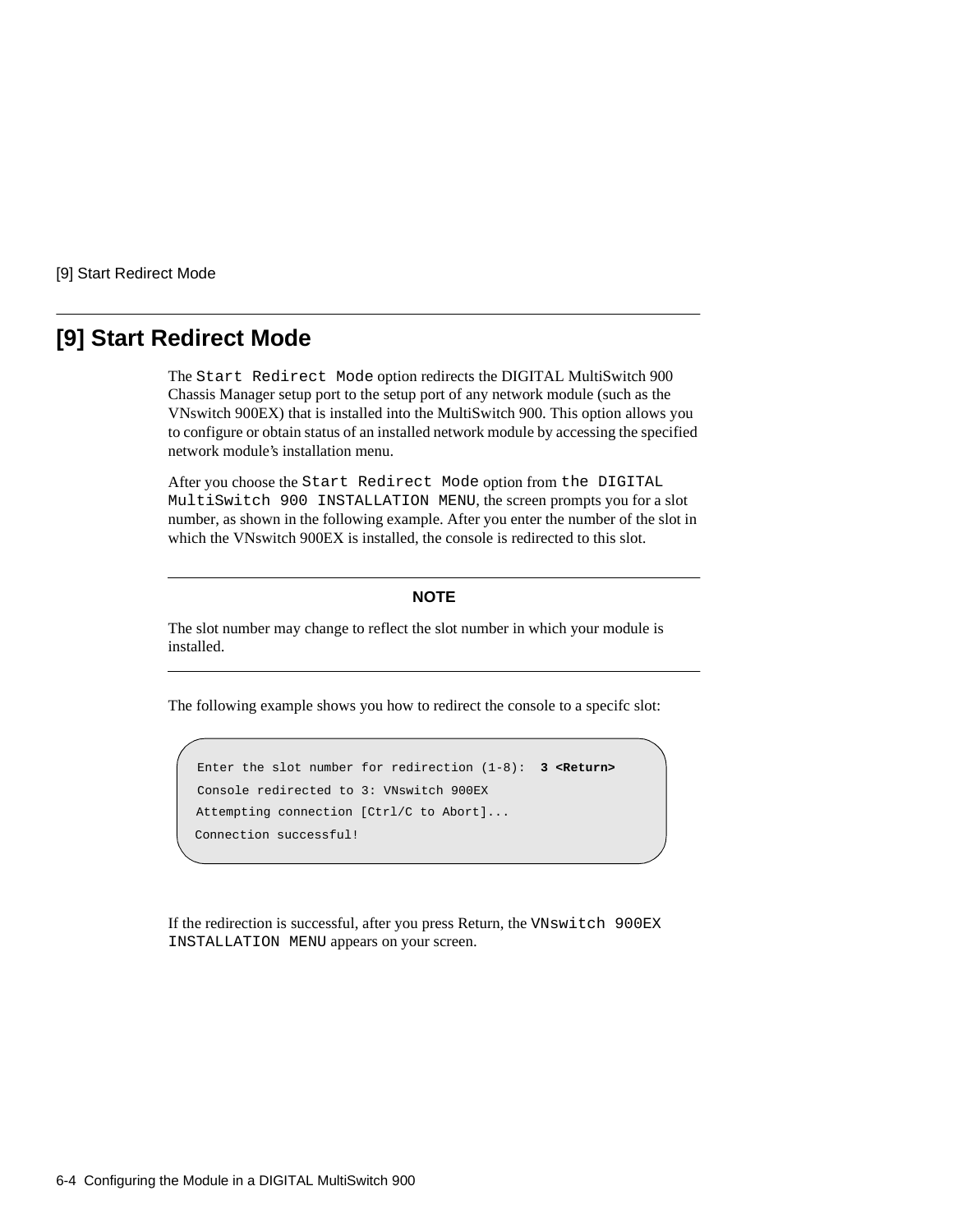## [9] Start Redirect Mode

The `Start Redirect Mode` option redirects the DIGITAL MultiSwitch 900 Chassis Manager setup port to the setup port of any network module (such as the VNswitch 900EX) that is installed into the MultiSwitch 900. This option allows you to configure or obtain status of an installed network module by accessing the specified network module's installation menu.

After you choose the `Start Redirect Mode` option from `the DIGITAL MultiSwitch 900 INSTALLATION MENU`, the screen prompts you for a slot number, as shown in the following example. After you enter the number of the slot in which the VNswitch 900EX is installed, the console is redirected to this slot.

---

**NOTE**

The slot number may change to reflect the slot number in which your module is installed.

---

The following example shows you how to redirect the console to a specifc slot:

```
Enter the slot number for redirection (1-8):  3 <Return>
Console redirected to 3: VNswitch 900EX
Attempting connection [Ctrl/C to Abort]...
Connection successful!
```

If the redirection is successful, after you press Return, the `VNswitch 900EX INSTALLATION MENU` appears on your screen.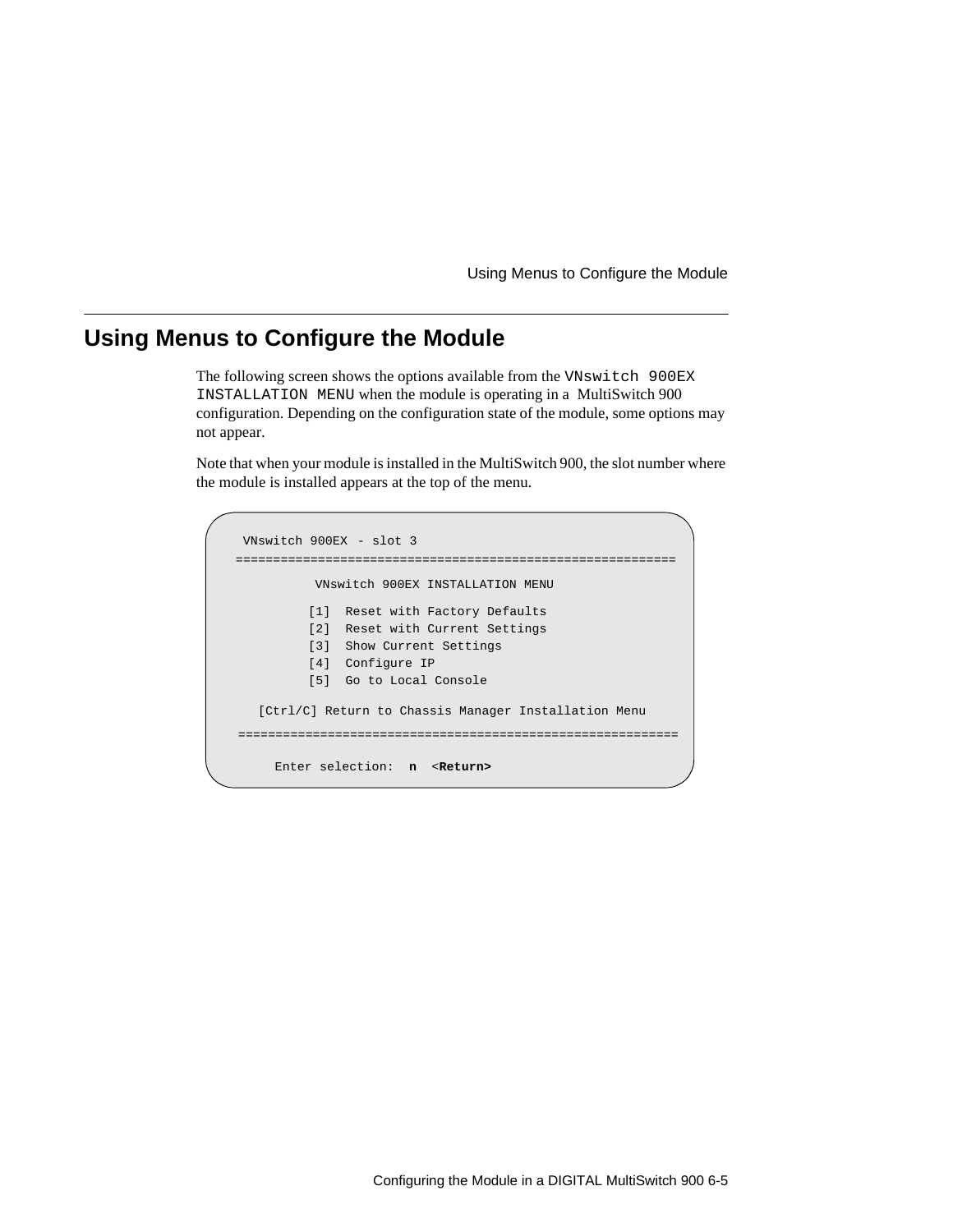## Using Menus to Configure the Module

The following screen shows the options available from the `VNswitch 900EX INSTALLATION MENU` when the module is operating in a MultiSwitch 900 configuration. Depending on the configuration state of the module, some options may not appear.

Note that when your module is installed in the MultiSwitch 900, the slot number where the module is installed appears at the top of the menu.

```
  VNswitch 900EX - slot 3
===========================================================

          VNswitch 900EX INSTALLATION MENU

         [1]  Reset with Factory Defaults
         [2]  Reset with Current Settings
         [3]  Show Current Settings
         [4]  Configure IP
         [5]  Go to Local Console

   [Ctrl/C] Return to Chassis Manager Installation Menu
===========================================================

     Enter selection:  n  <Return>
```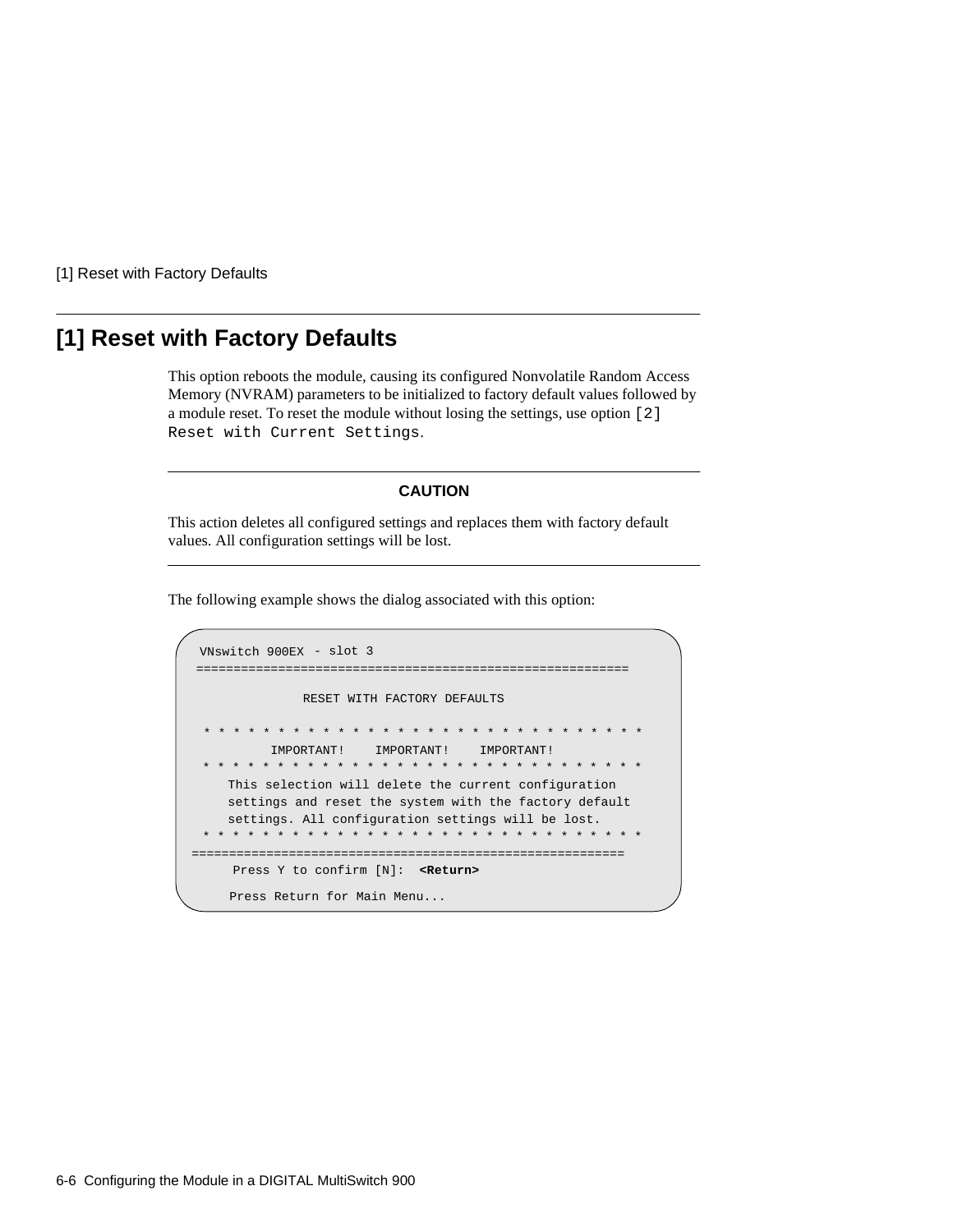## [1] Reset with Factory Defaults

This option reboots the module, causing its configured Nonvolatile Random Access Memory (NVRAM) parameters to be initialized to factory default values followed by a module reset. To reset the module without losing the settings, use option `[2] Reset with Current Settings`.

---

**CAUTION**

This action deletes all configured settings and replaces them with factory default values. All configuration settings will be lost.

---

The following example shows the dialog associated with this option:

```
 VNswitch 900EX  - slot 3
 ==========================================================

               RESET WITH FACTORY DEFAULTS

  * * * * * * * * * * * * * * * * * * * * * * * * * * * * * * *
          IMPORTANT!    IMPORTANT!    IMPORTANT!
  * * * * * * * * * * * * * * * * * * * * * * * * * * * * * * *
     This selection will delete the current configuration
     settings and reset the system with the factory default
     settings. All configuration settings will be lost.
  * * * * * * * * * * * * * * * * * * * * * * * * * * * * * * *
==========================================================
      Press Y to confirm [N]:  <Return>

     Press Return for Main Menu...
```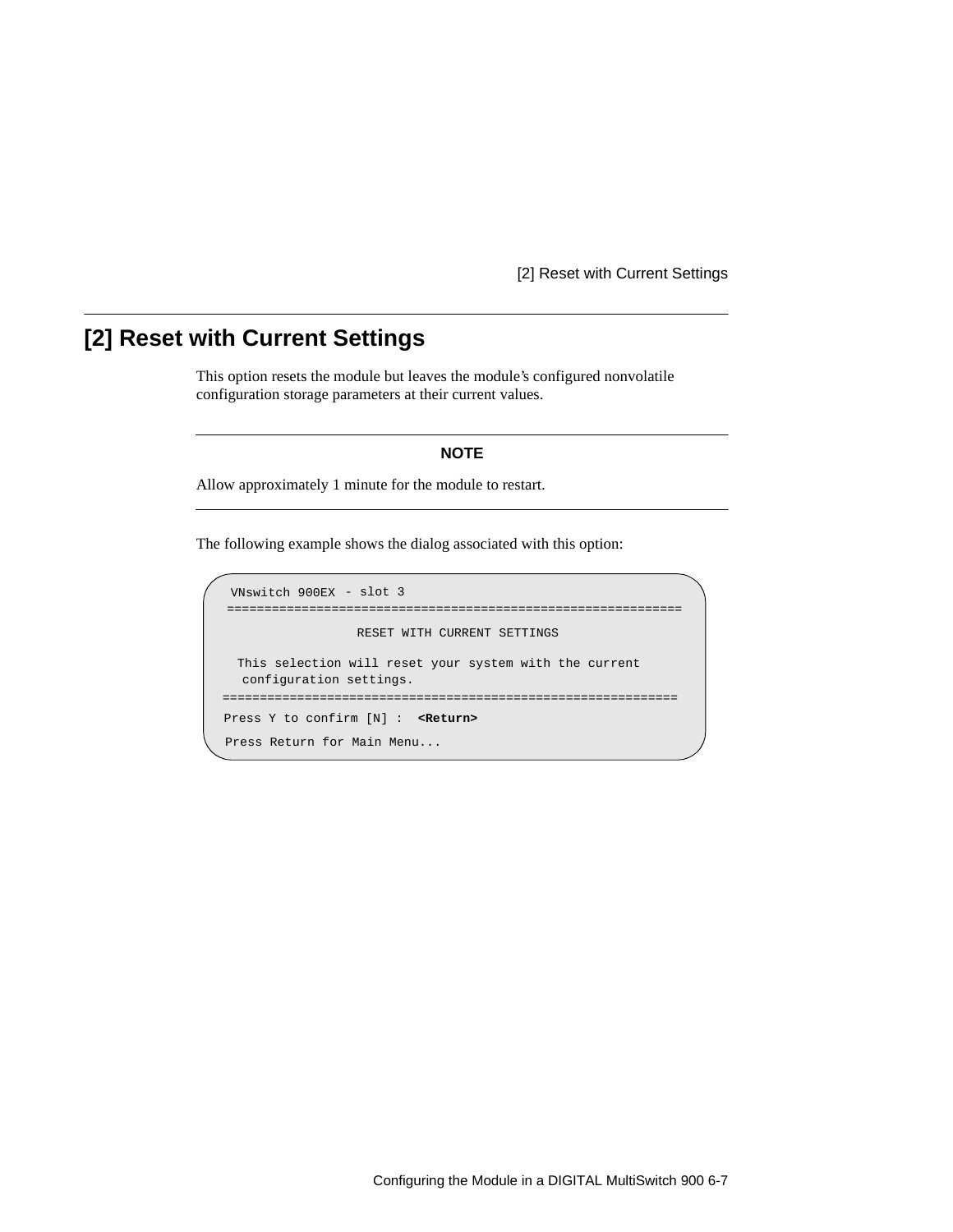# [2] Reset with Current Settings

This option resets the module but leaves the module's configured nonvolatile configuration storage parameters at their current values.

---

**NOTE**

Allow approximately 1 minute for the module to restart.

---

The following example shows the dialog associated with this option:

```
 VNswitch 900EX - slot 3
 ==============================================================
                  RESET WITH CURRENT SETTINGS

  This selection will reset your system with the current
   configuration settings.
==============================================================
Press Y to confirm [N] :  <Return>
Press Return for Main Menu...
```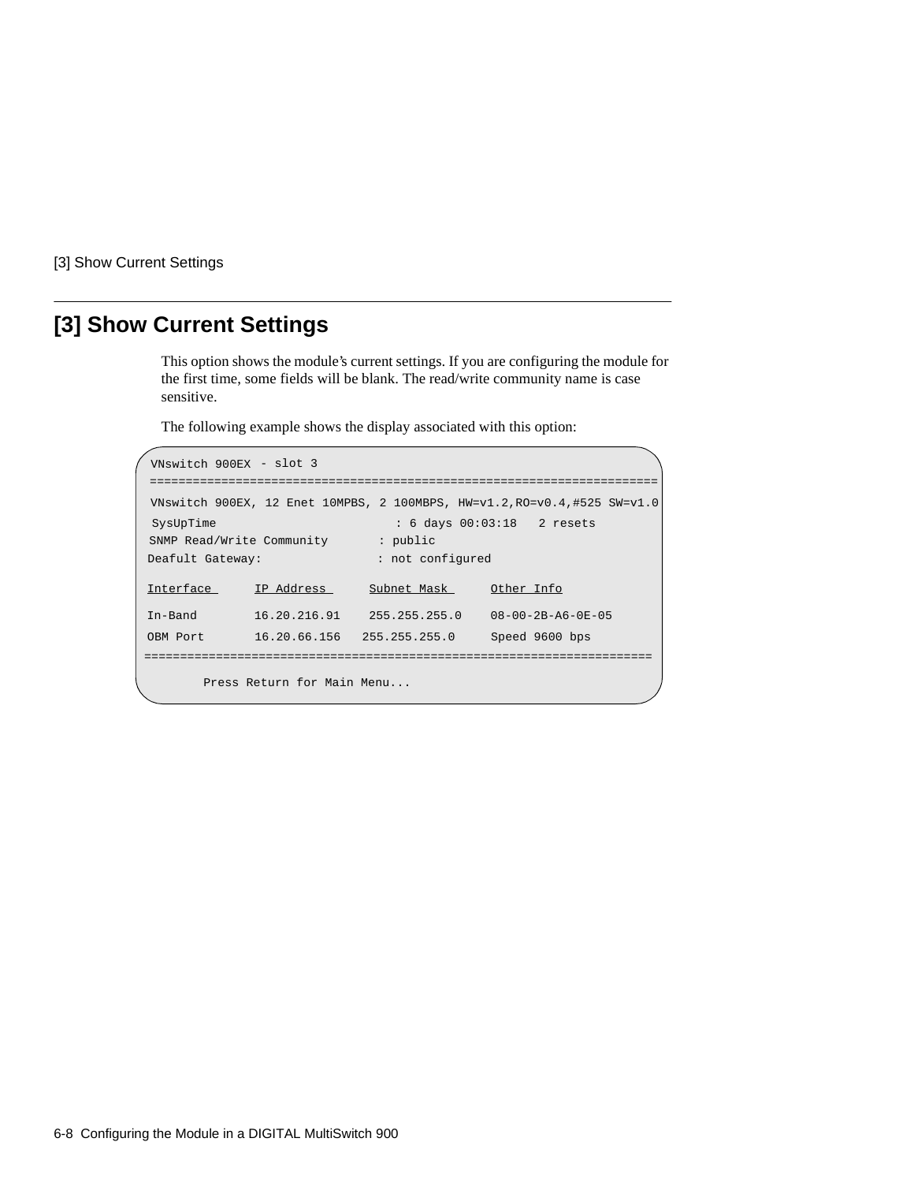## [3] Show Current Settings

This option shows the module's current settings. If you are configuring the module for the first time, some fields will be blank. The read/write community name is case sensitive.

The following example shows the display associated with this option:

```
VNswitch 900EX - slot 3
======================================================================
VNswitch 900EX, 12 Enet 10MPBS, 2 100MBPS, HW=v1.2,RO=v0.4,#525 SW=v1.0
SysUpTime                        : 6 days 00:03:18   2 resets
SNMP Read/Write Community        : public
Deafult Gateway:                 : not configured

Interface      IP Address      Subnet Mask      Other Info

In-Band        16.20.216.91    255.255.255.0    08-00-2B-A6-0E-05
OBM Port       16.20.66.156    255.255.255.0    Speed 9600 bps
======================================================================

       Press Return for Main Menu...
```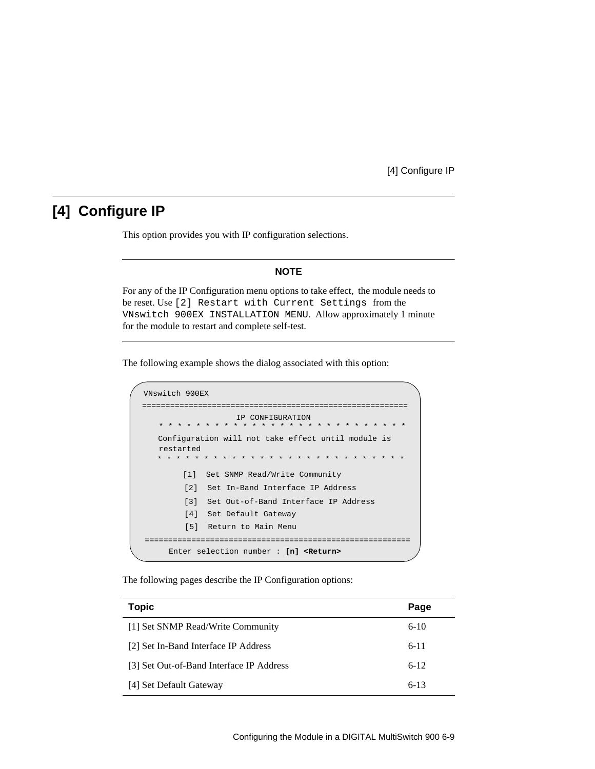## [4] Configure IP

This option provides you with IP configuration selections.

---

**NOTE**

For any of the IP Configuration menu options to take effect, the module needs to be reset. Use `[2] Restart with Current Settings` from the `VNswitch 900EX INSTALLATION MENU`. Allow approximately 1 minute for the module to restart and complete self-test.

---

The following example shows the dialog associated with this option:

```
VNswitch 900EX
========================================================
                    IP CONFIGURATION
   * * * * * * * * * * * * * * * * * * * * * * * * * * *
   Configuration will not take effect until module is
   restarted
   * * * * * * * * * * * * * * * * * * * * * * * * * * *

        [1]  Set SNMP Read/Write Community
        [2]  Set In-Band Interface IP Address
        [3]  Set Out-of-Band Interface IP Address
        [4]  Set Default Gateway
        [5]  Return to Main Menu
========================================================
     Enter selection number : [n] <Return>
```

The following pages describe the IP Configuration options:

| Topic | Page |
|---|---|
| [1] Set SNMP Read/Write Community | 6-10 |
| [2] Set In-Band Interface IP Address | 6-11 |
| [3] Set Out-of-Band Interface IP Address | 6-12 |
| [4] Set Default Gateway | 6-13 |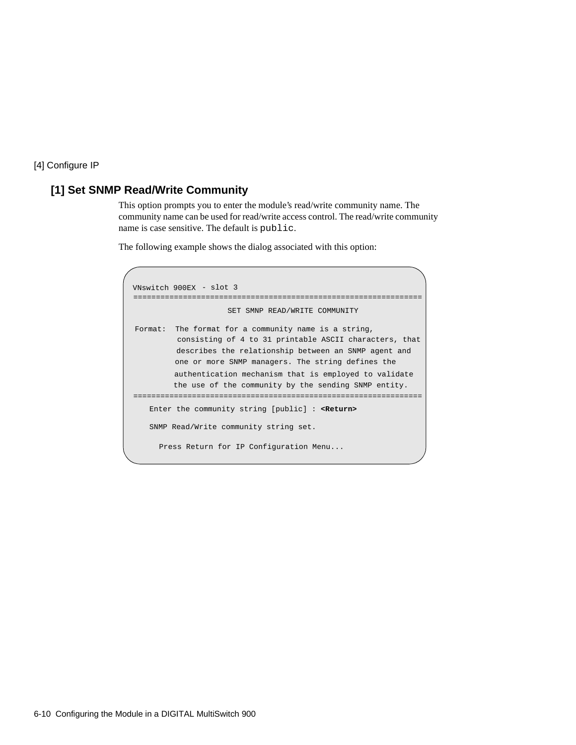[4] Configure IP

## [1] Set SNMP Read/Write Community

This option prompts you to enter the module's read/write community name. The community name can be used for read/write access control. The read/write community name is case sensitive. The default is `public`.

The following example shows the dialog associated with this option:

```
VNswitch 900EX - slot 3
=================================================================
                     SET SMNP READ/WRITE COMMUNITY

Format:  The format for a community name is a string,
         consisting of 4 to 31 printable ASCII characters, that
         describes the relationship between an SNMP agent and
         one or more SNMP managers. The string defines the
         authentication mechanism that is employed to validate
         the use of the community by the sending SNMP entity.
=================================================================
    Enter the community string [public] : <Return>

    SNMP Read/Write community string set.

      Press Return for IP Configuration Menu...
```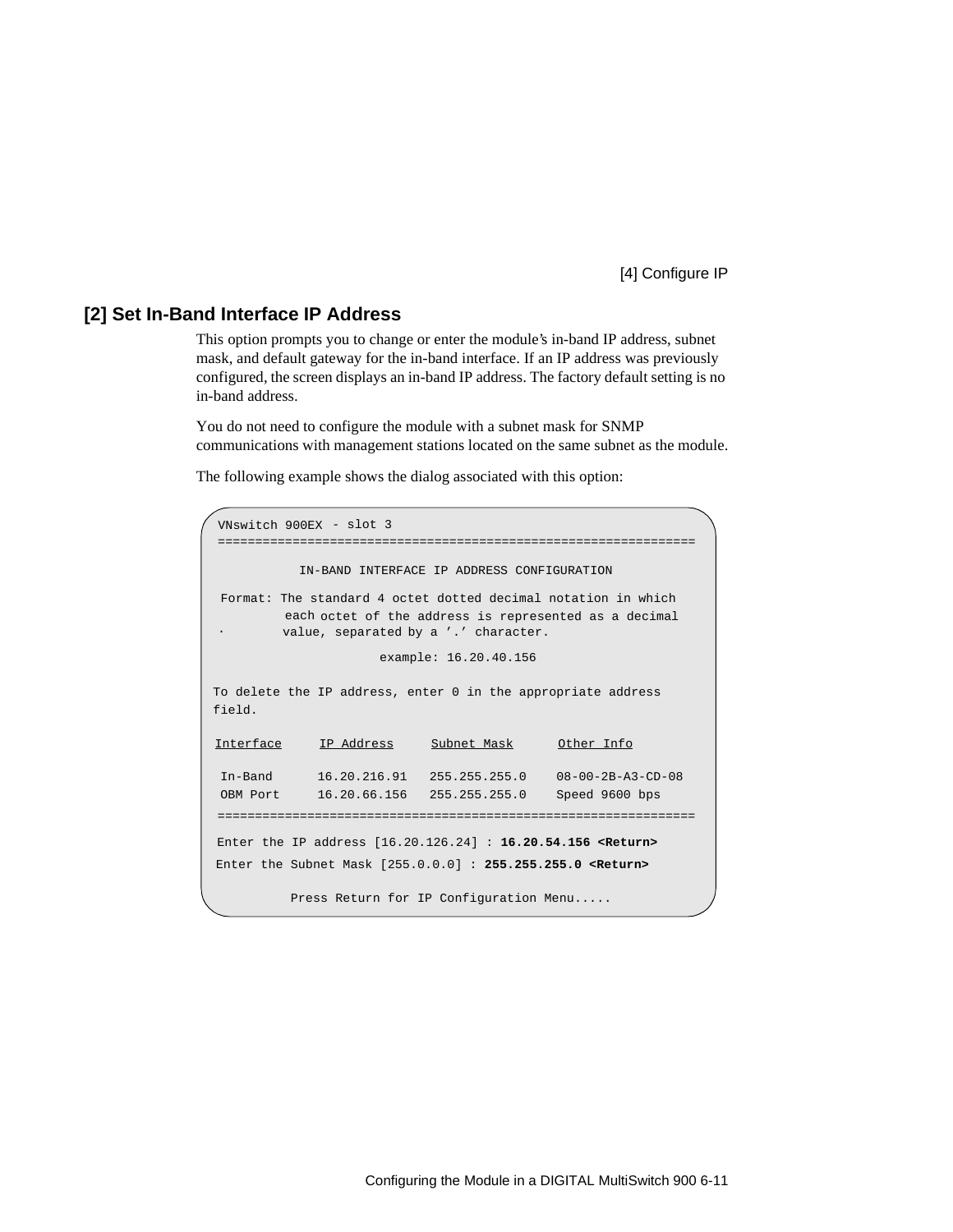## [2] Set In-Band Interface IP Address

This option prompts you to change or enter the module's in-band IP address, subnet mask, and default gateway for the in-band interface. If an IP address was previously configured, the screen displays an in-band IP address. The factory default setting is no in-band address.

You do not need to configure the module with a subnet mask for SNMP communications with management stations located on the same subnet as the module.

The following example shows the dialog associated with this option:

```
VNswitch 900EX - slot 3
================================================================

          IN-BAND INTERFACE IP ADDRESS CONFIGURATION

 Format: The standard 4 octet dotted decimal notation in which
         each octet of the address is represented as a decimal
.        value, separated by a '.' character.

                     example: 16.20.40.156

To delete the IP address, enter 0 in the appropriate address
field.

Interface     IP Address     Subnet Mask      Other Info

 In-Band      16.20.216.91   255.255.255.0    08-00-2B-A3-CD-08
 OBM Port     16.20.66.156   255.255.255.0    Speed 9600 bps
================================================================

Enter the IP address [16.20.126.24] : 16.20.54.156 <Return>
Enter the Subnet Mask [255.0.0.0] : 255.255.255.0 <Return>

         Press Return for IP Configuration Menu.....
```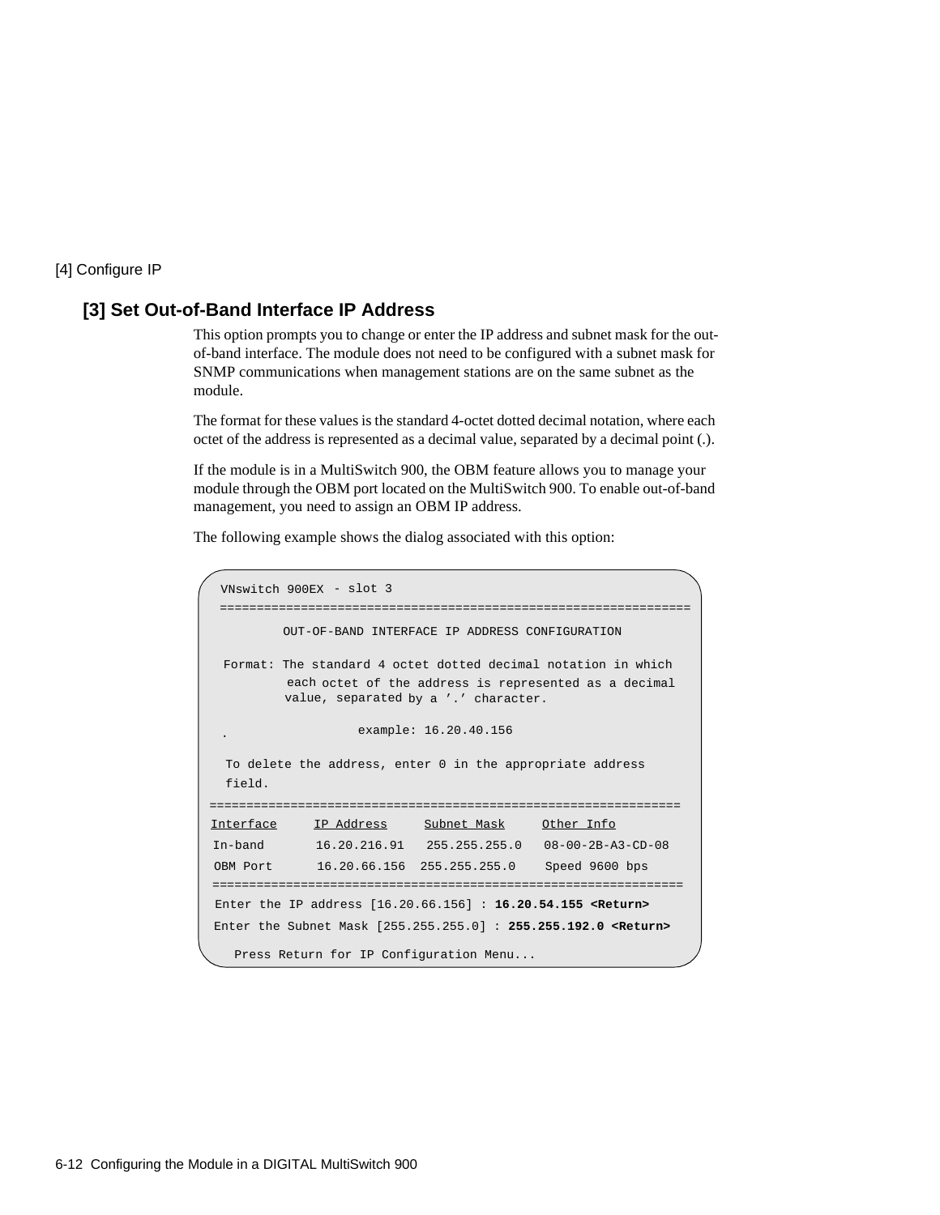[4] Configure IP

## [3] Set Out-of-Band Interface IP Address

This option prompts you to change or enter the IP address and subnet mask for the out-of-band interface. The module does not need to be configured with a subnet mask for SNMP communications when management stations are on the same subnet as the module.

The format for these values is the standard 4-octet dotted decimal notation, where each octet of the address is represented as a decimal value, separated by a decimal point (.).

If the module is in a MultiSwitch 900, the OBM feature allows you to manage your module through the OBM port located on the MultiSwitch 900. To enable out-of-band management, you need to assign an OBM IP address.

The following example shows the dialog associated with this option:

```
VNswitch 900EX - slot 3
===============================================================
        OUT-OF-BAND INTERFACE IP ADDRESS CONFIGURATION

 Format: The standard 4 octet dotted decimal notation in which
         each octet of the address is represented as a decimal
         value, separated by a '.' character.

 .                example: 16.20.40.156

  To delete the address, enter 0 in the appropriate address
  field.
===============================================================
Interface     IP Address     Subnet Mask     Other Info
In-band       16.20.216.91   255.255.255.0   08-00-2B-A3-CD-08
OBM Port      16.20.66.156   255.255.255.0   Speed 9600 bps
===============================================================
Enter the IP address [16.20.66.156] : 16.20.54.155 <Return>
Enter the Subnet Mask [255.255.255.0] : 255.255.192.0 <Return>

  Press Return for IP Configuration Menu...
```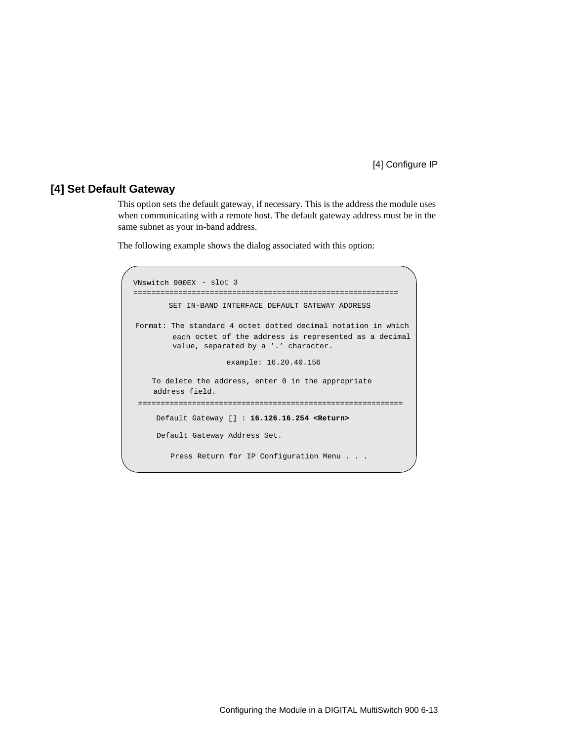## [4] Set Default Gateway

This option sets the default gateway, if necessary. This is the address the module uses when communicating with a remote host. The default gateway address must be in the same subnet as your in-band address.

The following example shows the dialog associated with this option:

```
VNswitch 900EX - slot 3
===========================================================
        SET IN-BAND INTERFACE DEFAULT GATEWAY ADDRESS

Format: The standard 4 octet dotted decimal notation in which
        each octet of the address is represented as a decimal
        value, separated by a '.' character.

                    example: 16.20.40.156

    To delete the address, enter 0 in the appropriate
    address field.
===========================================================
     Default Gateway [] : 16.126.16.254 <Return>

     Default Gateway Address Set.

        Press Return for IP Configuration Menu . . .
```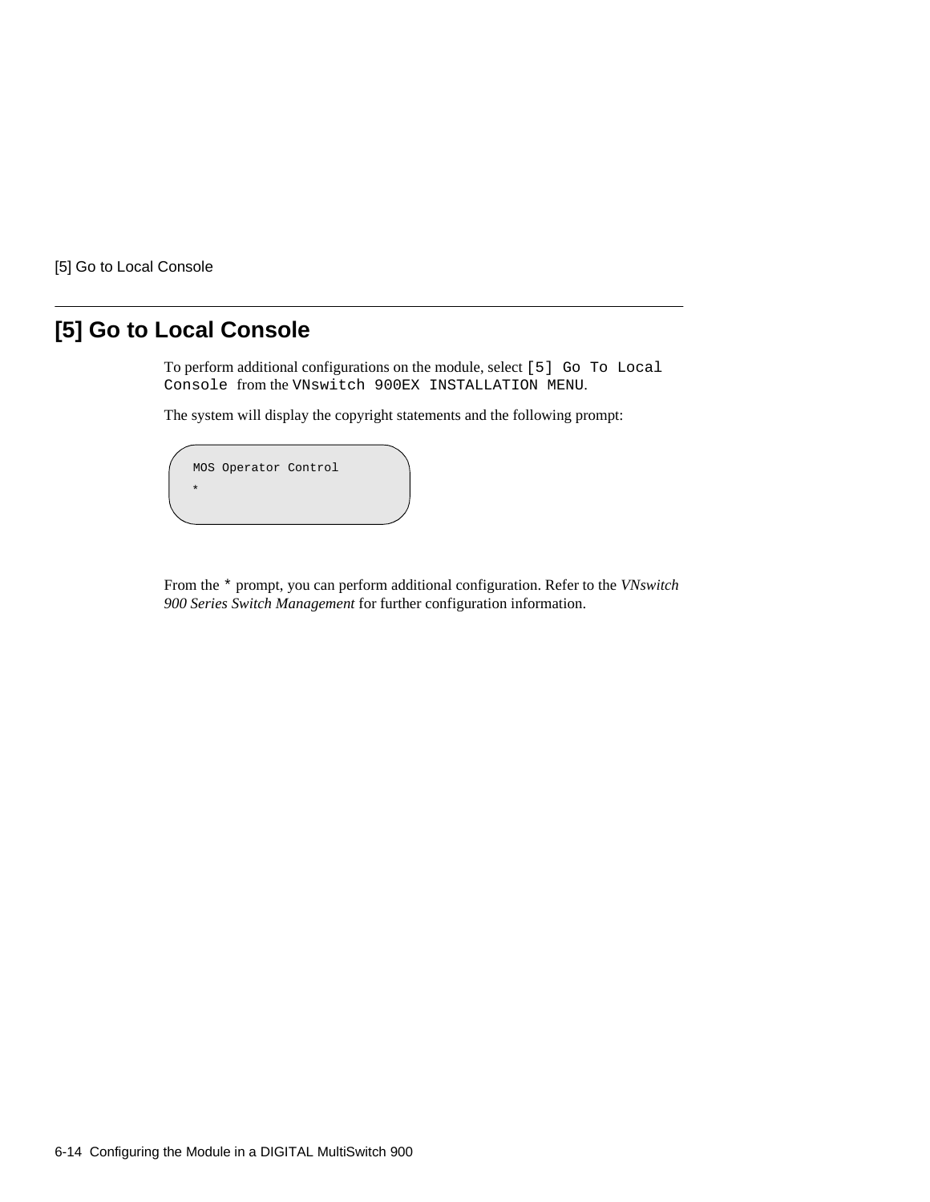# [5] Go to Local Console

To perform additional configurations on the module, select `[5] Go To Local Console` from the `VNswitch 900EX INSTALLATION MENU`.

The system will display the copyright statements and the following prompt:

```
MOS Operator Control
*
```

From the `*` prompt, you can perform additional configuration. Refer to the *VNswitch 900 Series Switch Management* for further configuration information.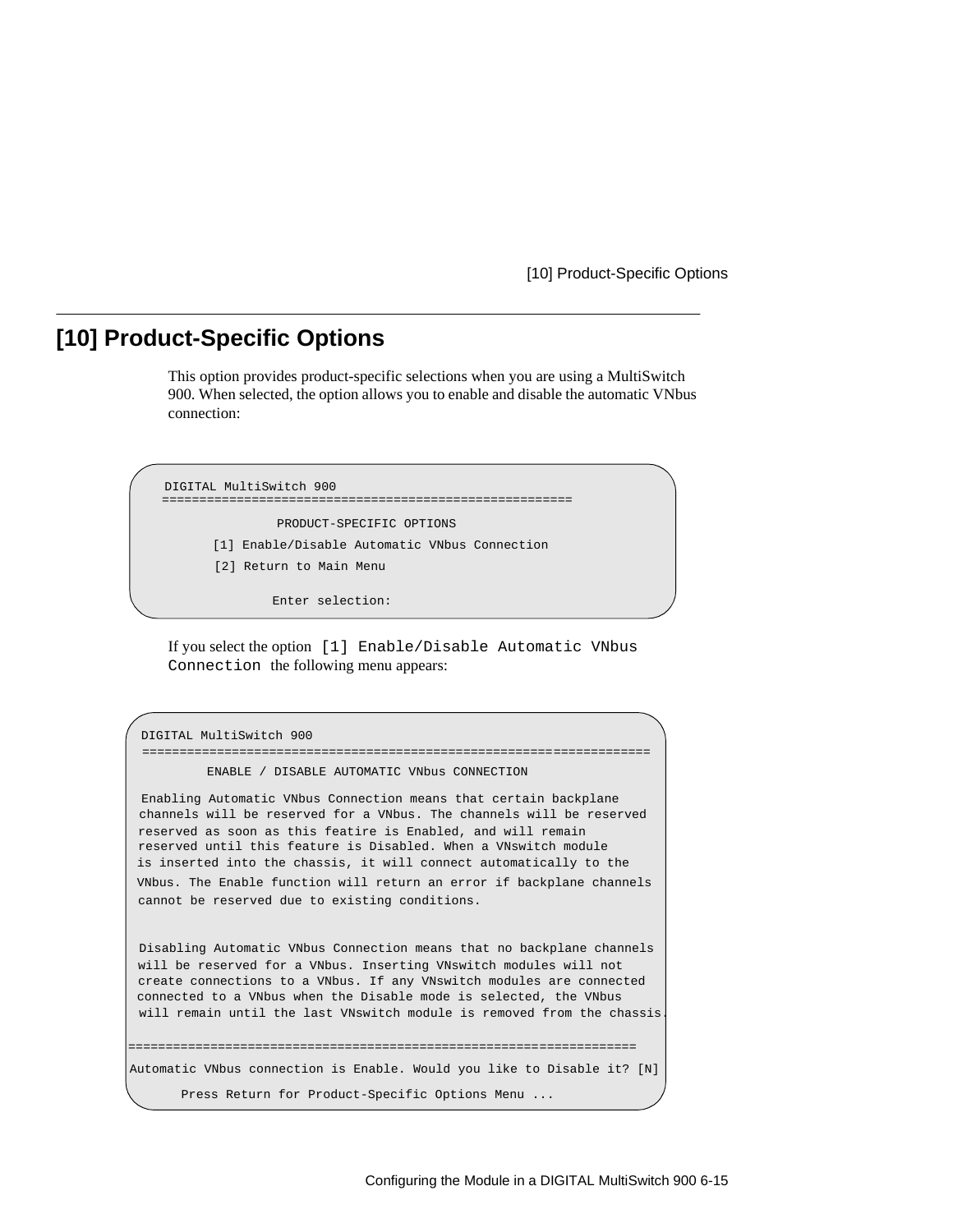## [10] Product-Specific Options

This option provides product-specific selections when you are using a MultiSwitch 900. When selected, the option allows you to enable and disable the automatic VNbus connection:

```
DIGITAL MultiSwitch 900
=======================================================

              PRODUCT-SPECIFIC OPTIONS

       [1] Enable/Disable Automatic VNbus Connection

       [2] Return to Main Menu

              Enter selection:
```

If you select the option `[1] Enable/Disable Automatic VNbus Connection` the following menu appears:

```
DIGITAL MultiSwitch 900
====================================================================

         ENABLE / DISABLE AUTOMATIC VNbus CONNECTION

Enabling Automatic VNbus Connection means that certain backplane
channels will be reserved for a VNbus. The channels will be reserved
reserved as soon as this featire is Enabled, and will remain
reserved until this feature is Disabled. When a VNswitch module
is inserted into the chassis, it will connect automatically to the
VNbus. The Enable function will return an error if backplane channels
cannot be reserved due to existing conditions.


Disabling Automatic VNbus Connection means that no backplane channels
will be reserved for a VNbus. Inserting VNswitch modules will not
create connections to a VNbus. If any VNswitch modules are connected
connected to a VNbus when the Disable mode is selected, the VNbus
will remain until the last VNswitch module is removed from the chassis.

====================================================================
Automatic VNbus connection is Enable. Would you like to Disable it? [N]
      Press Return for Product-Specific Options Menu ...
```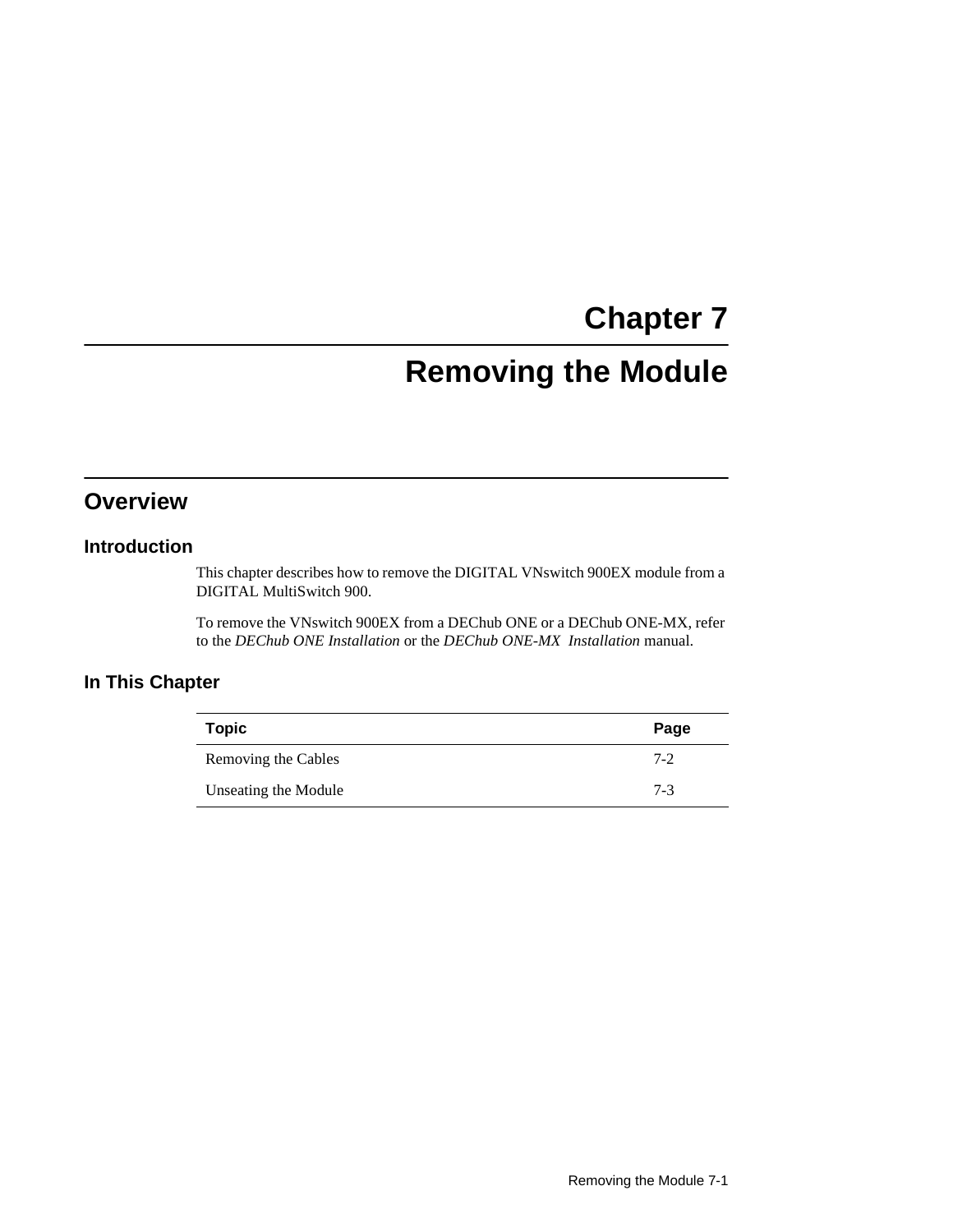# Chapter 7

# Removing the Module

## Overview

### Introduction

This chapter describes how to remove the DIGITAL VNswitch 900EX module from a DIGITAL MultiSwitch 900.

To remove the VNswitch 900EX from a DEChub ONE or a DEChub ONE-MX, refer to the *DEChub ONE Installation* or the *DEChub ONE-MX Installation* manual.

### In This Chapter

| Topic | Page |
|---|---|
| Removing the Cables | 7-2 |
| Unseating the Module | 7-3 |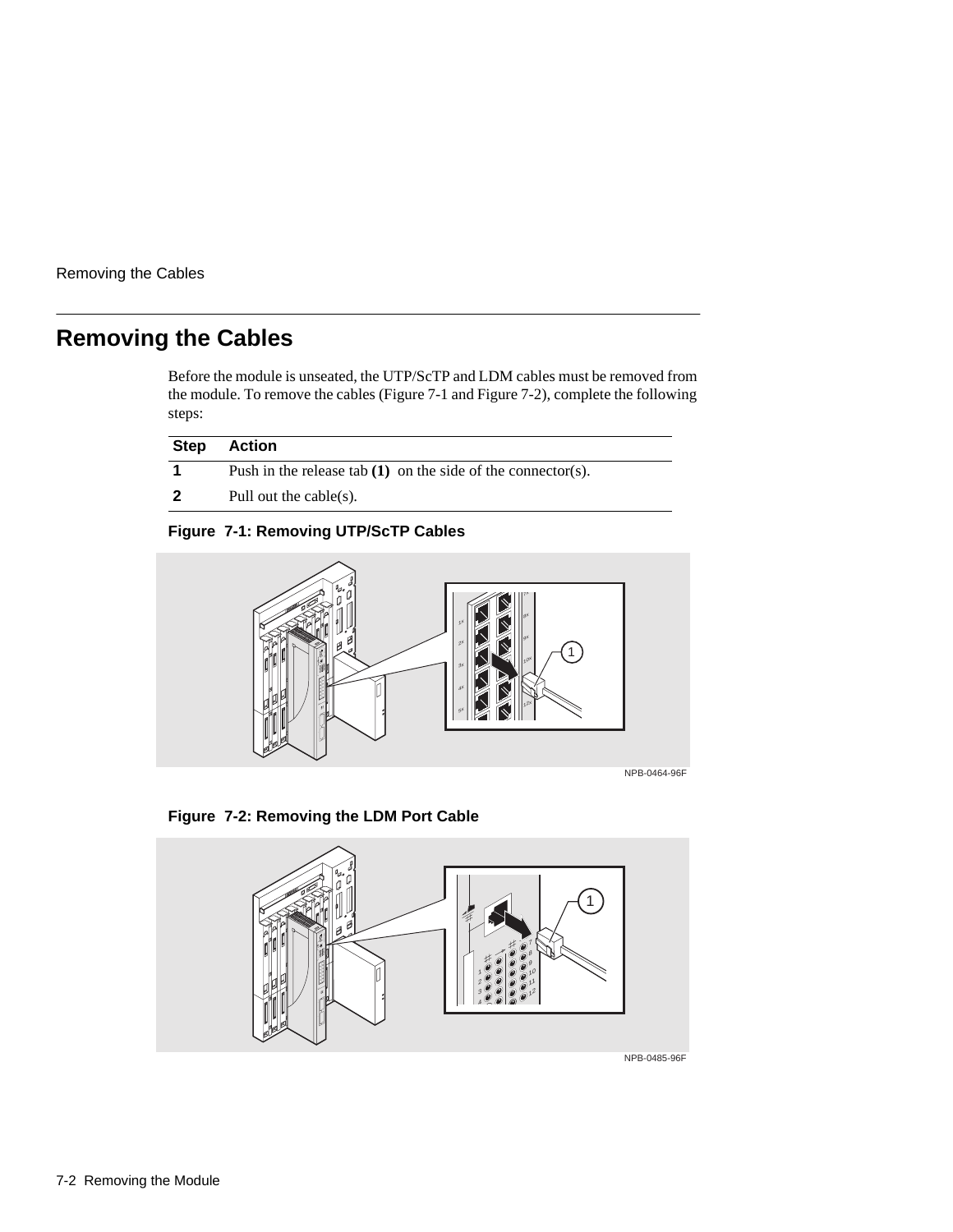## Removing the Cables

Before the module is unseated, the UTP/ScTP and LDM cables must be removed from the module. To remove the cables (Figure 7-1 and Figure 7-2), complete the following steps:

| Step | Action |
|---|---|
| **1** | Push in the release tab **(1)** on the side of the connector(s). |
| **2** | Pull out the cable(s). |

**Figure 7-1: Removing UTP/ScTP Cables**

NPB-0464-96F

**Figure 7-2: Removing the LDM Port Cable**

NPB-0485-96F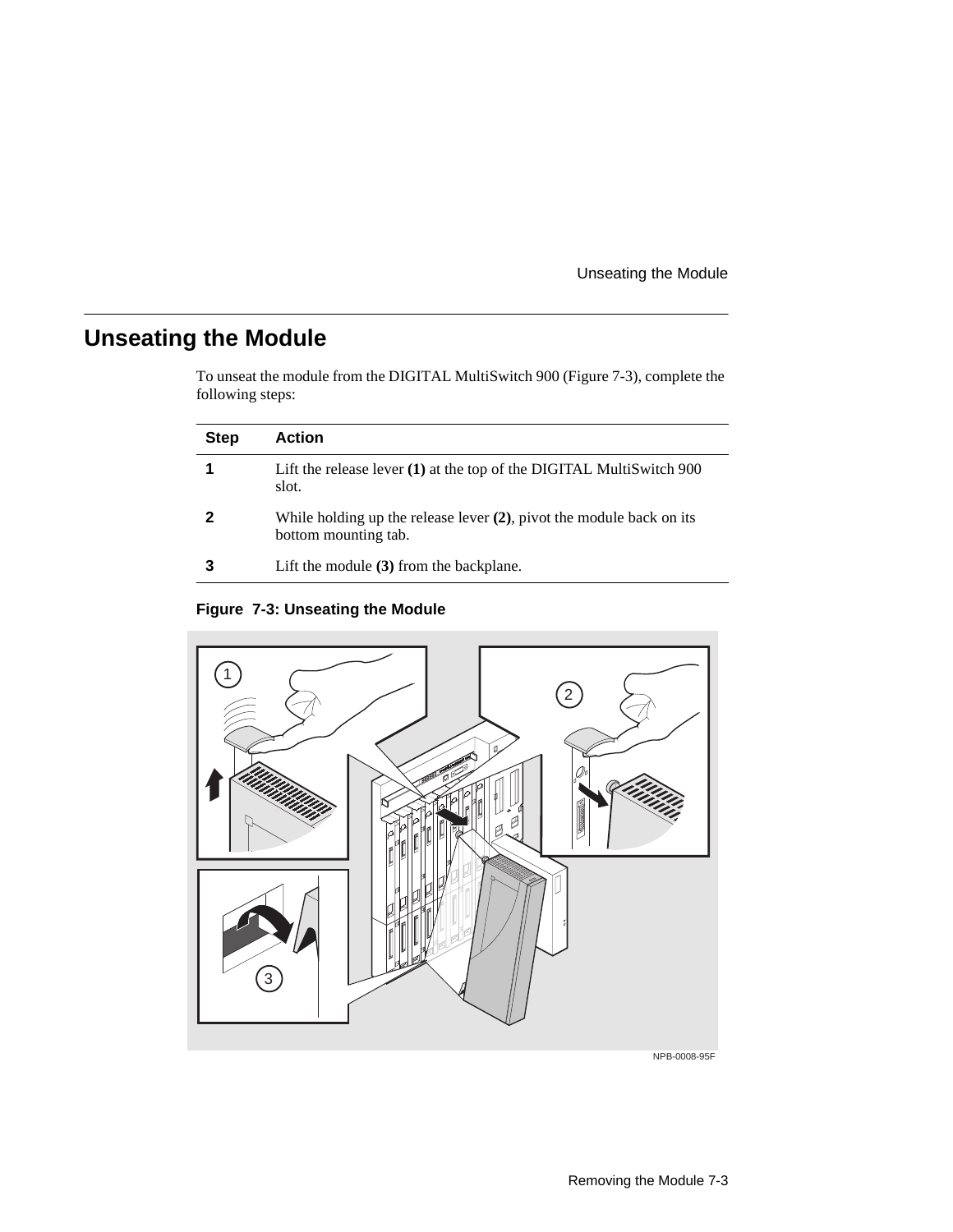# Unseating the Module

To unseat the module from the DIGITAL MultiSwitch 900 (Figure 7-3), complete the following steps:

| Step | Action |
|---|---|
| **1** | Lift the release lever **(1)** at the top of the DIGITAL MultiSwitch 900 slot. |
| **2** | While holding up the release lever **(2)**, pivot the module back on its bottom mounting tab. |
| **3** | Lift the module **(3)** from the backplane. |

**Figure 7-3: Unseating the Module**

NPB-0008-95F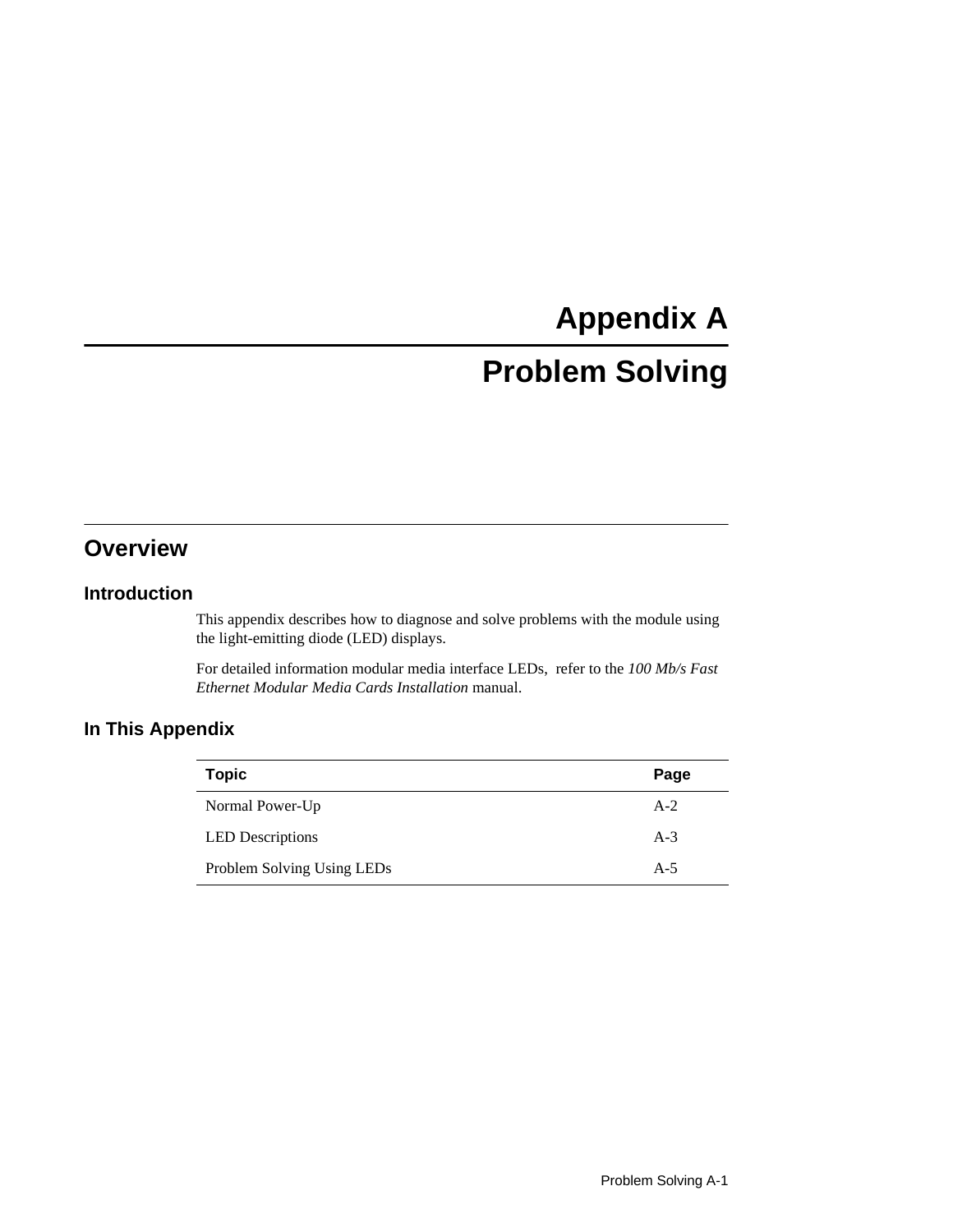# Appendix A

# Problem Solving

## Overview

### Introduction

This appendix describes how to diagnose and solve problems with the module using the light-emitting diode (LED) displays.

For detailed information modular media interface LEDs,  refer to the *100 Mb/s Fast Ethernet Modular Media Cards Installation* manual.

### In This Appendix

| Topic | Page |
|---|---|
| Normal Power-Up | A-2 |
| LED Descriptions | A-3 |
| Problem Solving Using LEDs | A-5 |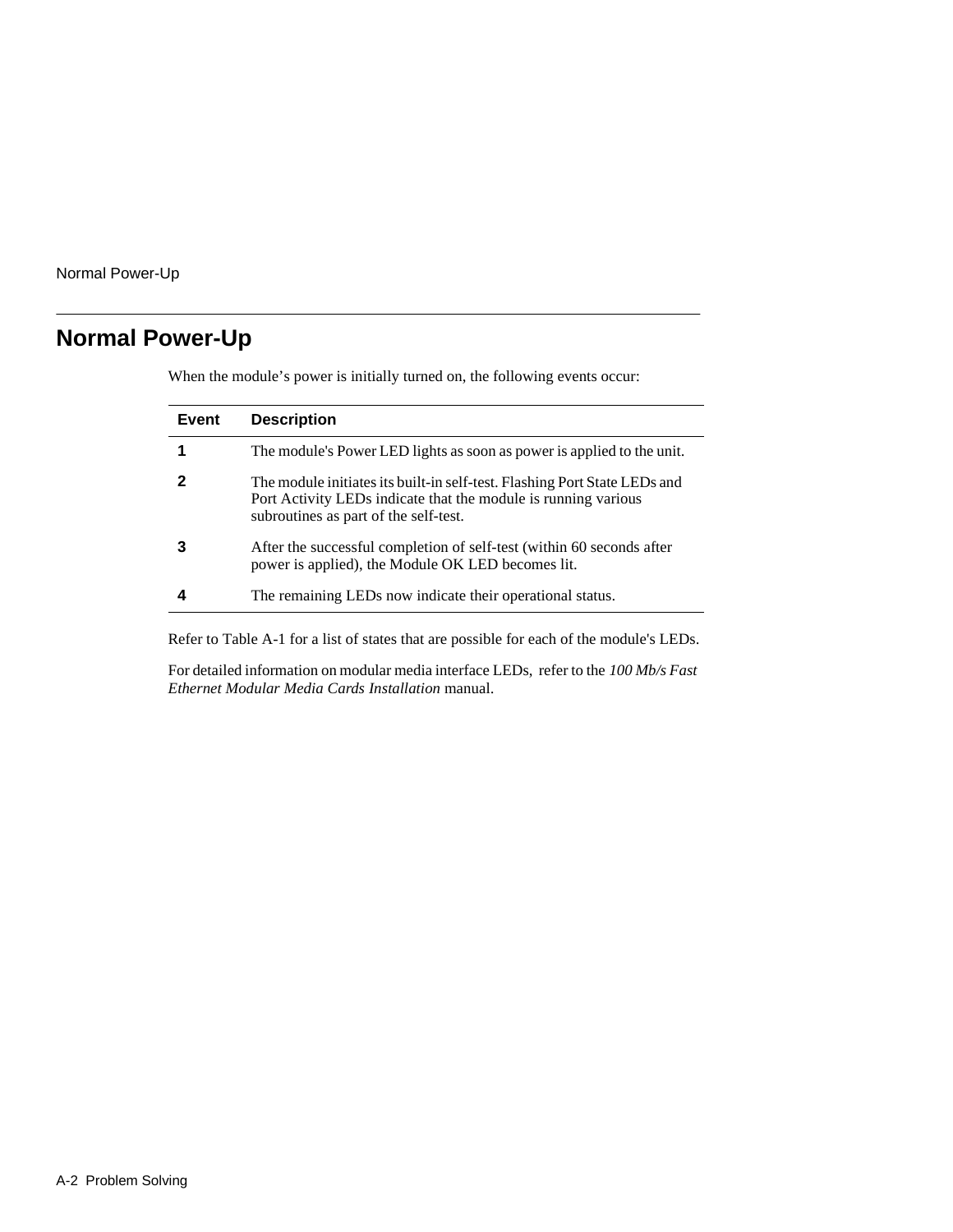## Normal Power-Up

When the module's power is initially turned on, the following events occur:

| Event | Description |
|---|---|
| **1** | The module's Power LED lights as soon as power is applied to the unit. |
| **2** | The module initiates its built-in self-test. Flashing Port State LEDs and Port Activity LEDs indicate that the module is running various subroutines as part of the self-test. |
| **3** | After the successful completion of self-test (within 60 seconds after power is applied), the Module OK LED becomes lit. |
| **4** | The remaining LEDs now indicate their operational status. |

Refer to Table A-1 for a list of states that are possible for each of the module's LEDs.

For detailed information on modular media interface LEDs, refer to the *100 Mb/s Fast Ethernet Modular Media Cards Installation* manual.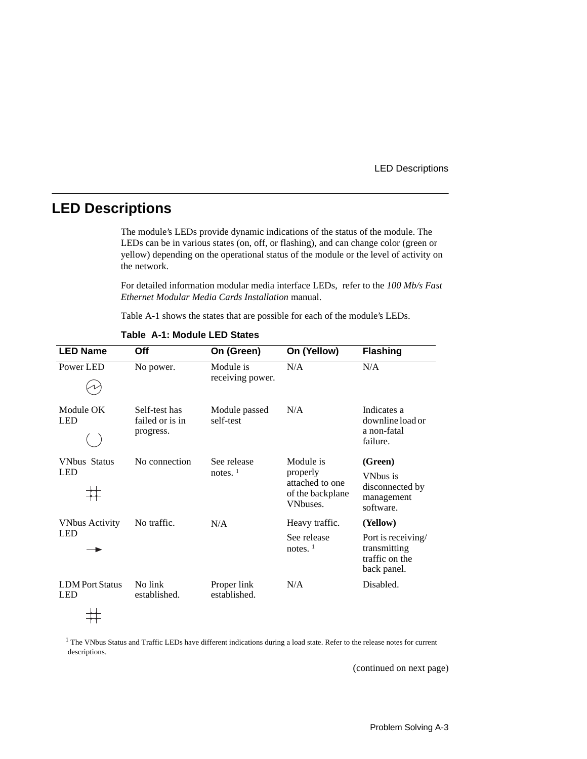## LED Descriptions

The module's LEDs provide dynamic indications of the status of the module. The LEDs can be in various states (on, off, or flashing), and can change color (green or yellow) depending on the operational status of the module or the level of activity on the network.

For detailed information modular media interface LEDs, refer to the *100 Mb/s Fast Ethernet Modular Media Cards Installation* manual.

Table A-1 shows the states that are possible for each of the module's LEDs.

**Table A-1: Module LED States**

| LED Name | Off | On (Green) | On (Yellow) | Flashing |
|---|---|---|---|---|
| Power LED | No power. | Module is receiving power. | N/A | N/A |
| Module OK LED | Self-test has failed or is in progress. | Module passed self-test | N/A | Indicates a downline load or a non-fatal failure. |
| VNbus Status LED | No connection | See release notes. [1] | Module is properly attached to one of the backplane VNbuses. | **(Green)** VNbus is disconnected by management software. |
| VNbus Activity LED | No traffic. | N/A | Heavy traffic. See release notes. [1] | **(Yellow)** Port is receiving/ transmitting traffic on the back panel. |
| LDM Port Status LED | No link established. | Proper link established. | N/A | Disabled. |

[1] The VNbus Status and Traffic LEDs have different indications during a load state. Refer to the release notes for current descriptions.

(continued on next page)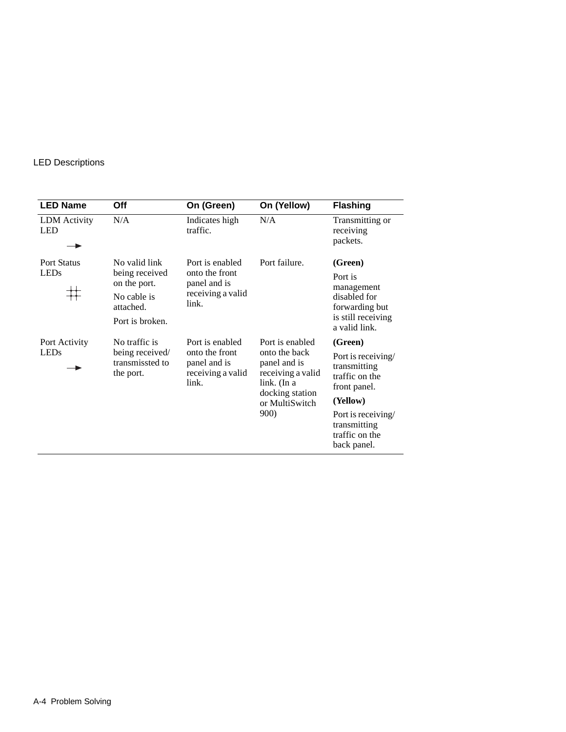LED Descriptions

| LED Name | Off | On (Green) | On (Yellow) | Flashing |
|---|---|---|---|---|
| LDM Activity LED | N/A | Indicates high traffic. | N/A | Transmitting or receiving packets. |
| Port Status LEDs | No valid link being received on the port.<br>No cable is attached.<br>Port is broken. | Port is enabled onto the front panel and is receiving a valid link. | Port failure. | **(Green)**<br>Port is management disabled for forwarding but is still receiving a valid link. |
| Port Activity LEDs | No traffic is being received/ transmissted to the port. | Port is enabled onto the front panel and is receiving a valid link. | Port is enabled onto the back panel and is receiving a valid link. (In a docking station or MultiSwitch 900) | **(Green)**<br>Port is receiving/ transmitting traffic on the front panel.<br>**(Yellow)**<br>Port is receiving/ transmitting traffic on the back panel. |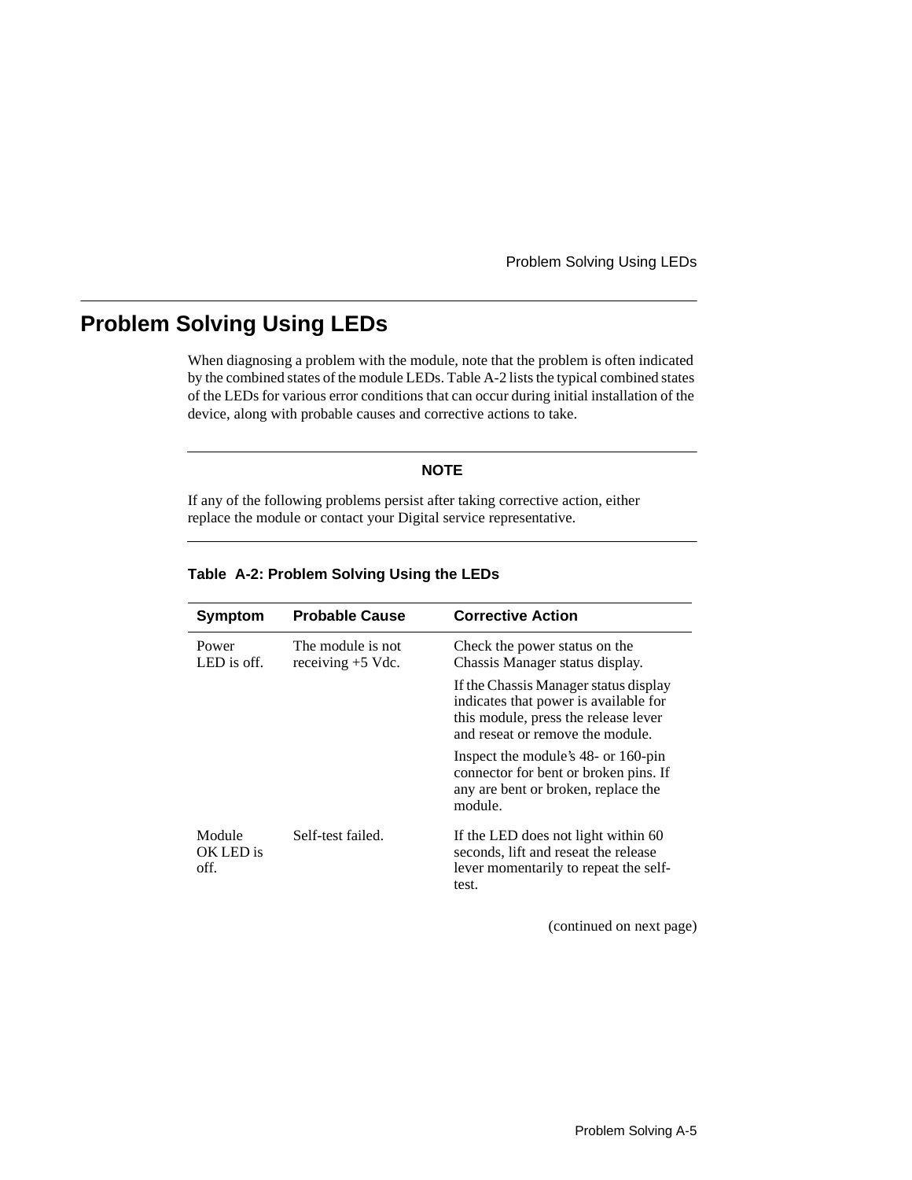## Problem Solving Using LEDs

When diagnosing a problem with the module, note that the problem is often indicated by the combined states of the module LEDs. Table A-2 lists the typical combined states of the LEDs for various error conditions that can occur during initial installation of the device, along with probable causes and corrective actions to take.

---

**NOTE**

If any of the following problems persist after taking corrective action, either replace the module or contact your Digital service representative.

---

**Table A-2: Problem Solving Using the LEDs**

| Symptom | Probable Cause | Corrective Action |
|---|---|---|
| Power LED is off. | The module is not receiving +5 Vdc. | Check the power status on the Chassis Manager status display. |
| | | If the Chassis Manager status display indicates that power is available for this module, press the release lever and reseat or remove the module. |
| | | Inspect the module's 48- or 160-pin connector for bent or broken pins. If any are bent or broken, replace the module. |
| Module OK LED is off. | Self-test failed. | If the LED does not light within 60 seconds, lift and reseat the release lever momentarily to repeat the self-test. |

(continued on next page)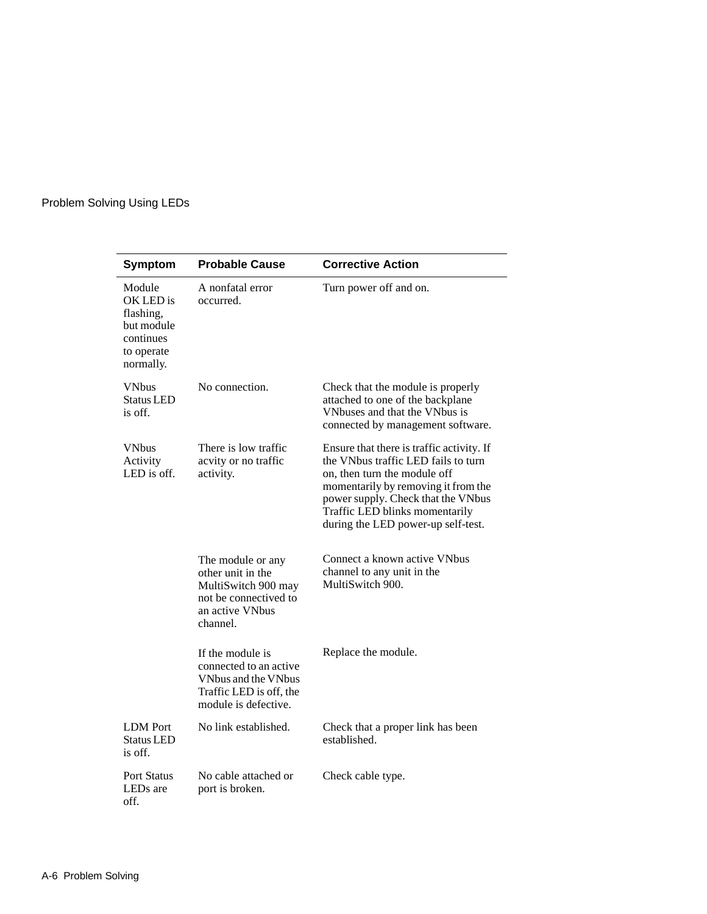| Symptom | Probable Cause | Corrective Action |
|---|---|---|
| Module OK LED is flashing, but module continues to operate normally. | A nonfatal error occurred. | Turn power off and on. |
| VNbus Status LED is off. | No connection. | Check that the module is properly attached to one of the backplane VNbuses and that the VNbus is connected by management software. |
| VNbus Activity LED is off. | There is low traffic acvity or no traffic activity. | Ensure that there is traffic activity. If the VNbus traffic LED fails to turn on, then turn the module off momentarily by removing it from the power supply. Check that the VNbus Traffic LED blinks momentarily during the LED power-up self-test. |
| | The module or any other unit in the MultiSwitch 900 may not be connectived to an active VNbus channel. | Connect a known active VNbus channel to any unit in the MultiSwitch 900. |
| | If the module is connected to an active VNbus and the VNbus Traffic LED is off, the module is defective. | Replace the module. |
| LDM Port Status LED is off. | No link established. | Check that a proper link has been established. |
| Port Status LEDs are off. | No cable attached or port is broken. | Check cable type. |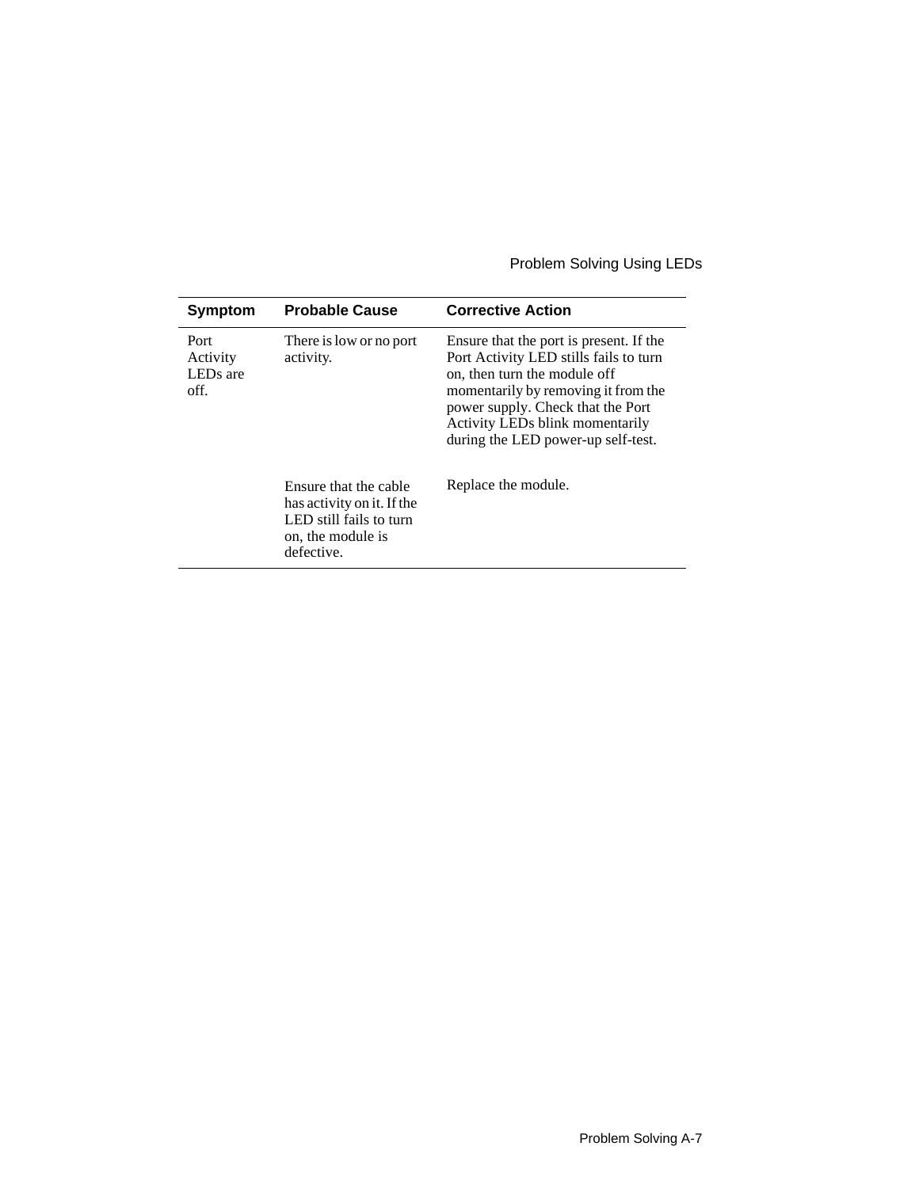| Symptom | Probable Cause | Corrective Action |
| --- | --- | --- |
| Port Activity LEDs are off. | There is low or no port activity. | Ensure that the port is present. If the Port Activity LED stills fails to turn on, then turn the module off momentarily by removing it from the power supply. Check that the Port Activity LEDs blink momentarily during the LED power-up self-test. |
| | Ensure that the cable has activity on it. If the LED still fails to turn on, the module is defective. | Replace the module. |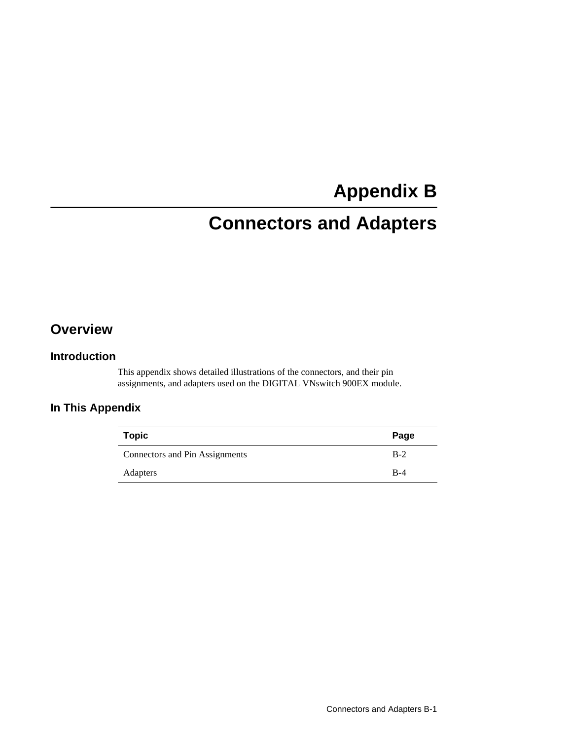# Appendix B

# Connectors and Adapters

## Overview

### Introduction

This appendix shows detailed illustrations of the connectors, and their pin assignments, and adapters used on the DIGITAL VNswitch 900EX module.

### In This Appendix

| Topic | Page |
| --- | --- |
| Connectors and Pin Assignments | B-2 |
| Adapters | B-4 |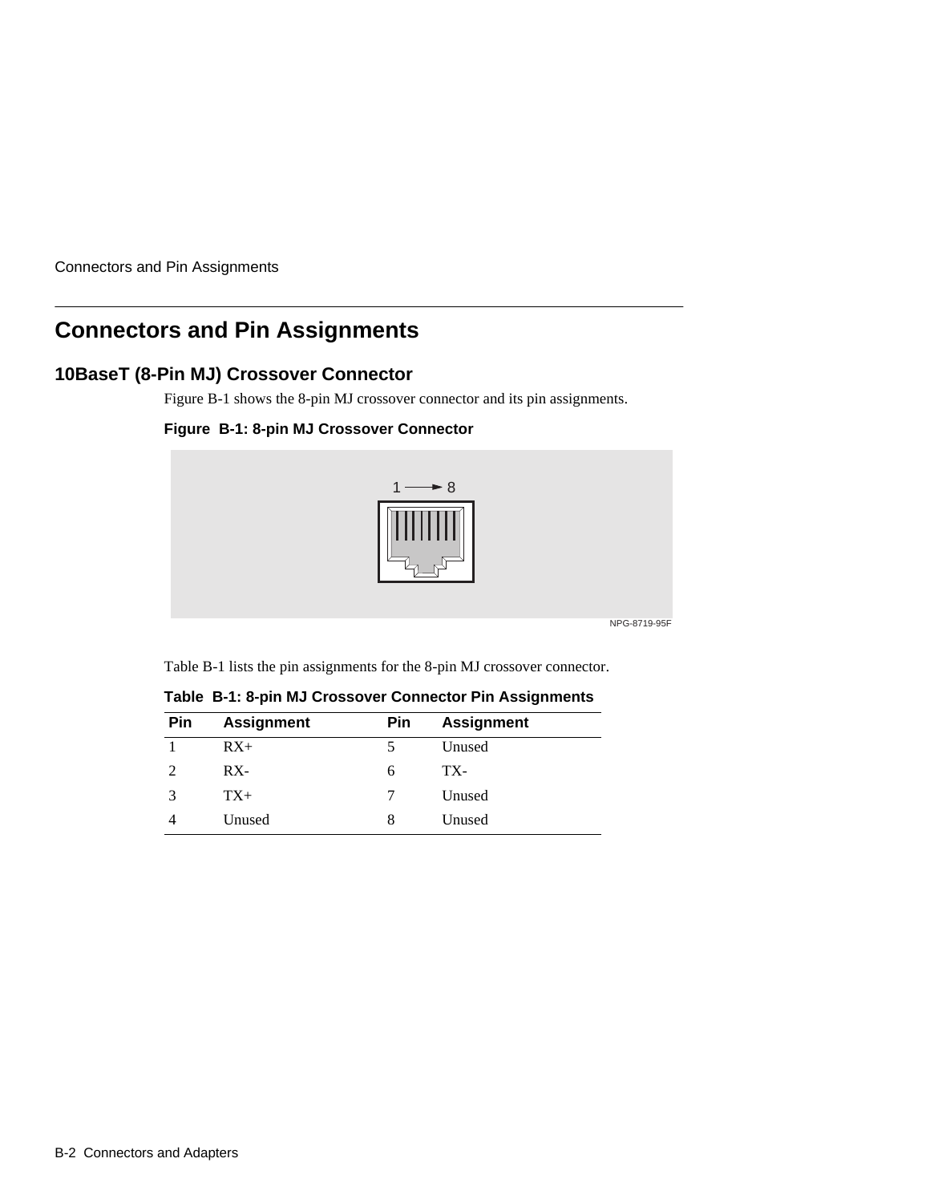# Connectors and Pin Assignments

## 10BaseT (8-Pin MJ) Crossover Connector

Figure B-1 shows the 8-pin MJ crossover connector and its pin assignments.

**Figure B-1: 8-pin MJ Crossover Connector**

Table B-1 lists the pin assignments for the 8-pin MJ crossover connector.

**Table B-1: 8-pin MJ Crossover Connector Pin Assignments**

| Pin | Assignment | Pin | Assignment |
|---|---|---|---|
| 1 | RX+ | 5 | Unused |
| 2 | RX- | 6 | TX- |
| 3 | TX+ | 7 | Unused |
| 4 | Unused | 8 | Unused |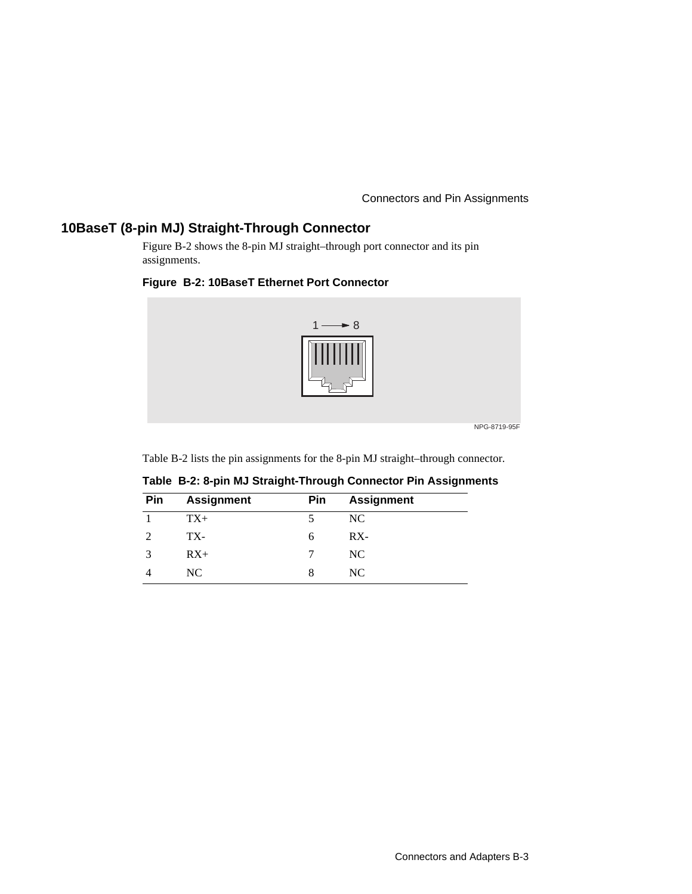## 10BaseT (8-pin MJ) Straight-Through Connector

Figure B-2 shows the 8-pin MJ straight–through port connector and its pin assignments.

**Figure B-2: 10BaseT Ethernet Port Connector**

Table B-2 lists the pin assignments for the 8-pin MJ straight–through connector.

**Table B-2: 8-pin MJ Straight-Through Connector Pin Assignments**

| Pin | Assignment | Pin | Assignment |
|---|---|---|---|
| 1 | TX+ | 5 | NC |
| 2 | TX- | 6 | RX- |
| 3 | RX+ | 7 | NC |
| 4 | NC | 8 | NC |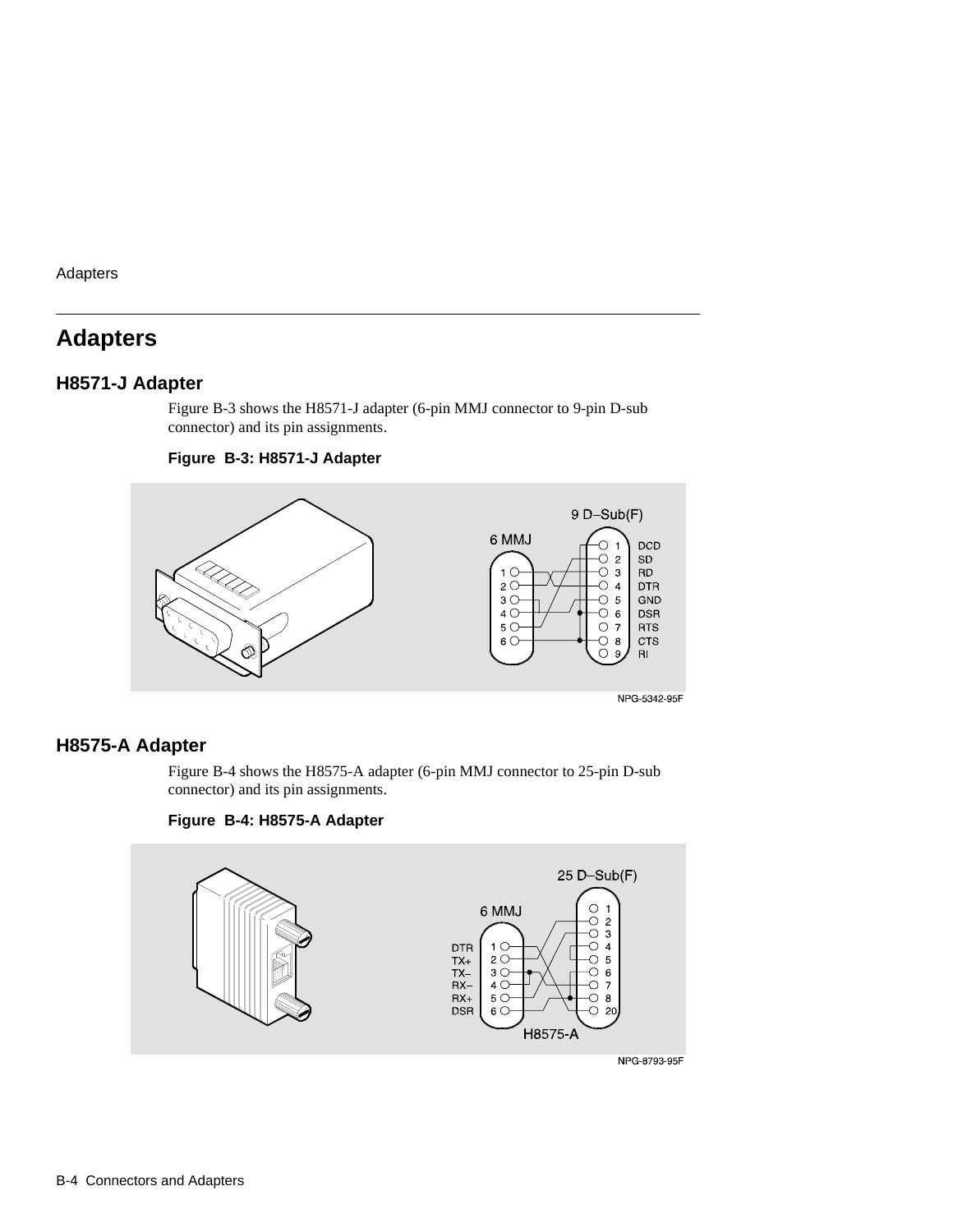# Adapters

## H8571-J Adapter

Figure B-3 shows the H8571-J adapter (6-pin MMJ connector to 9-pin D-sub connector) and its pin assignments.

**Figure B-3: H8571-J Adapter**

## H8575-A Adapter

Figure B-4 shows the H8575-A adapter (6-pin MMJ connector to 25-pin D-sub connector) and its pin assignments.

**Figure B-4: H8575-A Adapter**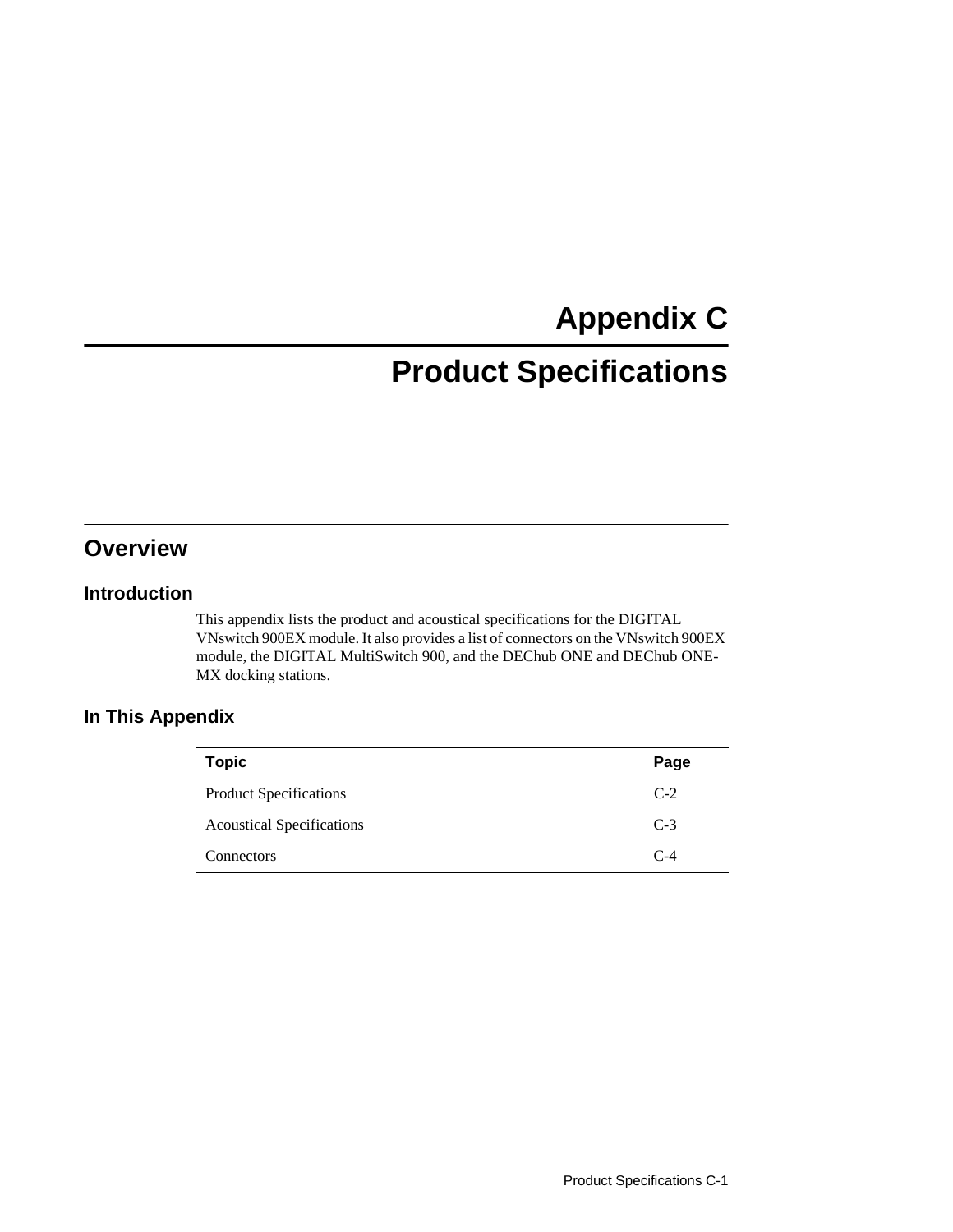# Appendix C

# Product Specifications

## Overview

### Introduction

This appendix lists the product and acoustical specifications for the DIGITAL VNswitch 900EX module. It also provides a list of connectors on the VNswitch 900EX module, the DIGITAL MultiSwitch 900, and the DEChub ONE and DEChub ONE-MX docking stations.

### In This Appendix

| Topic | Page |
|---|---|
| Product Specifications | C-2 |
| Acoustical Specifications | C-3 |
| Connectors | C-4 |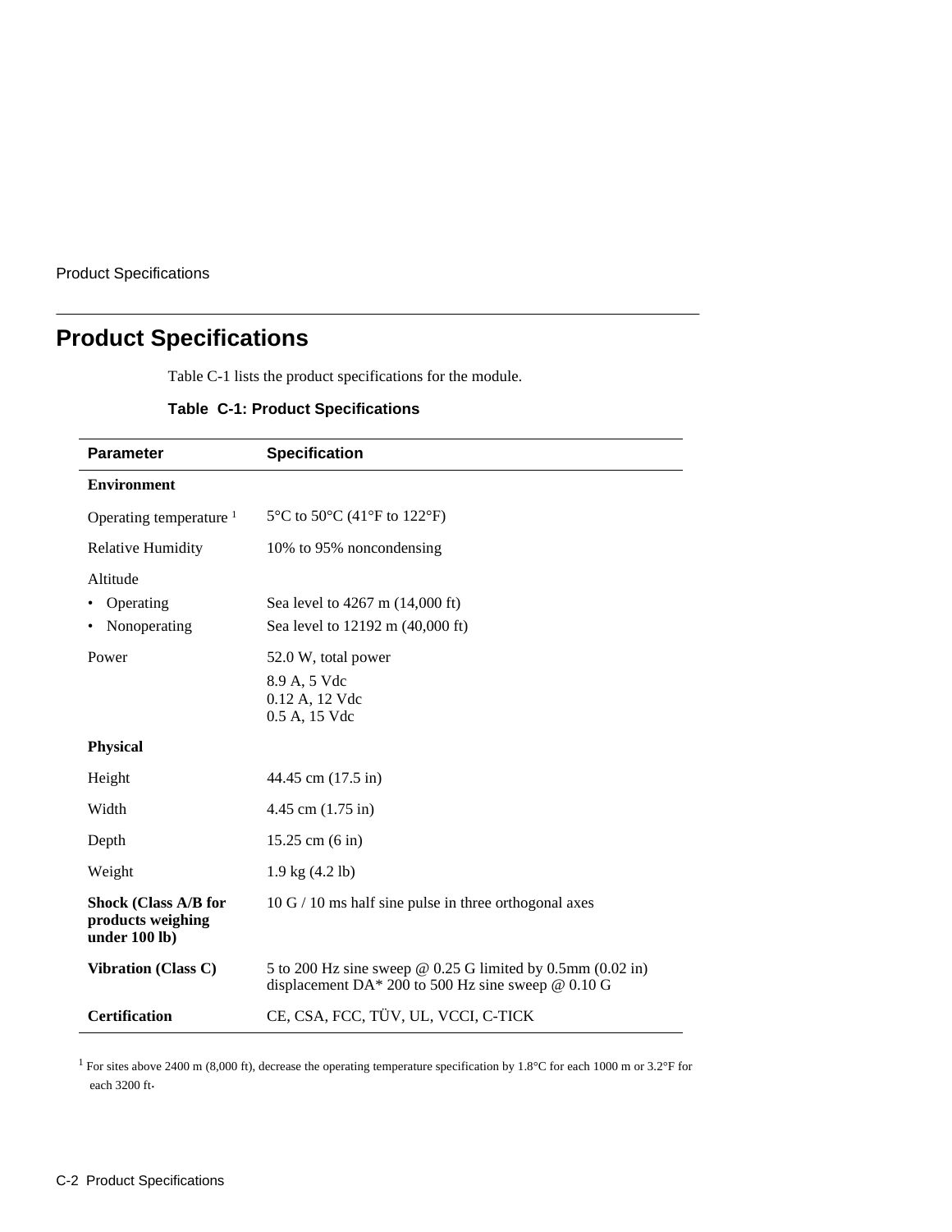# Product Specifications

Table C-1 lists the product specifications for the module.

**Table C-1: Product Specifications**

| Parameter | Specification |
|---|---|
| **Environment** | |
| Operating temperature [1] | 5°C to 50°C (41°F to 122°F) |
| Relative Humidity | 10% to 95% noncondensing |
| Altitude | |
| • Operating | Sea level to 4267 m (14,000 ft) |
| • Nonoperating | Sea level to 12192 m (40,000 ft) |
| Power | 52.0 W, total power<br>8.9 A, 5 Vdc<br>0.12 A, 12 Vdc<br>0.5 A, 15 Vdc |
| **Physical** | |
| Height | 44.45 cm (17.5 in) |
| Width | 4.45 cm (1.75 in) |
| Depth | 15.25 cm (6 in) |
| Weight | 1.9 kg (4.2 lb) |
| **Shock (Class A/B for products weighing under 100 lb)** | 10 G / 10 ms half sine pulse in three orthogonal axes |
| **Vibration (Class C)** | 5 to 200 Hz sine sweep @ 0.25 G limited by 0.5mm (0.02 in) displacement DA* 200 to 500 Hz sine sweep @ 0.10 G |
| **Certification** | CE, CSA, FCC, TÜV, UL, VCCI, C-TICK |

[1] For sites above 2400 m (8,000 ft), decrease the operating temperature specification by 1.8°C for each 1000 m or 3.2°F for each 3200 ft.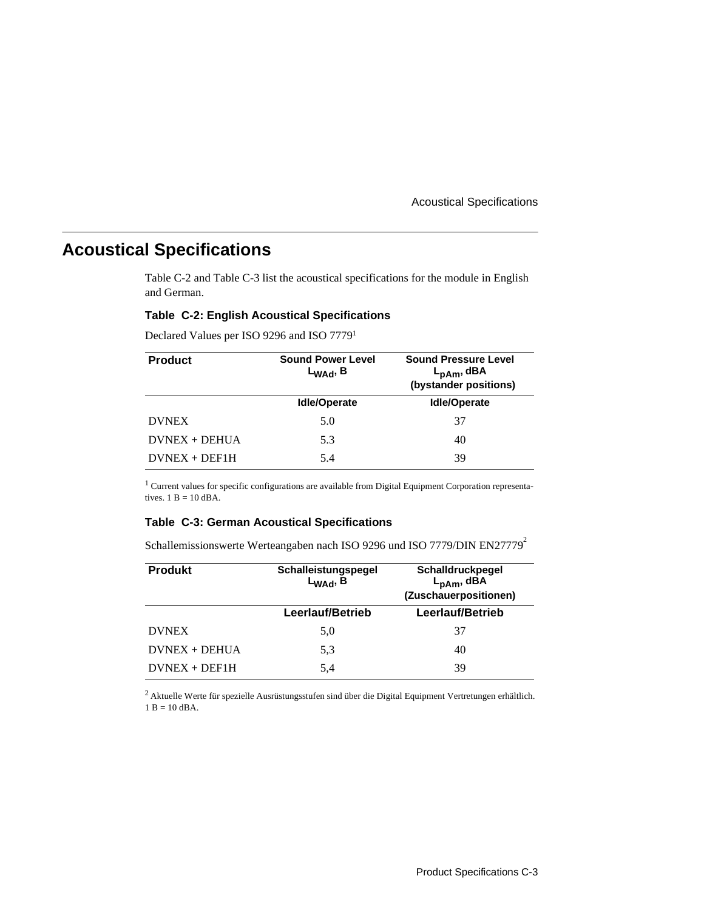# Acoustical Specifications

Table C-2 and Table C-3 list the acoustical specifications for the module in English and German.

### Table C-2: English Acoustical Specifications

Declared Values per ISO 9296 and ISO 7779[1]

| Product | Sound Power Level $L_{WAd}$, B | Sound Pressure Level $L_{pAm}$, dBA (bystander positions) |
|---|---|---|
| | Idle/Operate | Idle/Operate |
| DVNEX | 5.0 | 37 |
| DVNEX + DEHUA | 5.3 | 40 |
| DVNEX + DEF1H | 5.4 | 39 |

[1] Current values for specific configurations are available from Digital Equipment Corporation representatives. 1 B = 10 dBA.

### Table C-3: German Acoustical Specifications

Schallemissionswerte Werteangaben nach ISO 9296 und ISO 7779/DIN EN27779[2]

| Produkt | Schalleistungspegel $L_{WAd}$, B | Schalldruckpegel $L_{pAm}$, dBA (Zuschauerpositionen) |
|---|---|---|
| | Leerlauf/Betrieb | Leerlauf/Betrieb |
| DVNEX | 5,0 | 37 |
| DVNEX + DEHUA | 5,3 | 40 |
| DVNEX + DEF1H | 5,4 | 39 |

[2] Aktuelle Werte für spezielle Ausrüstungsstufen sind über die Digital Equipment Vertretungen erhältlich. 1 B = 10 dBA.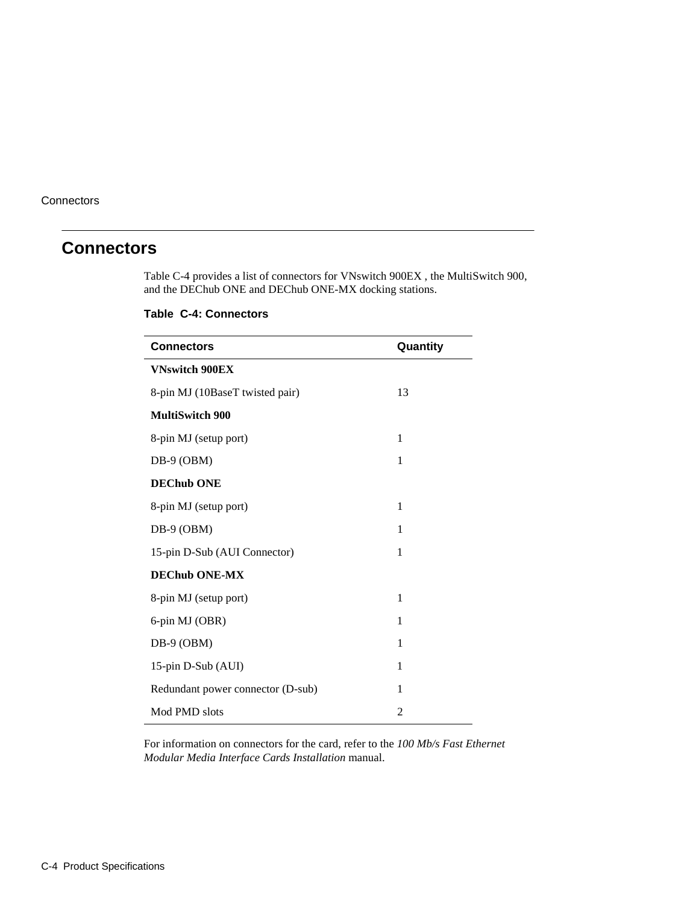## Connectors

Table C-4 provides a list of connectors for VNswitch 900EX , the MultiSwitch 900, and the DEChub ONE and DEChub ONE-MX docking stations.

**Table C-4: Connectors**

| Connectors | Quantity |
|---|---|
| **VNswitch 900EX** | |
| 8-pin MJ (10BaseT twisted pair) | 13 |
| **MultiSwitch 900** | |
| 8-pin MJ (setup port) | 1 |
| DB-9 (OBM) | 1 |
| **DEChub ONE** | |
| 8-pin MJ (setup port) | 1 |
| DB-9 (OBM) | 1 |
| 15-pin D-Sub (AUI Connector) | 1 |
| **DEChub ONE-MX** | |
| 8-pin MJ (setup port) | 1 |
| 6-pin MJ (OBR) | 1 |
| DB-9 (OBM) | 1 |
| 15-pin D-Sub (AUI) | 1 |
| Redundant power connector (D-sub) | 1 |
| Mod PMD slots | 2 |

For information on connectors for the card, refer to the *100 Mb/s Fast Ethernet Modular Media Interface Cards Installation* manual.